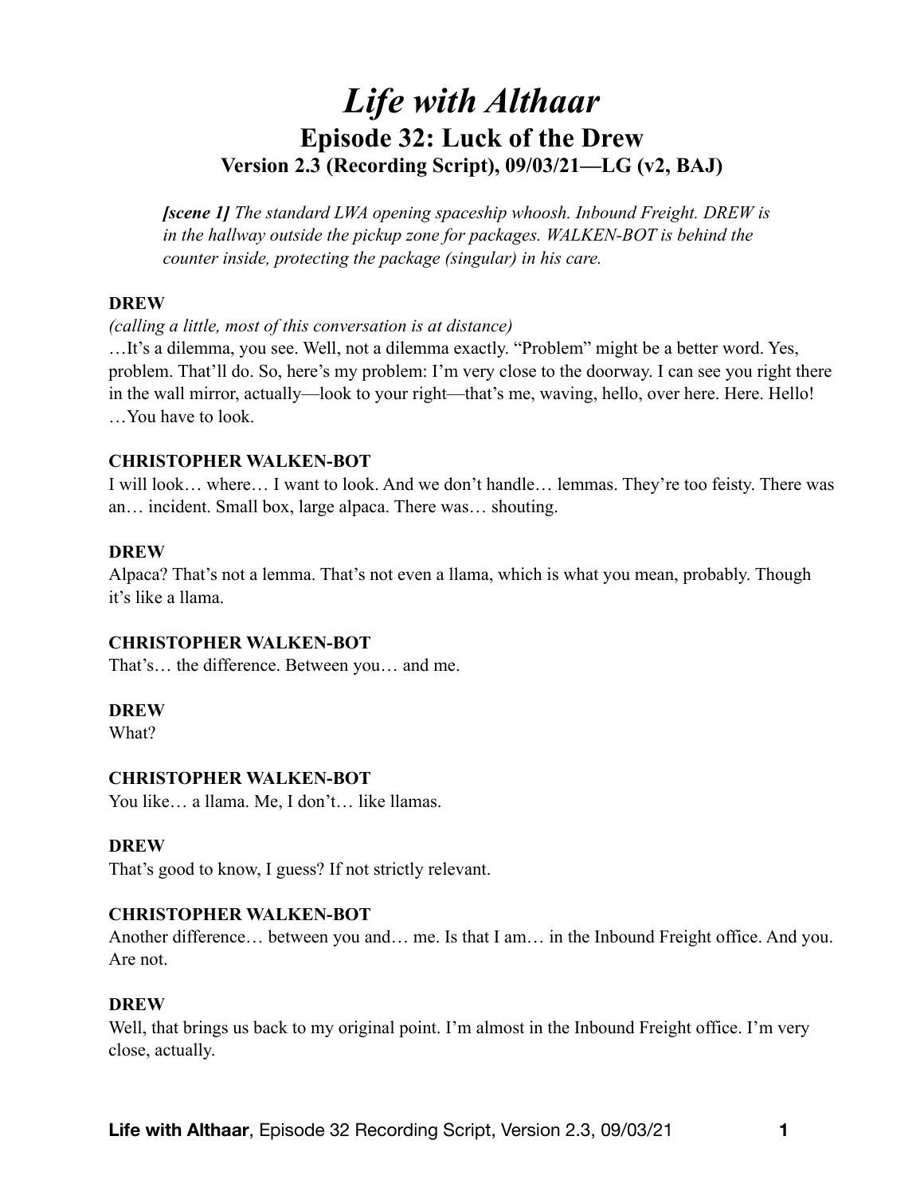# *Life with Althaar*

## Episode 32: Luck of the Drew

### Version 2.3 (Recording Script), 09/03/21—LG (v2, BAJ)

***[scene 1]*** *The standard LWA opening spaceship whoosh. Inbound Freight. DREW is in the hallway outside the pickup zone for packages. WALKEN-BOT is behind the counter inside, protecting the package (singular) in his care.*

**DREW**

*(calling a little, most of this conversation is at distance)*

…It's a dilemma, you see. Well, not a dilemma exactly. "Problem" might be a better word. Yes, problem. That'll do. So, here's my problem: I'm very close to the doorway. I can see you right there in the wall mirror, actually—look to your right—that's me, waving, hello, over here. Here. Hello! …You have to look.

**CHRISTOPHER WALKEN-BOT**

I will look… where… I want to look. And we don't handle… lemmas. They're too feisty. There was an… incident. Small box, large alpaca. There was… shouting.

**DREW**

Alpaca? That's not a lemma. That's not even a llama, which is what you mean, probably. Though it's like a llama.

**CHRISTOPHER WALKEN-BOT**

That's… the difference. Between you… and me.

**DREW**

What?

**CHRISTOPHER WALKEN-BOT**

You like… a llama. Me, I don't… like llamas.

**DREW**

That's good to know, I guess? If not strictly relevant.

**CHRISTOPHER WALKEN-BOT**

Another difference… between you and… me. Is that I am… in the Inbound Freight office. And you. Are not.

**DREW**

Well, that brings us back to my original point. I'm almost in the Inbound Freight office. I'm very close, actually.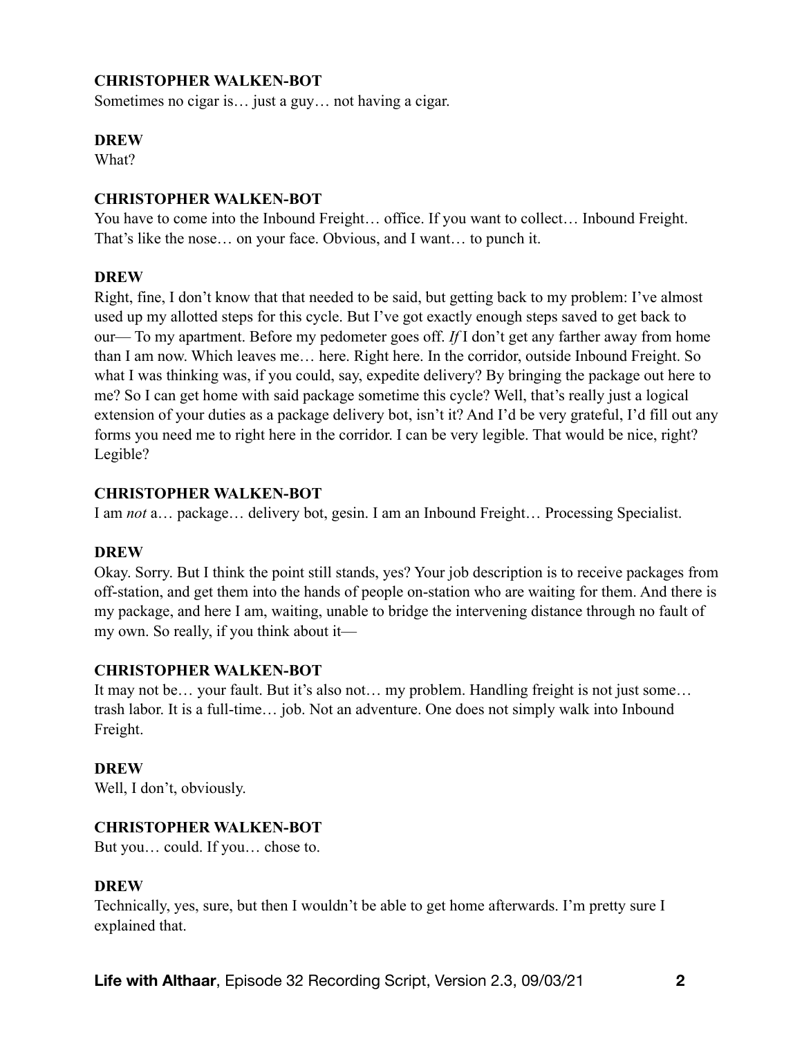**CHRISTOPHER WALKEN-BOT**
Sometimes no cigar is… just a guy… not having a cigar.

**DREW**
What?

**CHRISTOPHER WALKEN-BOT**
You have to come into the Inbound Freight… office. If you want to collect… Inbound Freight. That's like the nose… on your face. Obvious, and I want… to punch it.

**DREW**
Right, fine, I don't know that that needed to be said, but getting back to my problem: I've almost used up my allotted steps for this cycle. But I've got exactly enough steps saved to get back to our— To my apartment. Before my pedometer goes off. *If* I don't get any farther away from home than I am now. Which leaves me… here. Right here. In the corridor, outside Inbound Freight. So what I was thinking was, if you could, say, expedite delivery? By bringing the package out here to me? So I can get home with said package sometime this cycle? Well, that's really just a logical extension of your duties as a package delivery bot, isn't it? And I'd be very grateful, I'd fill out any forms you need me to right here in the corridor. I can be very legible. That would be nice, right? Legible?

**CHRISTOPHER WALKEN-BOT**
I am *not* a… package… delivery bot, gesin. I am an Inbound Freight… Processing Specialist.

**DREW**
Okay. Sorry. But I think the point still stands, yes? Your job description is to receive packages from off-station, and get them into the hands of people on-station who are waiting for them. And there is my package, and here I am, waiting, unable to bridge the intervening distance through no fault of my own. So really, if you think about it—

**CHRISTOPHER WALKEN-BOT**
It may not be… your fault. But it's also not… my problem. Handling freight is not just some… trash labor. It is a full-time… job. Not an adventure. One does not simply walk into Inbound Freight.

**DREW**
Well, I don't, obviously.

**CHRISTOPHER WALKEN-BOT**
But you… could. If you… chose to.

**DREW**
Technically, yes, sure, but then I wouldn't be able to get home afterwards. I'm pretty sure I explained that.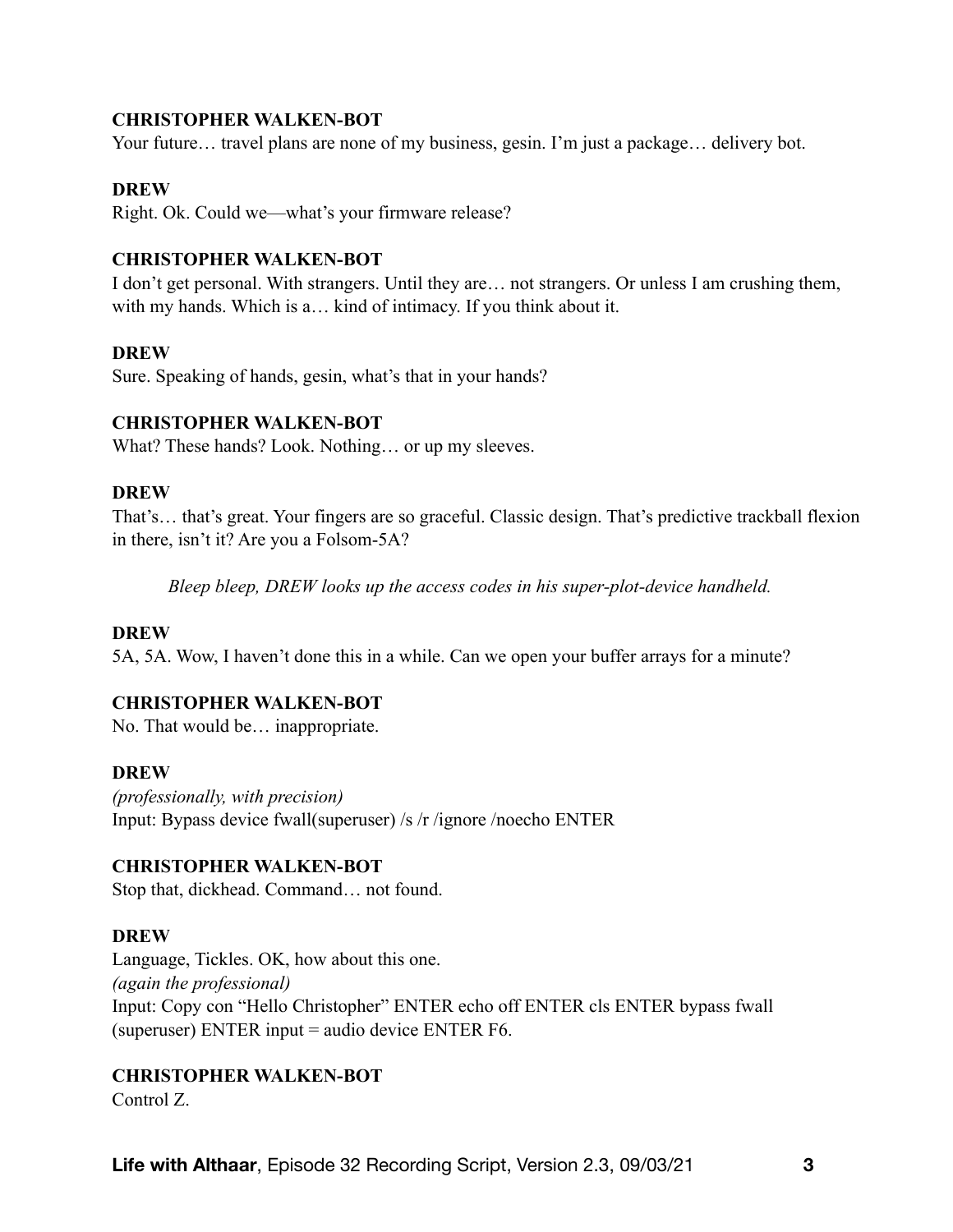**CHRISTOPHER WALKEN-BOT**
Your future… travel plans are none of my business, gesin. I'm just a package… delivery bot.

**DREW**
Right. Ok. Could we—what's your firmware release?

**CHRISTOPHER WALKEN-BOT**
I don't get personal. With strangers. Until they are… not strangers. Or unless I am crushing them, with my hands. Which is a… kind of intimacy. If you think about it.

**DREW**
Sure. Speaking of hands, gesin, what's that in your hands?

**CHRISTOPHER WALKEN-BOT**
What? These hands? Look. Nothing… or up my sleeves.

**DREW**
That's… that's great. Your fingers are so graceful. Classic design. That's predictive trackball flexion in there, isn't it? Are you a Folsom-5A?

*Bleep bleep, DREW looks up the access codes in his super-plot-device handheld.*

**DREW**
5A, 5A. Wow, I haven't done this in a while. Can we open your buffer arrays for a minute?

**CHRISTOPHER WALKEN-BOT**
No. That would be… inappropriate.

**DREW**
*(professionally, with precision)*
Input: Bypass device fwall(superuser) /s /r /ignore /noecho ENTER

**CHRISTOPHER WALKEN-BOT**
Stop that, dickhead. Command… not found.

**DREW**
Language, Tickles. OK, how about this one.
*(again the professional)*
Input: Copy con "Hello Christopher" ENTER echo off ENTER cls ENTER bypass fwall (superuser) ENTER input = audio device ENTER F6.

**CHRISTOPHER WALKEN-BOT**
Control Z.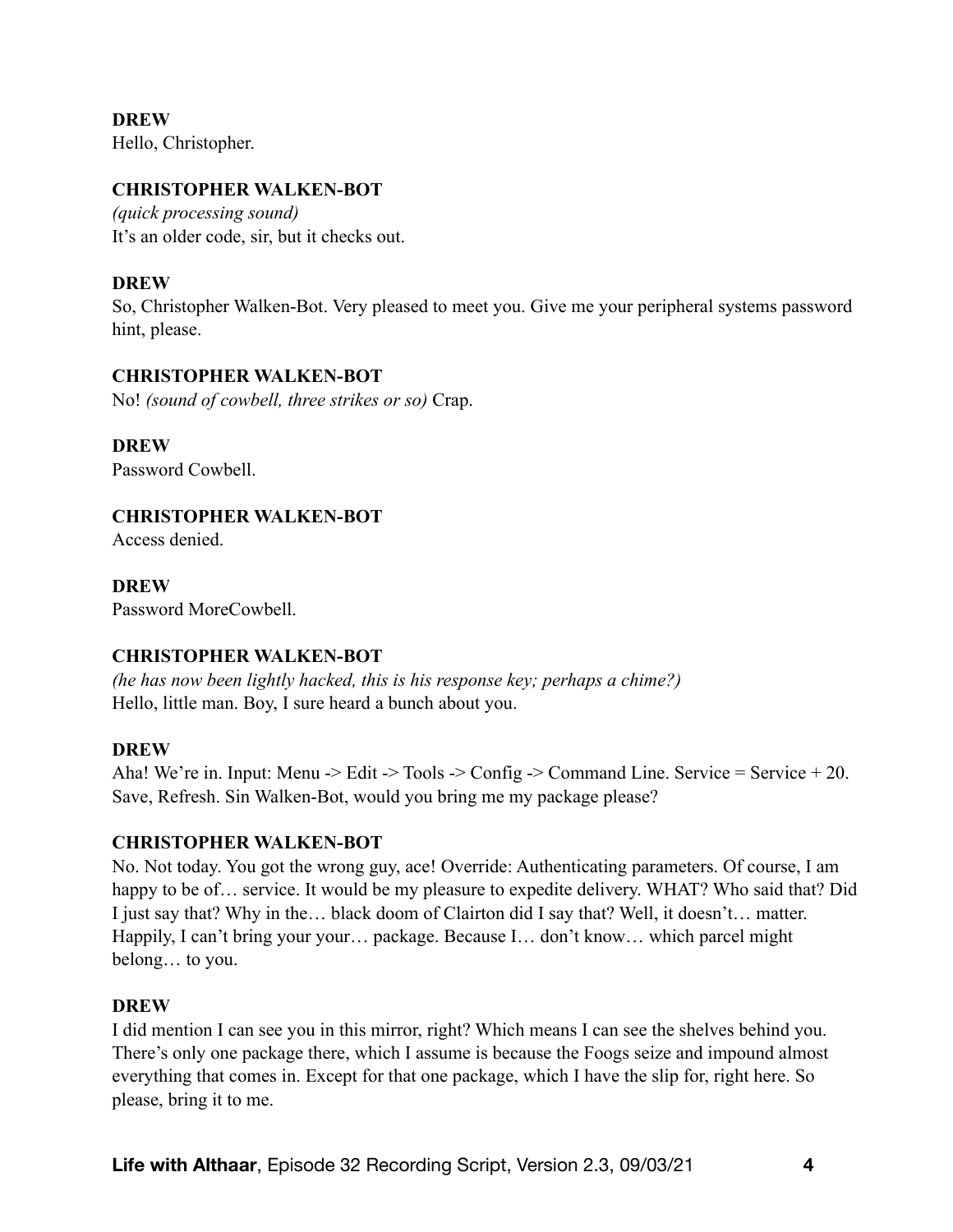**DREW**
Hello, Christopher.

**CHRISTOPHER WALKEN-BOT**
*(quick processing sound)*
It's an older code, sir, but it checks out.

**DREW**
So, Christopher Walken-Bot. Very pleased to meet you. Give me your peripheral systems password hint, please.

**CHRISTOPHER WALKEN-BOT**
No! *(sound of cowbell, three strikes or so)* Crap.

**DREW**
Password Cowbell.

**CHRISTOPHER WALKEN-BOT**
Access denied.

**DREW**
Password MoreCowbell.

**CHRISTOPHER WALKEN-BOT**
*(he has now been lightly hacked, this is his response key; perhaps a chime?)*
Hello, little man. Boy, I sure heard a bunch about you.

**DREW**
Aha! We're in. Input: Menu -> Edit -> Tools -> Config -> Command Line. Service = Service + 20. Save, Refresh. Sin Walken-Bot, would you bring me my package please?

**CHRISTOPHER WALKEN-BOT**
No. Not today. You got the wrong guy, ace! Override: Authenticating parameters. Of course, I am happy to be of… service. It would be my pleasure to expedite delivery. WHAT? Who said that? Did I just say that? Why in the… black doom of Clairton did I say that? Well, it doesn't… matter. Happily, I can't bring your your… package. Because I… don't know… which parcel might belong… to you.

**DREW**
I did mention I can see you in this mirror, right? Which means I can see the shelves behind you. There's only one package there, which I assume is because the Foogs seize and impound almost everything that comes in. Except for that one package, which I have the slip for, right here. So please, bring it to me.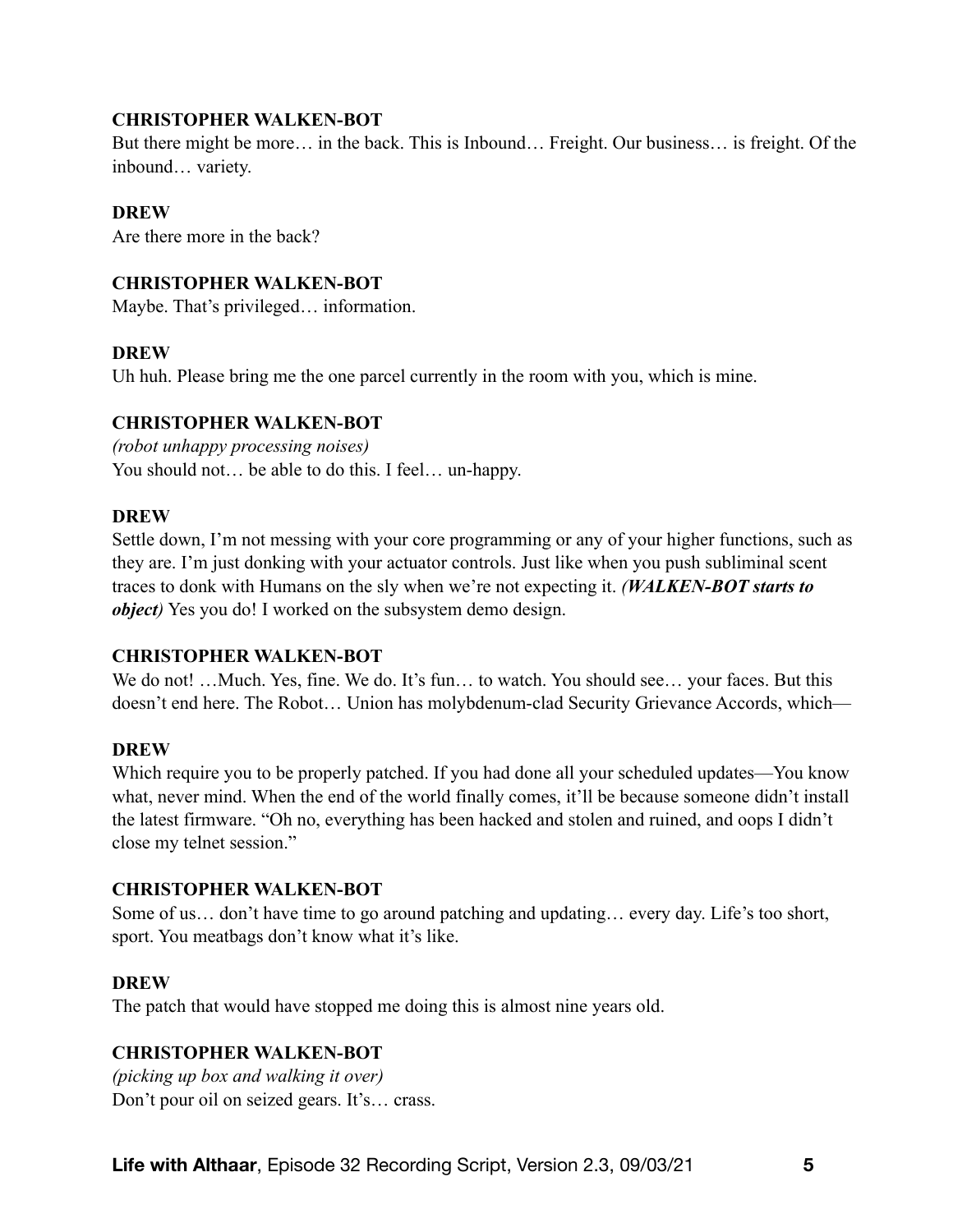**CHRISTOPHER WALKEN-BOT**

But there might be more… in the back. This is Inbound… Freight. Our business… is freight. Of the inbound… variety.

**DREW**

Are there more in the back?

**CHRISTOPHER WALKEN-BOT**

Maybe. That's privileged… information.

**DREW**

Uh huh. Please bring me the one parcel currently in the room with you, which is mine.

**CHRISTOPHER WALKEN-BOT**

*(robot unhappy processing noises)*

You should not… be able to do this. I feel… un-happy.

**DREW**

Settle down, I'm not messing with your core programming or any of your higher functions, such as they are. I'm just donking with your actuator controls. Just like when you push subliminal scent traces to donk with Humans on the sly when we're not expecting it. ***(WALKEN-BOT starts to object)*** Yes you do! I worked on the subsystem demo design.

**CHRISTOPHER WALKEN-BOT**

We do not! …Much. Yes, fine. We do. It's fun… to watch. You should see… your faces. But this doesn't end here. The Robot… Union has molybdenum-clad Security Grievance Accords, which—

**DREW**

Which require you to be properly patched. If you had done all your scheduled updates—You know what, never mind. When the end of the world finally comes, it'll be because someone didn't install the latest firmware. "Oh no, everything has been hacked and stolen and ruined, and oops I didn't close my telnet session."

**CHRISTOPHER WALKEN-BOT**

Some of us… don't have time to go around patching and updating… every day. Life's too short, sport. You meatbags don't know what it's like.

**DREW**

The patch that would have stopped me doing this is almost nine years old.

**CHRISTOPHER WALKEN-BOT**

*(picking up box and walking it over)*

Don't pour oil on seized gears. It's… crass.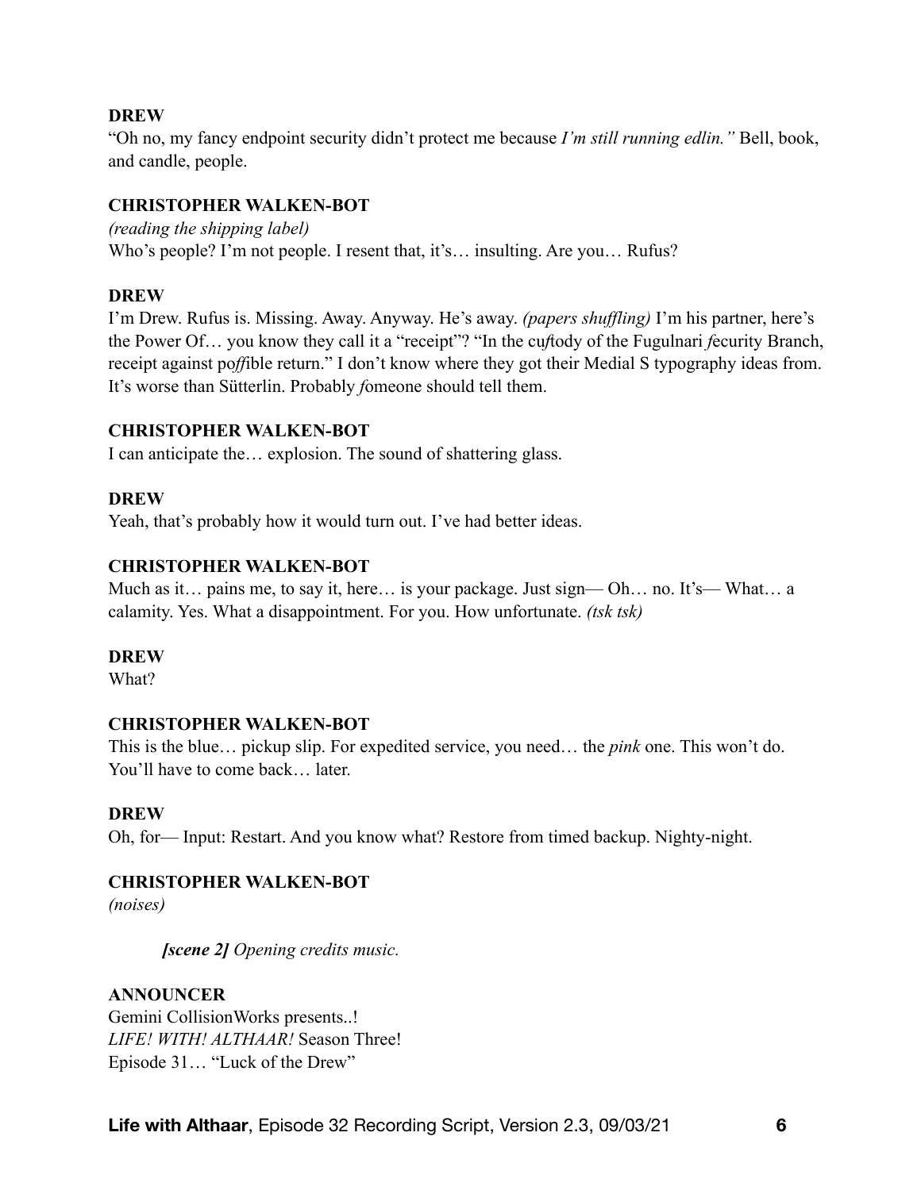**DREW**
"Oh no, my fancy endpoint security didn't protect me because *I'm still running edlin."* Bell, book, and candle, people.

**CHRISTOPHER WALKEN-BOT**
*(reading the shipping label)*
Who's people? I'm not people. I resent that, it's… insulting. Are you… Rufus?

**DREW**
I'm Drew. Rufus is. Missing. Away. Anyway. He's away. *(papers shuffling)* I'm his partner, here's the Power Of… you know they call it a "receipt"? "In the cuſtody of the Fugulnari ſecurity Branch, receipt against poſſible return." I don't know where they got their Medial S typography ideas from. It's worse than Sütterlin. Probably ſomeone should tell them.

**CHRISTOPHER WALKEN-BOT**
I can anticipate the… explosion. The sound of shattering glass.

**DREW**
Yeah, that's probably how it would turn out. I've had better ideas.

**CHRISTOPHER WALKEN-BOT**
Much as it… pains me, to say it, here… is your package. Just sign— Oh… no. It's— What… a calamity. Yes. What a disappointment. For you. How unfortunate. *(tsk tsk)*

**DREW**
What?

**CHRISTOPHER WALKEN-BOT**
This is the blue… pickup slip. For expedited service, you need… the *pink* one. This won't do. You'll have to come back… later.

**DREW**
Oh, for— Input: Restart. And you know what? Restore from timed backup. Nighty-night.

**CHRISTOPHER WALKEN-BOT**
*(noises)*

***[scene 2]*** *Opening credits music.*

**ANNOUNCER**
Gemini CollisionWorks presents..!
*LIFE! WITH! ALTHAAR!* Season Three!
Episode 31… "Luck of the Drew"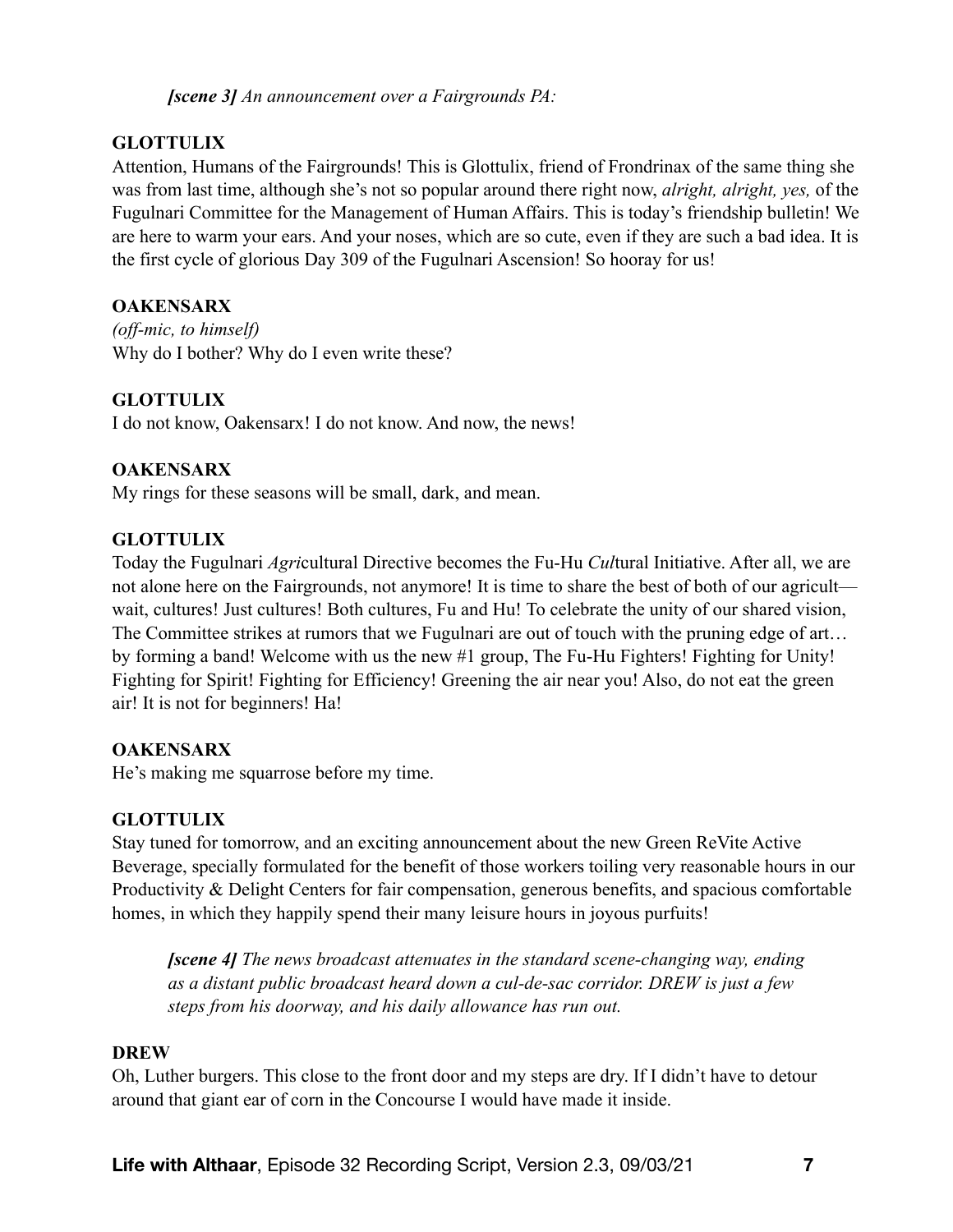***[scene 3]*** *An announcement over a Fairgrounds PA:*

**GLOTTULIX**

Attention, Humans of the Fairgrounds! This is Glottulix, friend of Frondrinax of the same thing she was from last time, although she's not so popular around there right now, *alright, alright, yes,* of the Fugulnari Committee for the Management of Human Affairs. This is today's friendship bulletin! We are here to warm your ears. And your noses, which are so cute, even if they are such a bad idea. It is the first cycle of glorious Day 309 of the Fugulnari Ascension! So hooray for us!

**OAKENSARX**

*(off-mic, to himself)*

Why do I bother? Why do I even write these?

**GLOTTULIX**

I do not know, Oakensarx! I do not know. And now, the news!

**OAKENSARX**

My rings for these seasons will be small, dark, and mean.

**GLOTTULIX**

Today the Fugulnari *Agri*cultural Directive becomes the Fu-Hu *Cul*tural Initiative. After all, we are not alone here on the Fairgrounds, not anymore! It is time to share the best of both of our agricult— wait, cultures! Just cultures! Both cultures, Fu and Hu! To celebrate the unity of our shared vision, The Committee strikes at rumors that we Fugulnari are out of touch with the pruning edge of art… by forming a band! Welcome with us the new #1 group, The Fu-Hu Fighters! Fighting for Unity! Fighting for Spirit! Fighting for Efficiency! Greening the air near you! Also, do not eat the green air! It is not for beginners! Ha!

**OAKENSARX**

He's making me squarrose before my time.

**GLOTTULIX**

Stay tuned for tomorrow, and an exciting announcement about the new Green ReVite Active Beverage, specially formulated for the benefit of those workers toiling very reasonable hours in our Productivity & Delight Centers for fair compensation, generous benefits, and spacious comfortable homes, in which they happily spend their many leisure hours in joyous purfuits!

> ***[scene 4]*** *The news broadcast attenuates in the standard scene-changing way, ending as a distant public broadcast heard down a cul-de-sac corridor. DREW is just a few steps from his doorway, and his daily allowance has run out.*

**DREW**

Oh, Luther burgers. This close to the front door and my steps are dry. If I didn't have to detour around that giant ear of corn in the Concourse I would have made it inside.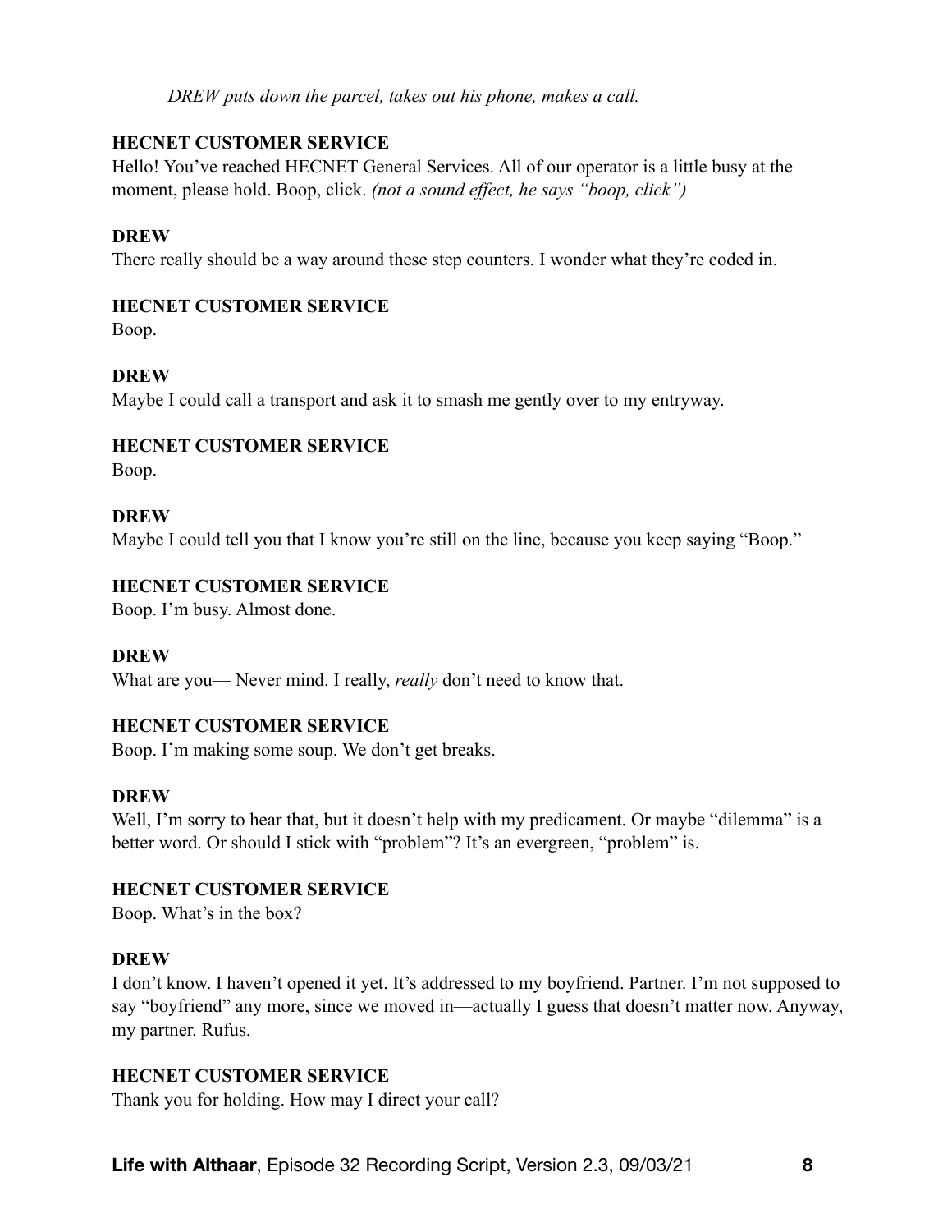*DREW puts down the parcel, takes out his phone, makes a call.*

**HECNET CUSTOMER SERVICE**
Hello! You've reached HECNET General Services. All of our operator is a little busy at the moment, please hold. Boop, click. *(not a sound effect, he says "boop, click")*

**DREW**
There really should be a way around these step counters. I wonder what they're coded in.

**HECNET CUSTOMER SERVICE**
Boop.

**DREW**
Maybe I could call a transport and ask it to smash me gently over to my entryway.

**HECNET CUSTOMER SERVICE**
Boop.

**DREW**
Maybe I could tell you that I know you're still on the line, because you keep saying "Boop."

**HECNET CUSTOMER SERVICE**
Boop. I'm busy. Almost done.

**DREW**
What are you— Never mind. I really, *really* don't need to know that.

**HECNET CUSTOMER SERVICE**
Boop. I'm making some soup. We don't get breaks.

**DREW**
Well, I'm sorry to hear that, but it doesn't help with my predicament. Or maybe "dilemma" is a better word. Or should I stick with "problem"? It's an evergreen, "problem" is.

**HECNET CUSTOMER SERVICE**
Boop. What's in the box?

**DREW**
I don't know. I haven't opened it yet. It's addressed to my boyfriend. Partner. I'm not supposed to say "boyfriend" any more, since we moved in—actually I guess that doesn't matter now. Anyway, my partner. Rufus.

**HECNET CUSTOMER SERVICE**
Thank you for holding. How may I direct your call?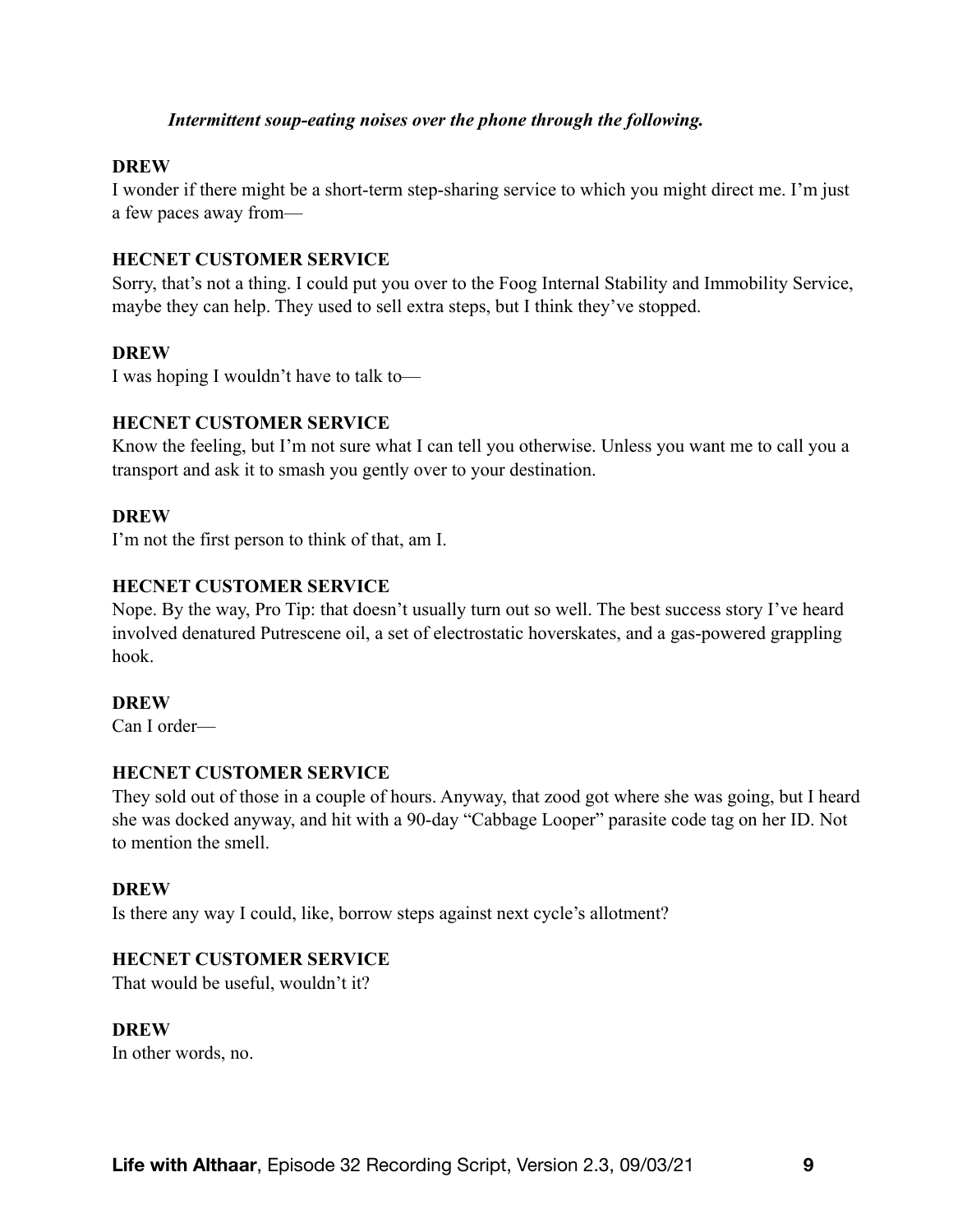***Intermittent soup-eating noises over the phone through the following.***

**DREW**
I wonder if there might be a short-term step-sharing service to which you might direct me. I'm just a few paces away from—

**HECNET CUSTOMER SERVICE**
Sorry, that's not a thing. I could put you over to the Foog Internal Stability and Immobility Service, maybe they can help. They used to sell extra steps, but I think they've stopped.

**DREW**
I was hoping I wouldn't have to talk to—

**HECNET CUSTOMER SERVICE**
Know the feeling, but I'm not sure what I can tell you otherwise. Unless you want me to call you a transport and ask it to smash you gently over to your destination.

**DREW**
I'm not the first person to think of that, am I.

**HECNET CUSTOMER SERVICE**
Nope. By the way, Pro Tip: that doesn't usually turn out so well. The best success story I've heard involved denatured Putrescene oil, a set of electrostatic hoverskates, and a gas-powered grappling hook.

**DREW**
Can I order—

**HECNET CUSTOMER SERVICE**
They sold out of those in a couple of hours. Anyway, that zood got where she was going, but I heard she was docked anyway, and hit with a 90-day "Cabbage Looper" parasite code tag on her ID. Not to mention the smell.

**DREW**
Is there any way I could, like, borrow steps against next cycle's allotment?

**HECNET CUSTOMER SERVICE**
That would be useful, wouldn't it?

**DREW**
In other words, no.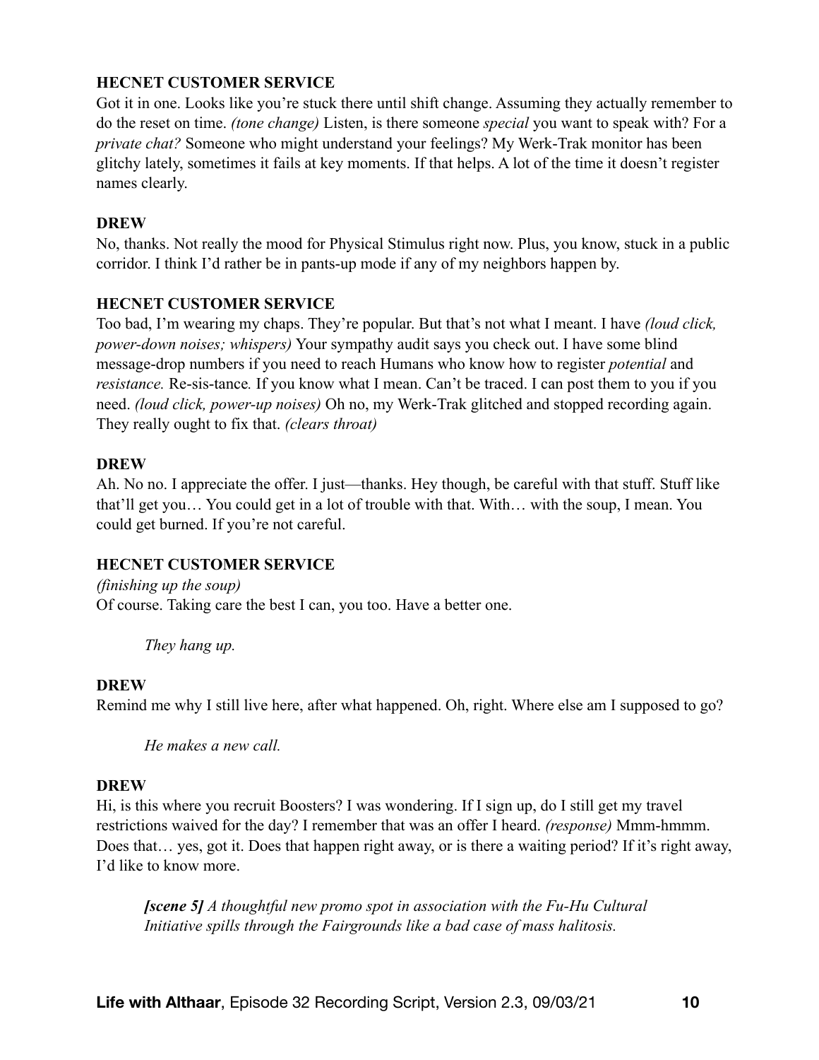**HECNET CUSTOMER SERVICE**

Got it in one. Looks like you're stuck there until shift change. Assuming they actually remember to do the reset on time. *(tone change)* Listen, is there someone *special* you want to speak with? For a *private chat?* Someone who might understand your feelings? My Werk-Trak monitor has been glitchy lately, sometimes it fails at key moments. If that helps. A lot of the time it doesn't register names clearly.

**DREW**

No, thanks. Not really the mood for Physical Stimulus right now. Plus, you know, stuck in a public corridor. I think I'd rather be in pants-up mode if any of my neighbors happen by.

**HECNET CUSTOMER SERVICE**

Too bad, I'm wearing my chaps. They're popular. But that's not what I meant. I have *(loud click, power-down noises; whispers)* Your sympathy audit says you check out. I have some blind message-drop numbers if you need to reach Humans who know how to register *potential* and *resistance.* Re-sis-tance*.* If you know what I mean. Can't be traced. I can post them to you if you need. *(loud click, power-up noises)* Oh no, my Werk-Trak glitched and stopped recording again. They really ought to fix that. *(clears throat)*

**DREW**

Ah. No no. I appreciate the offer. I just—thanks. Hey though, be careful with that stuff. Stuff like that'll get you… You could get in a lot of trouble with that. With… with the soup, I mean. You could get burned. If you're not careful.

**HECNET CUSTOMER SERVICE**

*(finishing up the soup)*
Of course. Taking care the best I can, you too. Have a better one.

> *They hang up.*

**DREW**

Remind me why I still live here, after what happened. Oh, right. Where else am I supposed to go?

> *He makes a new call.*

**DREW**

Hi, is this where you recruit Boosters? I was wondering. If I sign up, do I still get my travel restrictions waived for the day? I remember that was an offer I heard. *(response)* Mmm-hmmm. Does that… yes, got it. Does that happen right away, or is there a waiting period? If it's right away, I'd like to know more.

> ***[scene 5]*** *A thoughtful new promo spot in association with the Fu-Hu Cultural Initiative spills through the Fairgrounds like a bad case of mass halitosis.*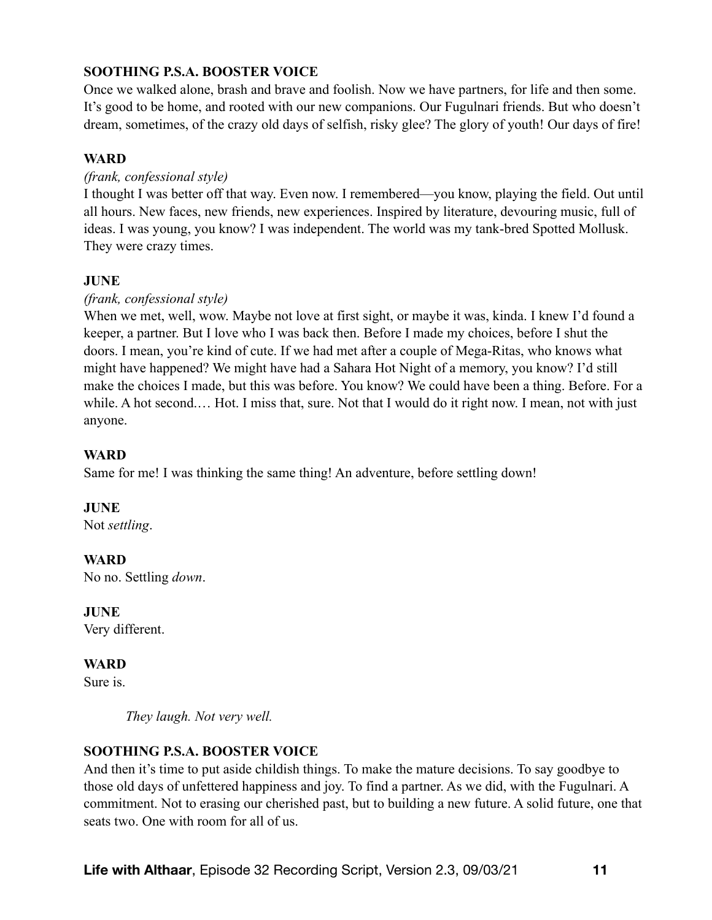**SOOTHING P.S.A. BOOSTER VOICE**
Once we walked alone, brash and brave and foolish. Now we have partners, for life and then some. It's good to be home, and rooted with our new companions. Our Fugulnari friends. But who doesn't dream, sometimes, of the crazy old days of selfish, risky glee? The glory of youth! Our days of fire!

**WARD**
*(frank, confessional style)*
I thought I was better off that way. Even now. I remembered—you know, playing the field. Out until all hours. New faces, new friends, new experiences. Inspired by literature, devouring music, full of ideas. I was young, you know? I was independent. The world was my tank-bred Spotted Mollusk. They were crazy times.

**JUNE**
*(frank, confessional style)*
When we met, well, wow. Maybe not love at first sight, or maybe it was, kinda. I knew I'd found a keeper, a partner. But I love who I was back then. Before I made my choices, before I shut the doors. I mean, you're kind of cute. If we had met after a couple of Mega-Ritas, who knows what might have happened? We might have had a Sahara Hot Night of a memory, you know? I'd still make the choices I made, but this was before. You know? We could have been a thing. Before. For a while. A hot second.… Hot. I miss that, sure. Not that I would do it right now. I mean, not with just anyone.

**WARD**
Same for me! I was thinking the same thing! An adventure, before settling down!

**JUNE**
Not *settling*.

**WARD**
No no. Settling *down*.

**JUNE**
Very different.

**WARD**
Sure is.

*They laugh. Not very well.*

**SOOTHING P.S.A. BOOSTER VOICE**
And then it's time to put aside childish things. To make the mature decisions. To say goodbye to those old days of unfettered happiness and joy. To find a partner. As we did, with the Fugulnari. A commitment. Not to erasing our cherished past, but to building a new future. A solid future, one that seats two. One with room for all of us.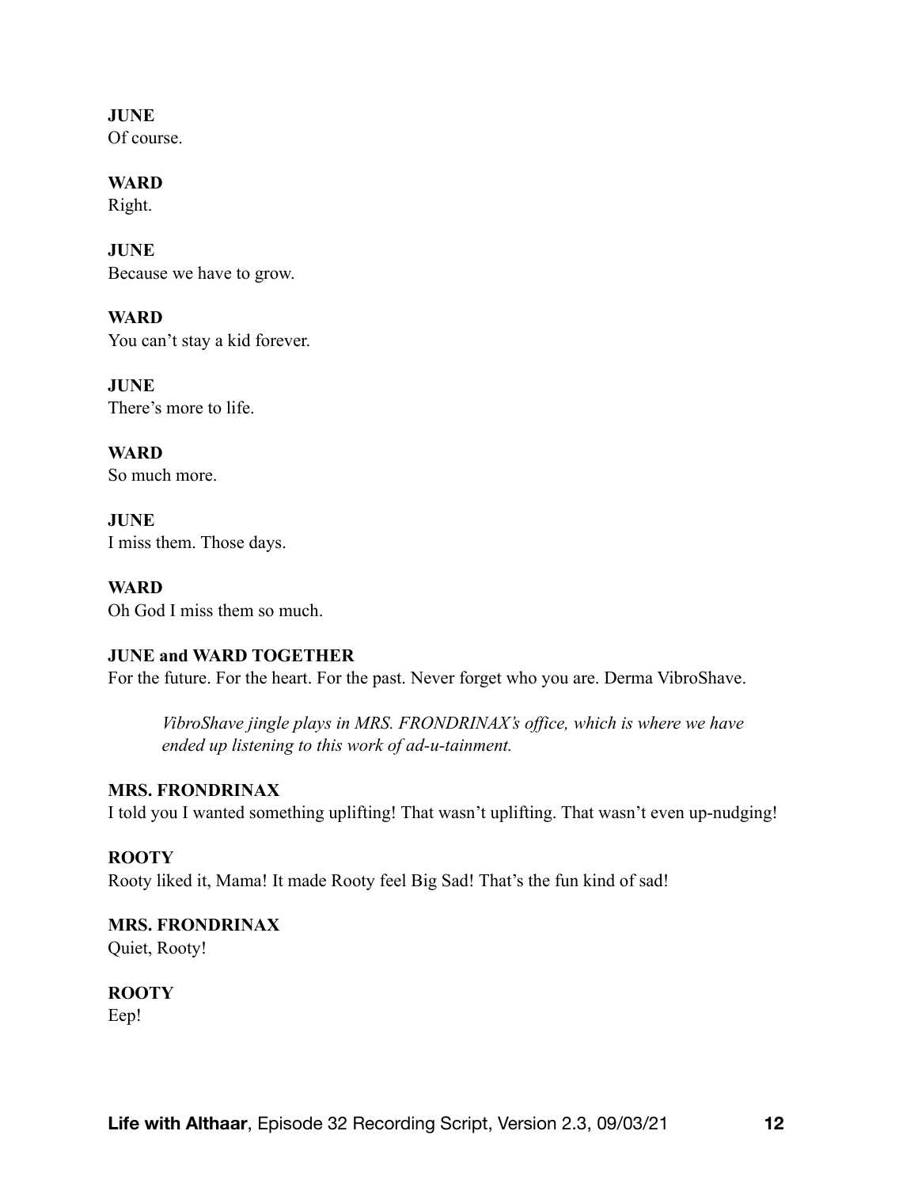**JUNE**
Of course.

**WARD**
Right.

**JUNE**
Because we have to grow.

**WARD**
You can't stay a kid forever.

**JUNE**
There's more to life.

**WARD**
So much more.

**JUNE**
I miss them. Those days.

**WARD**
Oh God I miss them so much.

**JUNE and WARD TOGETHER**
For the future. For the heart. For the past. Never forget who you are. Derma VibroShave.

> *VibroShave jingle plays in MRS. FRONDRINAX's office, which is where we have ended up listening to this work of ad-u-tainment.*

**MRS. FRONDRINAX**
I told you I wanted something uplifting! That wasn't uplifting. That wasn't even up-nudging!

**ROOTY**
Rooty liked it, Mama! It made Rooty feel Big Sad! That's the fun kind of sad!

**MRS. FRONDRINAX**
Quiet, Rooty!

**ROOTY**
Eep!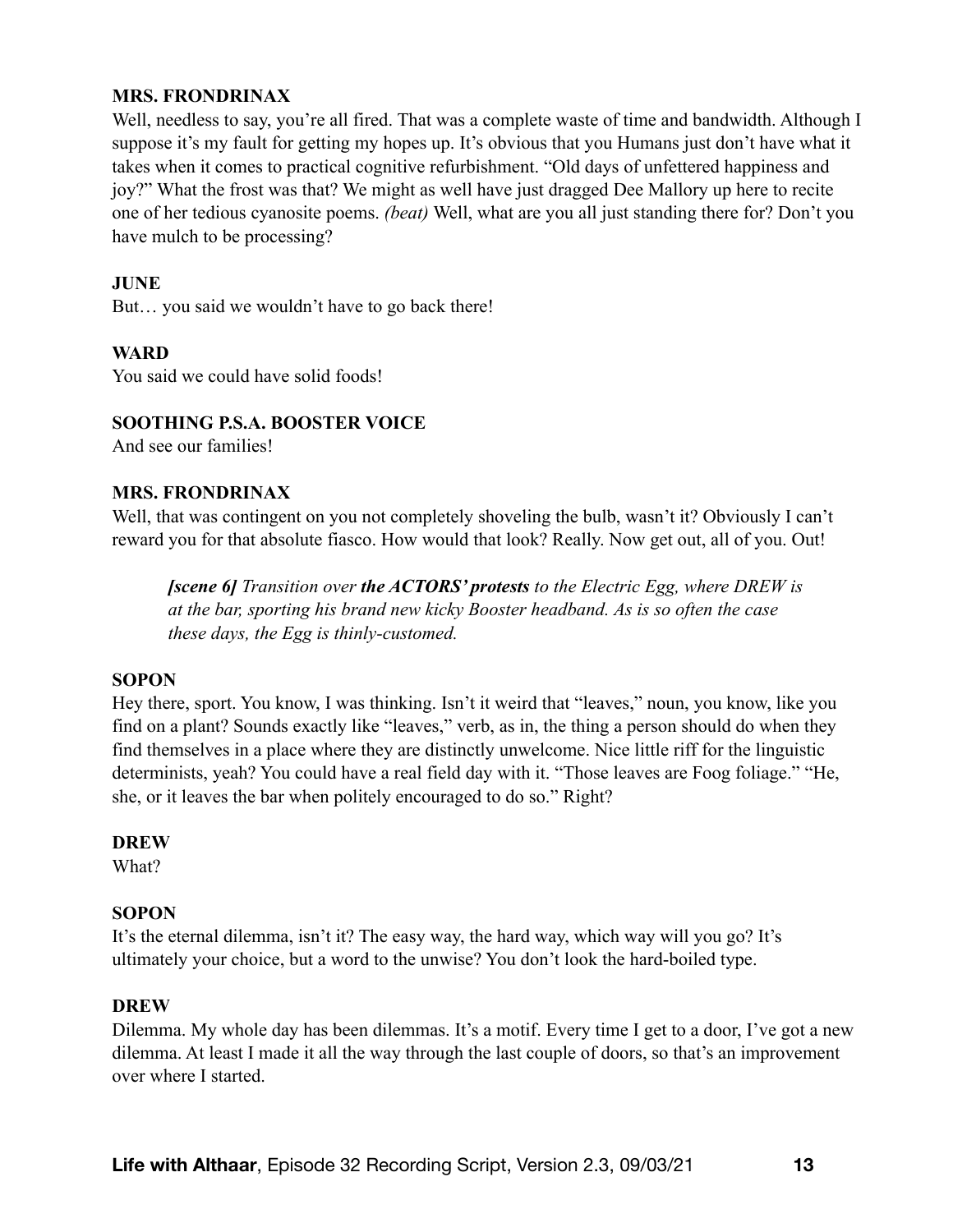**MRS. FRONDRINAX**
Well, needless to say, you're all fired. That was a complete waste of time and bandwidth. Although I suppose it's my fault for getting my hopes up. It's obvious that you Humans just don't have what it takes when it comes to practical cognitive refurbishment. "Old days of unfettered happiness and joy?" What the frost was that? We might as well have just dragged Dee Mallory up here to recite one of her tedious cyanosite poems. *(beat)* Well, what are you all just standing there for? Don't you have mulch to be processing?

**JUNE**
But… you said we wouldn't have to go back there!

**WARD**
You said we could have solid foods!

**SOOTHING P.S.A. BOOSTER VOICE**
And see our families!

**MRS. FRONDRINAX**
Well, that was contingent on you not completely shoveling the bulb, wasn't it? Obviously I can't reward you for that absolute fiasco. How would that look? Really. Now get out, all of you. Out!

> ***[scene 6]*** *Transition over* ***the ACTORS' protests*** *to the Electric Egg, where DREW is at the bar, sporting his brand new kicky Booster headband. As is so often the case these days, the Egg is thinly-customed.*

**SOPON**
Hey there, sport. You know, I was thinking. Isn't it weird that "leaves," noun, you know, like you find on a plant? Sounds exactly like "leaves," verb, as in, the thing a person should do when they find themselves in a place where they are distinctly unwelcome. Nice little riff for the linguistic determinists, yeah? You could have a real field day with it. "Those leaves are Foog foliage." "He, she, or it leaves the bar when politely encouraged to do so." Right?

**DREW**
What?

**SOPON**
It's the eternal dilemma, isn't it? The easy way, the hard way, which way will you go? It's ultimately your choice, but a word to the unwise? You don't look the hard-boiled type.

**DREW**
Dilemma. My whole day has been dilemmas. It's a motif. Every time I get to a door, I've got a new dilemma. At least I made it all the way through the last couple of doors, so that's an improvement over where I started.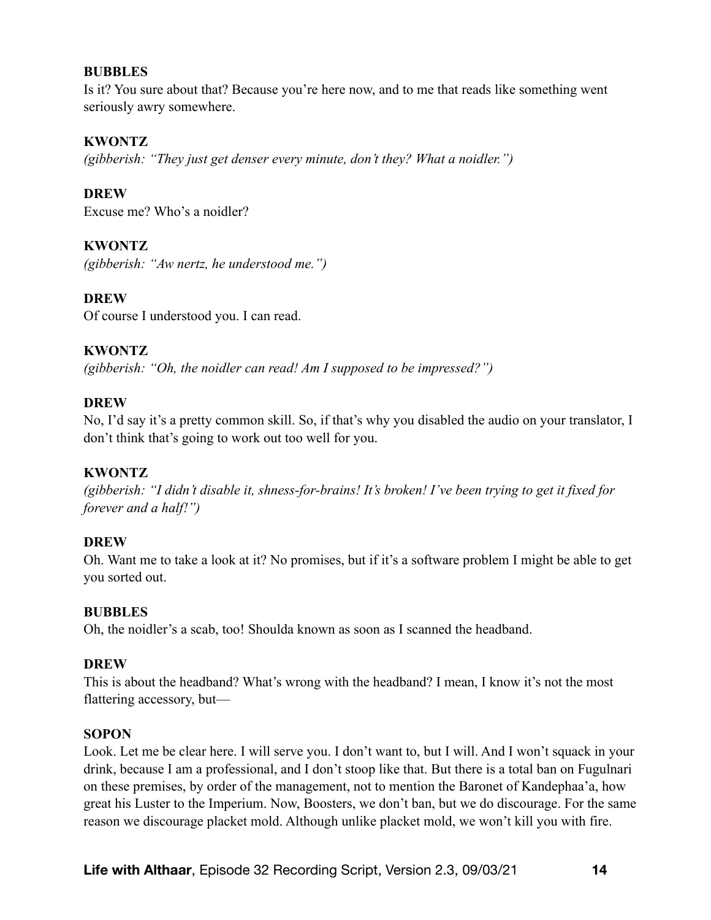**BUBBLES**

Is it? You sure about that? Because you're here now, and to me that reads like something went seriously awry somewhere.

**KWONTZ**

*(gibberish: "They just get denser every minute, don't they? What a noidler.")*

**DREW**

Excuse me? Who's a noidler?

**KWONTZ**

*(gibberish: "Aw nertz, he understood me.")*

**DREW**

Of course I understood you. I can read.

**KWONTZ**

*(gibberish: "Oh, the noidler can read! Am I supposed to be impressed?")*

**DREW**

No, I'd say it's a pretty common skill. So, if that's why you disabled the audio on your translator, I don't think that's going to work out too well for you.

**KWONTZ**

*(gibberish: "I didn't disable it, shness-for-brains! It's broken! I've been trying to get it fixed for forever and a half!")*

**DREW**

Oh. Want me to take a look at it? No promises, but if it's a software problem I might be able to get you sorted out.

**BUBBLES**

Oh, the noidler's a scab, too! Shoulda known as soon as I scanned the headband.

**DREW**

This is about the headband? What's wrong with the headband? I mean, I know it's not the most flattering accessory, but—

**SOPON**

Look. Let me be clear here. I will serve you. I don't want to, but I will. And I won't squack in your drink, because I am a professional, and I don't stoop like that. But there is a total ban on Fugulnari on these premises, by order of the management, not to mention the Baronet of Kandephaa'a, how great his Luster to the Imperium. Now, Boosters, we don't ban, but we do discourage. For the same reason we discourage placket mold. Although unlike placket mold, we won't kill you with fire.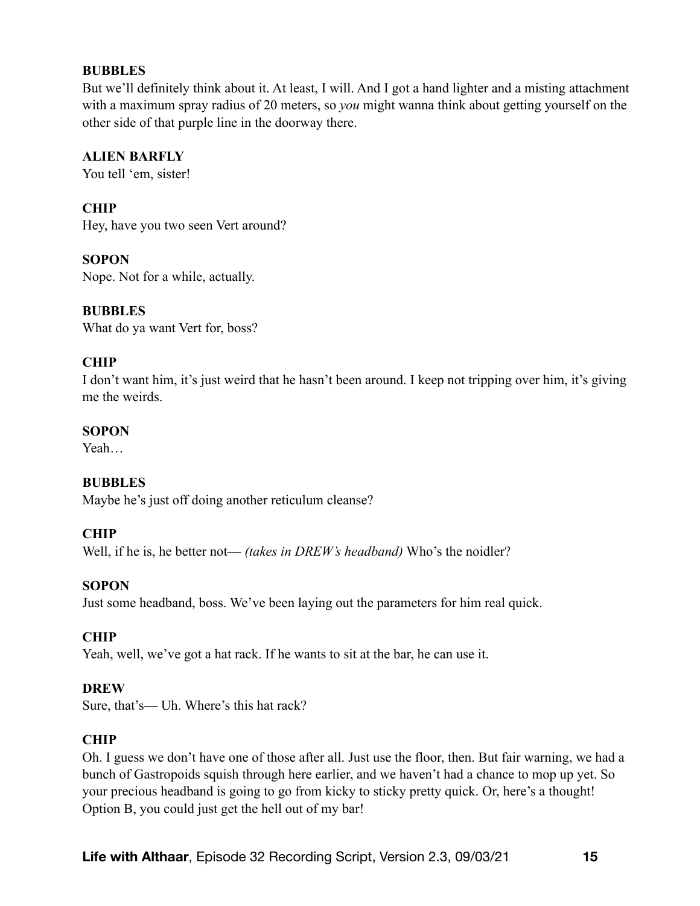**BUBBLES**

But we'll definitely think about it. At least, I will. And I got a hand lighter and a misting attachment with a maximum spray radius of 20 meters, so *you* might wanna think about getting yourself on the other side of that purple line in the doorway there.

**ALIEN BARFLY**

You tell 'em, sister!

**CHIP**

Hey, have you two seen Vert around?

**SOPON**

Nope. Not for a while, actually.

**BUBBLES**

What do ya want Vert for, boss?

**CHIP**

I don't want him, it's just weird that he hasn't been around. I keep not tripping over him, it's giving me the weirds.

**SOPON**

Yeah…

**BUBBLES**

Maybe he's just off doing another reticulum cleanse?

**CHIP**

Well, if he is, he better not— *(takes in DREW's headband)* Who's the noidler?

**SOPON**

Just some headband, boss. We've been laying out the parameters for him real quick.

**CHIP**

Yeah, well, we've got a hat rack. If he wants to sit at the bar, he can use it.

**DREW**

Sure, that's— Uh. Where's this hat rack?

**CHIP**

Oh. I guess we don't have one of those after all. Just use the floor, then. But fair warning, we had a bunch of Gastropoids squish through here earlier, and we haven't had a chance to mop up yet. So your precious headband is going to go from kicky to sticky pretty quick. Or, here's a thought! Option B, you could just get the hell out of my bar!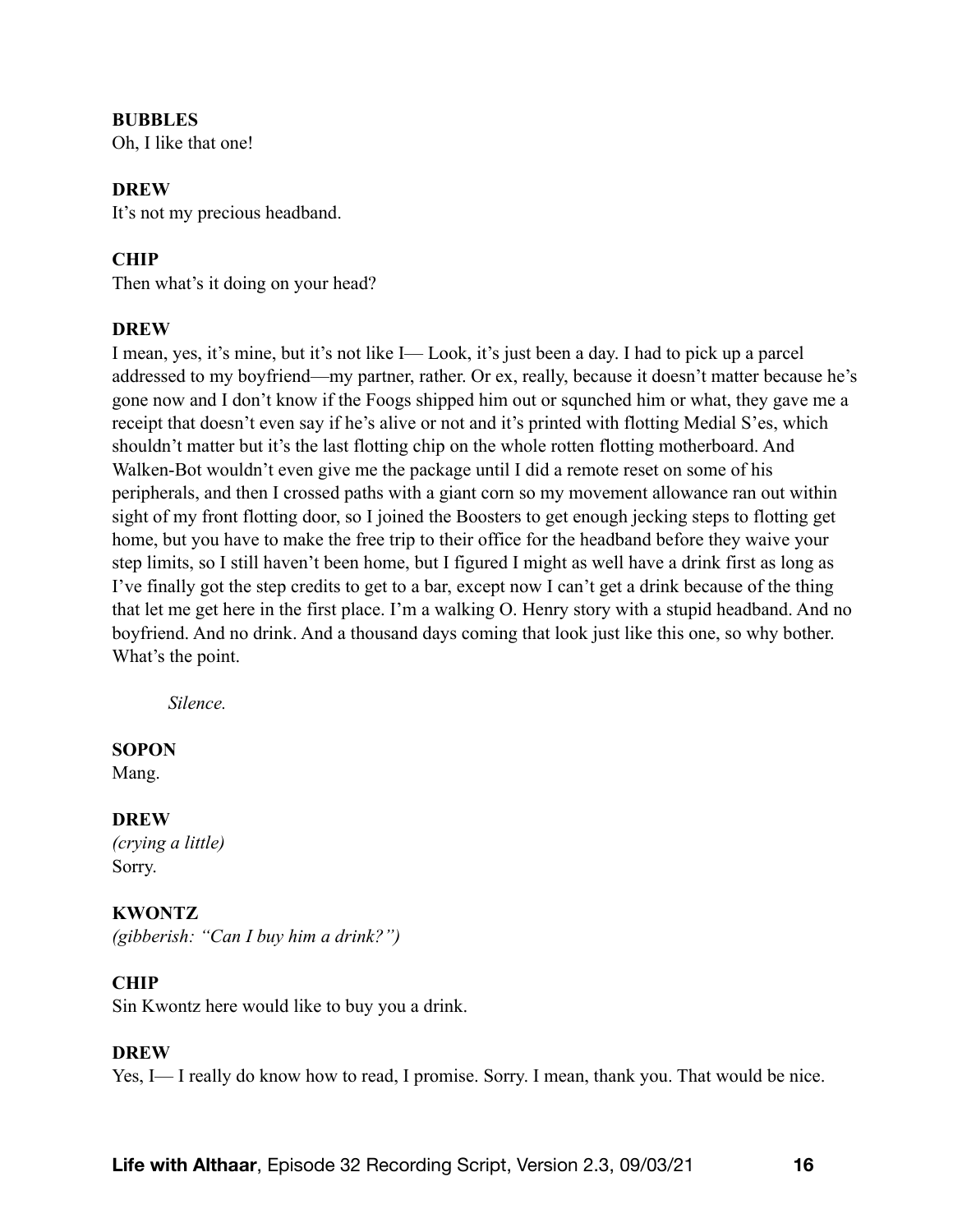**BUBBLES**
Oh, I like that one!

**DREW**
It's not my precious headband.

**CHIP**
Then what's it doing on your head?

**DREW**
I mean, yes, it's mine, but it's not like I— Look, it's just been a day. I had to pick up a parcel addressed to my boyfriend—my partner, rather. Or ex, really, because it doesn't matter because he's gone now and I don't know if the Foogs shipped him out or squnched him or what, they gave me a receipt that doesn't even say if he's alive or not and it's printed with flotting Medial S'es, which shouldn't matter but it's the last flotting chip on the whole rotten flotting motherboard. And Walken-Bot wouldn't even give me the package until I did a remote reset on some of his peripherals, and then I crossed paths with a giant corn so my movement allowance ran out within sight of my front flotting door, so I joined the Boosters to get enough jecking steps to flotting get home, but you have to make the free trip to their office for the headband before they waive your step limits, so I still haven't been home, but I figured I might as well have a drink first as long as I've finally got the step credits to get to a bar, except now I can't get a drink because of the thing that let me get here in the first place. I'm a walking O. Henry story with a stupid headband. And no boyfriend. And no drink. And a thousand days coming that look just like this one, so why bother. What's the point.

*Silence.*

**SOPON**
Mang.

**DREW**
*(crying a little)*
Sorry.

**KWONTZ**
*(gibberish: "Can I buy him a drink?")*

**CHIP**
Sin Kwontz here would like to buy you a drink.

**DREW**
Yes, I— I really do know how to read, I promise. Sorry. I mean, thank you. That would be nice.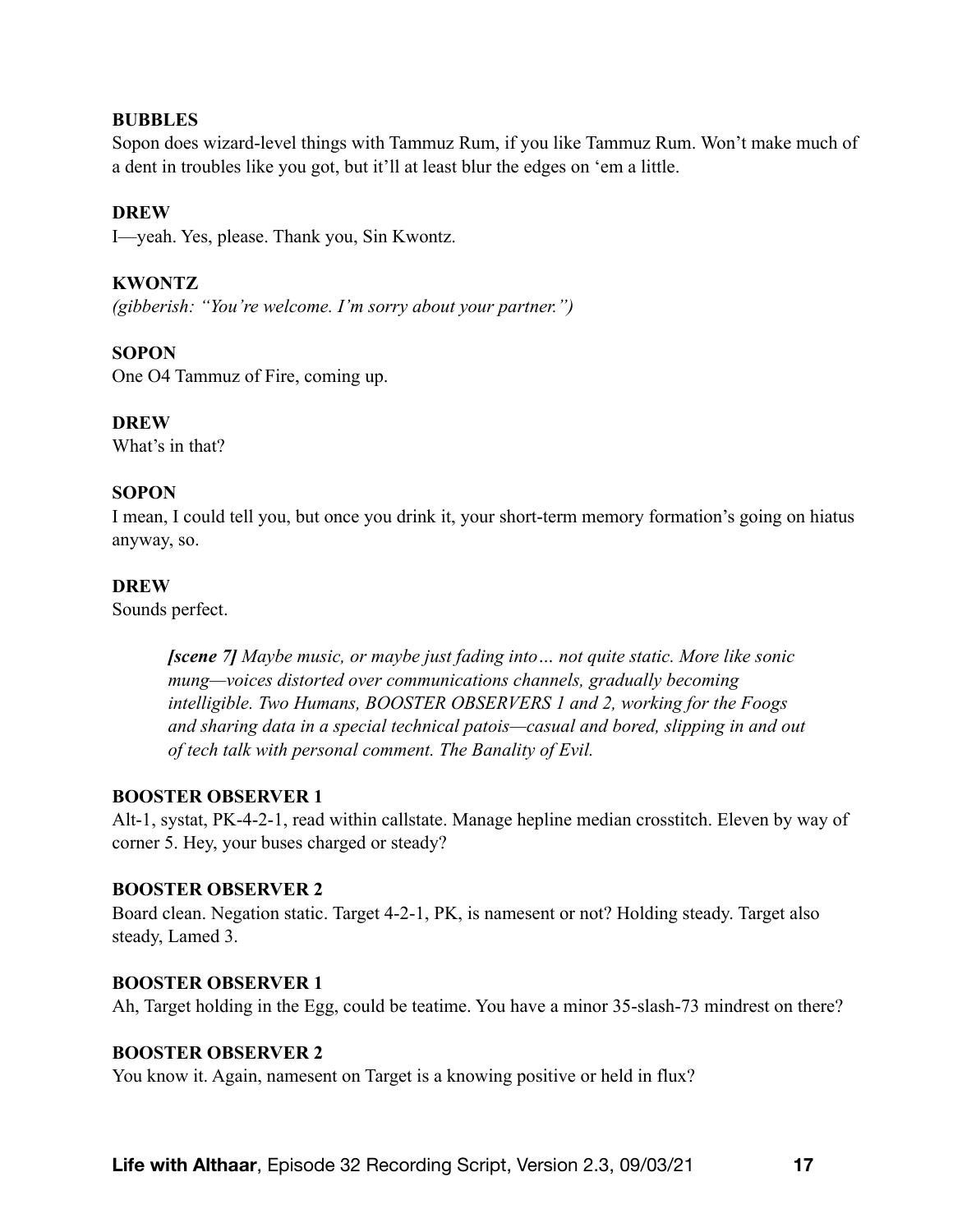**BUBBLES**
Sopon does wizard-level things with Tammuz Rum, if you like Tammuz Rum. Won't make much of a dent in troubles like you got, but it'll at least blur the edges on 'em a little.

**DREW**
I—yeah. Yes, please. Thank you, Sin Kwontz.

**KWONTZ**
*(gibberish: "You're welcome. I'm sorry about your partner.")*

**SOPON**
One O4 Tammuz of Fire, coming up.

**DREW**
What's in that?

**SOPON**
I mean, I could tell you, but once you drink it, your short-term memory formation's going on hiatus anyway, so.

**DREW**
Sounds perfect.

> ***[scene 7]** Maybe music, or maybe just fading into… not quite static. More like sonic mung—voices distorted over communications channels, gradually becoming intelligible. Two Humans, BOOSTER OBSERVERS 1 and 2, working for the Foogs and sharing data in a special technical patois—casual and bored, slipping in and out of tech talk with personal comment. The Banality of Evil.*

**BOOSTER OBSERVER 1**
Alt-1, systat, PK-4-2-1, read within callstate. Manage hepline median crosstitch. Eleven by way of corner 5. Hey, your buses charged or steady?

**BOOSTER OBSERVER 2**
Board clean. Negation static. Target 4-2-1, PK, is namesent or not? Holding steady. Target also steady, Lamed 3.

**BOOSTER OBSERVER 1**
Ah, Target holding in the Egg, could be teatime. You have a minor 35-slash-73 mindrest on there?

**BOOSTER OBSERVER 2**
You know it. Again, namesent on Target is a knowing positive or held in flux?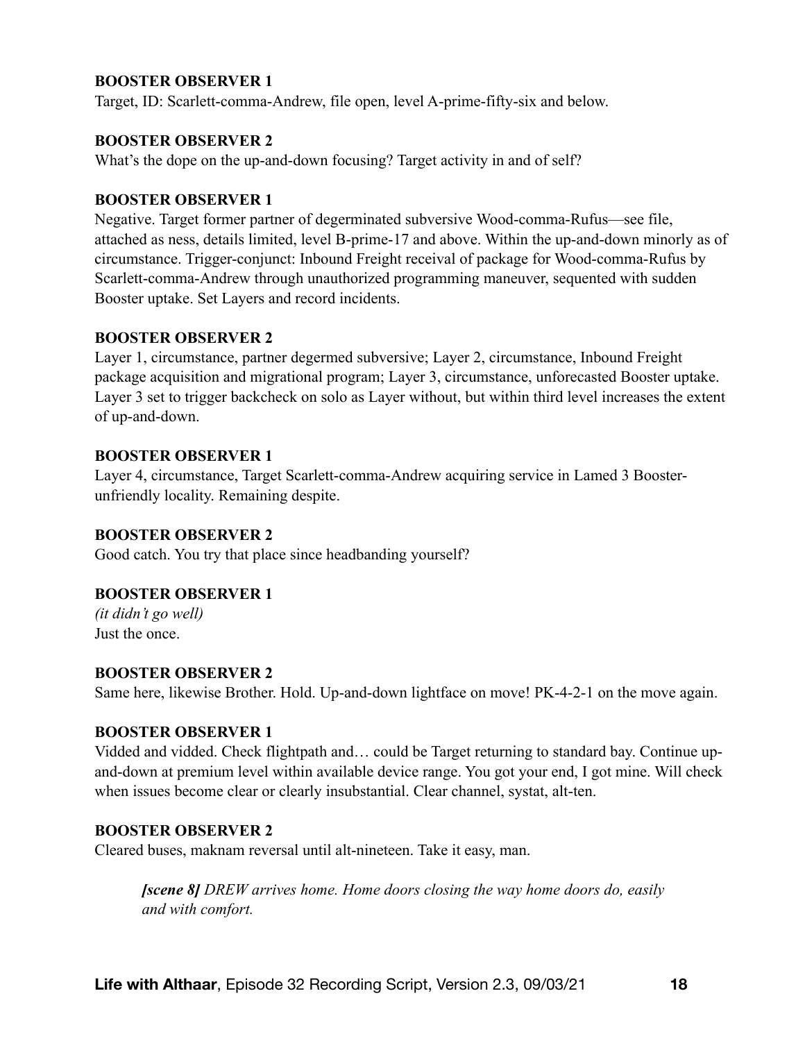**BOOSTER OBSERVER 1**
Target, ID: Scarlett-comma-Andrew, file open, level A-prime-fifty-six and below.

**BOOSTER OBSERVER 2**
What's the dope on the up-and-down focusing? Target activity in and of self?

**BOOSTER OBSERVER 1**
Negative. Target former partner of degerminated subversive Wood-comma-Rufus—see file, attached as ness, details limited, level B-prime-17 and above. Within the up-and-down minorly as of circumstance. Trigger-conjunct: Inbound Freight receival of package for Wood-comma-Rufus by Scarlett-comma-Andrew through unauthorized programming maneuver, sequented with sudden Booster uptake. Set Layers and record incidents.

**BOOSTER OBSERVER 2**
Layer 1, circumstance, partner degermed subversive; Layer 2, circumstance, Inbound Freight package acquisition and migrational program; Layer 3, circumstance, unforecasted Booster uptake. Layer 3 set to trigger backcheck on solo as Layer without, but within third level increases the extent of up-and-down.

**BOOSTER OBSERVER 1**
Layer 4, circumstance, Target Scarlett-comma-Andrew acquiring service in Lamed 3 Booster-unfriendly locality. Remaining despite.

**BOOSTER OBSERVER 2**
Good catch. You try that place since headbanding yourself?

**BOOSTER OBSERVER 1**
*(it didn't go well)*
Just the once.

**BOOSTER OBSERVER 2**
Same here, likewise Brother. Hold. Up-and-down lightface on move! PK-4-2-1 on the move again.

**BOOSTER OBSERVER 1**
Vidded and vidded. Check flightpath and… could be Target returning to standard bay. Continue up-and-down at premium level within available device range. You got your end, I got mine. Will check when issues become clear or clearly insubstantial. Clear channel, systat, alt-ten.

**BOOSTER OBSERVER 2**
Cleared buses, maknam reversal until alt-nineteen. Take it easy, man.

> ***[scene 8]*** *DREW arrives home. Home doors closing the way home doors do, easily and with comfort.*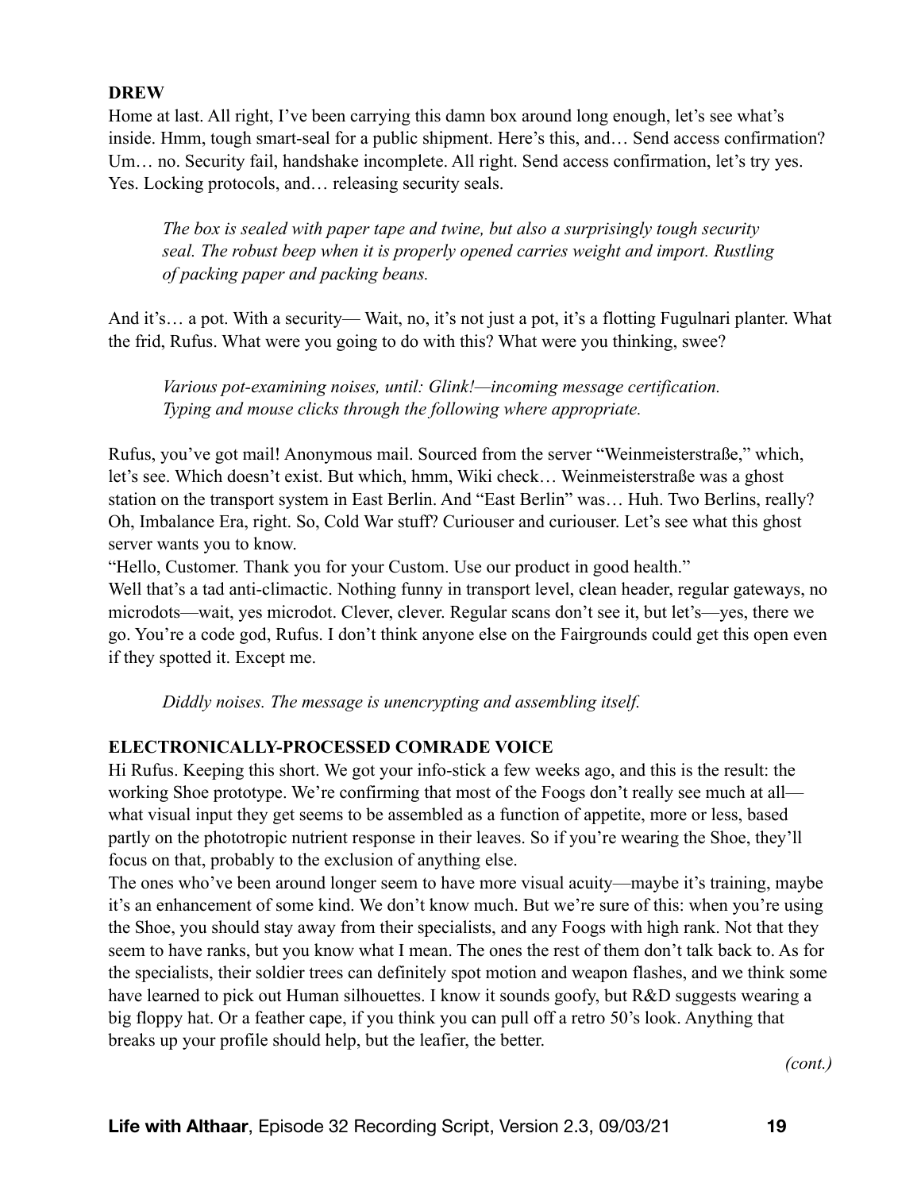**DREW**

Home at last. All right, I've been carrying this damn box around long enough, let's see what's inside. Hmm, tough smart-seal for a public shipment. Here's this, and… Send access confirmation? Um… no. Security fail, handshake incomplete. All right. Send access confirmation, let's try yes. Yes. Locking protocols, and… releasing security seals.

> *The box is sealed with paper tape and twine, but also a surprisingly tough security seal. The robust beep when it is properly opened carries weight and import. Rustling of packing paper and packing beans.*

And it's… a pot. With a security— Wait, no, it's not just a pot, it's a flotting Fugulnari planter. What the frid, Rufus. What were you going to do with this? What were you thinking, swee?

> *Various pot-examining noises, until: Glink!—incoming message certification. Typing and mouse clicks through the following where appropriate.*

Rufus, you've got mail! Anonymous mail. Sourced from the server "Weinmeisterstraße," which, let's see. Which doesn't exist. But which, hmm, Wiki check… Weinmeisterstraße was a ghost station on the transport system in East Berlin. And "East Berlin" was… Huh. Two Berlins, really? Oh, Imbalance Era, right. So, Cold War stuff? Curiouser and curiouser. Let's see what this ghost server wants you to know.

"Hello, Customer. Thank you for your Custom. Use our product in good health."

Well that's a tad anti-climactic. Nothing funny in transport level, clean header, regular gateways, no microdots—wait, yes microdot. Clever, clever. Regular scans don't see it, but let's—yes, there we go. You're a code god, Rufus. I don't think anyone else on the Fairgrounds could get this open even if they spotted it. Except me.

> *Diddly noises. The message is unencrypting and assembling itself.*

**ELECTRONICALLY-PROCESSED COMRADE VOICE**

Hi Rufus. Keeping this short. We got your info-stick a few weeks ago, and this is the result: the working Shoe prototype. We're confirming that most of the Foogs don't really see much at all—what visual input they get seems to be assembled as a function of appetite, more or less, based partly on the phototropic nutrient response in their leaves. So if you're wearing the Shoe, they'll focus on that, probably to the exclusion of anything else.

The ones who've been around longer seem to have more visual acuity—maybe it's training, maybe it's an enhancement of some kind. We don't know much. But we're sure of this: when you're using the Shoe, you should stay away from their specialists, and any Foogs with high rank. Not that they seem to have ranks, but you know what I mean. The ones the rest of them don't talk back to. As for the specialists, their soldier trees can definitely spot motion and weapon flashes, and we think some have learned to pick out Human silhouettes. I know it sounds goofy, but R&D suggests wearing a big floppy hat. Or a feather cape, if you think you can pull off a retro 50's look. Anything that breaks up your profile should help, but the leafier, the better.

*(cont.)*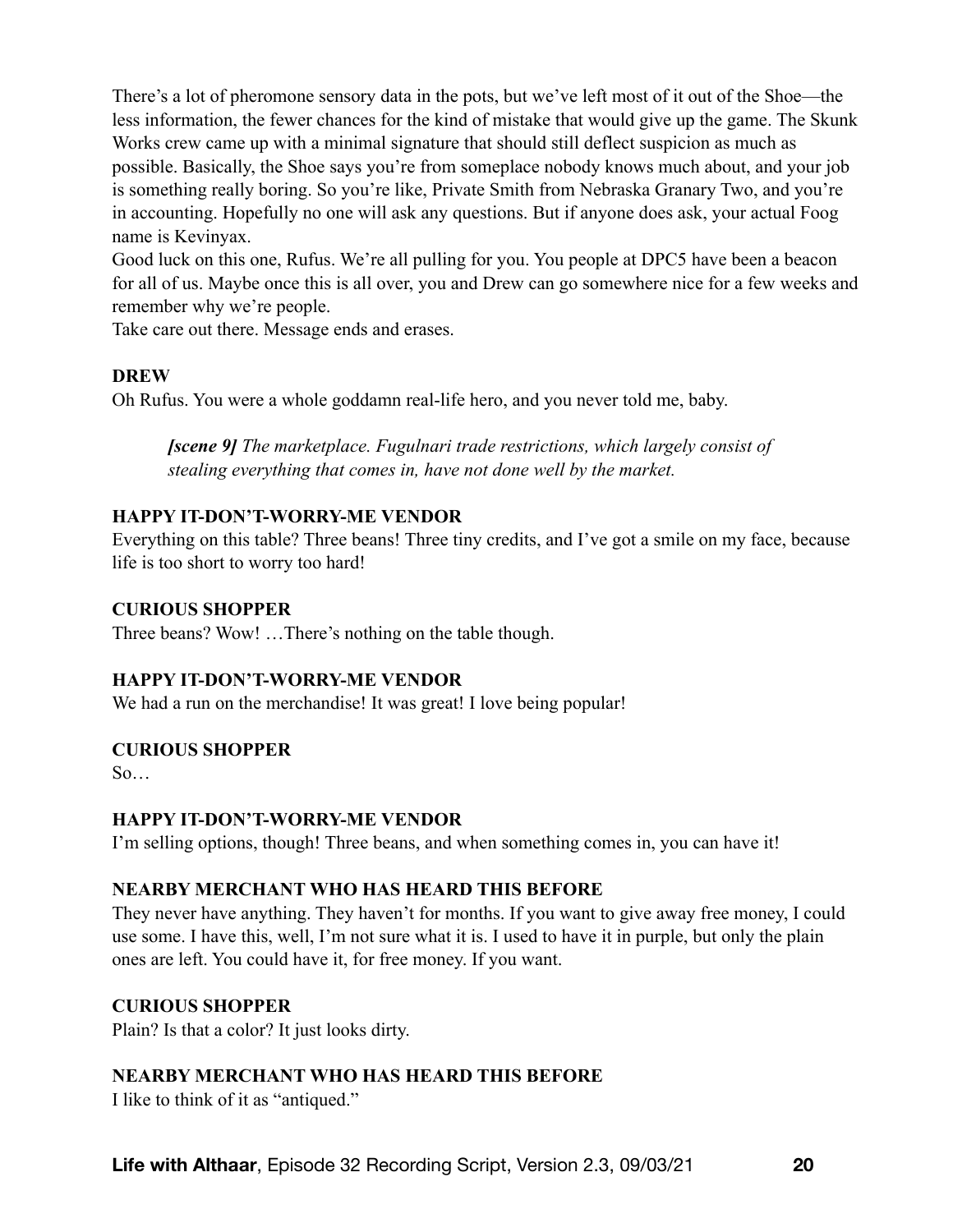There's a lot of pheromone sensory data in the pots, but we've left most of it out of the Shoe—the less information, the fewer chances for the kind of mistake that would give up the game. The Skunk Works crew came up with a minimal signature that should still deflect suspicion as much as possible. Basically, the Shoe says you're from someplace nobody knows much about, and your job is something really boring. So you're like, Private Smith from Nebraska Granary Two, and you're in accounting. Hopefully no one will ask any questions. But if anyone does ask, your actual Foog name is Kevinyax.

Good luck on this one, Rufus. We're all pulling for you. You people at DPC5 have been a beacon for all of us. Maybe once this is all over, you and Drew can go somewhere nice for a few weeks and remember why we're people.

Take care out there. Message ends and erases.

**DREW**

Oh Rufus. You were a whole goddamn real-life hero, and you never told me, baby.

> ***[scene 9]*** *The marketplace. Fugulnari trade restrictions, which largely consist of stealing everything that comes in, have not done well by the market.*

**HAPPY IT-DON'T-WORRY-ME VENDOR**

Everything on this table? Three beans! Three tiny credits, and I've got a smile on my face, because life is too short to worry too hard!

**CURIOUS SHOPPER**

Three beans? Wow! …There's nothing on the table though.

**HAPPY IT-DON'T-WORRY-ME VENDOR**

We had a run on the merchandise! It was great! I love being popular!

**CURIOUS SHOPPER**

So…

**HAPPY IT-DON'T-WORRY-ME VENDOR**

I'm selling options, though! Three beans, and when something comes in, you can have it!

**NEARBY MERCHANT WHO HAS HEARD THIS BEFORE**

They never have anything. They haven't for months. If you want to give away free money, I could use some. I have this, well, I'm not sure what it is. I used to have it in purple, but only the plain ones are left. You could have it, for free money. If you want.

**CURIOUS SHOPPER**

Plain? Is that a color? It just looks dirty.

**NEARBY MERCHANT WHO HAS HEARD THIS BEFORE**

I like to think of it as "antiqued."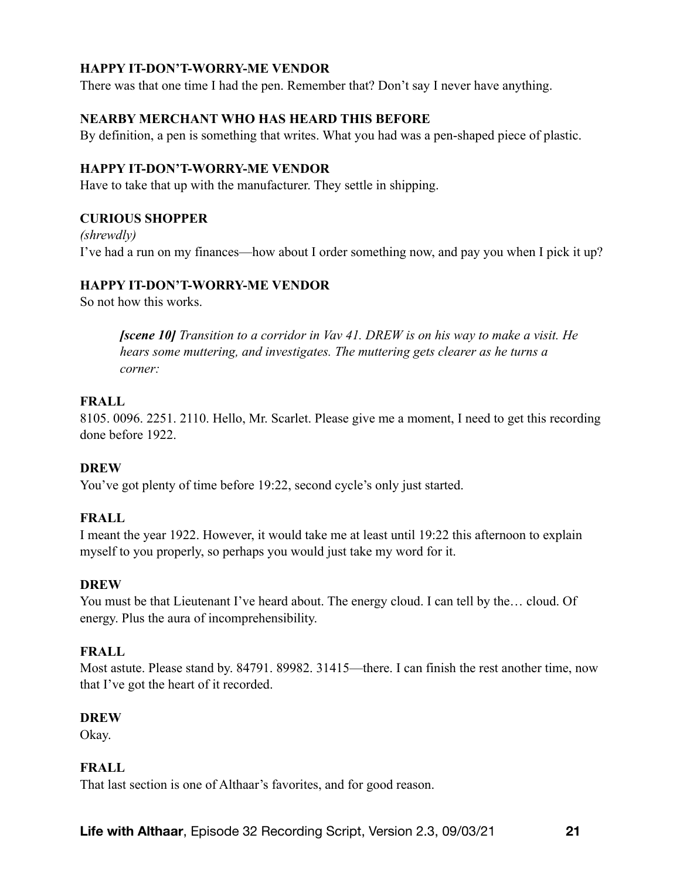**HAPPY IT-DON'T-WORRY-ME VENDOR**

There was that one time I had the pen. Remember that? Don't say I never have anything.

**NEARBY MERCHANT WHO HAS HEARD THIS BEFORE**

By definition, a pen is something that writes. What you had was a pen-shaped piece of plastic.

**HAPPY IT-DON'T-WORRY-ME VENDOR**

Have to take that up with the manufacturer. They settle in shipping.

**CURIOUS SHOPPER**

*(shrewdly)*

I've had a run on my finances—how about I order something now, and pay you when I pick it up?

**HAPPY IT-DON'T-WORRY-ME VENDOR**

So not how this works.

> ***[scene 10]*** *Transition to a corridor in Vav 41. DREW is on his way to make a visit. He hears some muttering, and investigates. The muttering gets clearer as he turns a corner:*

**FRALL**

8105. 0096. 2251. 2110. Hello, Mr. Scarlet. Please give me a moment, I need to get this recording done before 1922.

**DREW**

You've got plenty of time before 19:22, second cycle's only just started.

**FRALL**

I meant the year 1922. However, it would take me at least until 19:22 this afternoon to explain myself to you properly, so perhaps you would just take my word for it.

**DREW**

You must be that Lieutenant I've heard about. The energy cloud. I can tell by the… cloud. Of energy. Plus the aura of incomprehensibility.

**FRALL**

Most astute. Please stand by. 84791. 89982. 31415—there. I can finish the rest another time, now that I've got the heart of it recorded.

**DREW**

Okay.

**FRALL**

That last section is one of Althaar's favorites, and for good reason.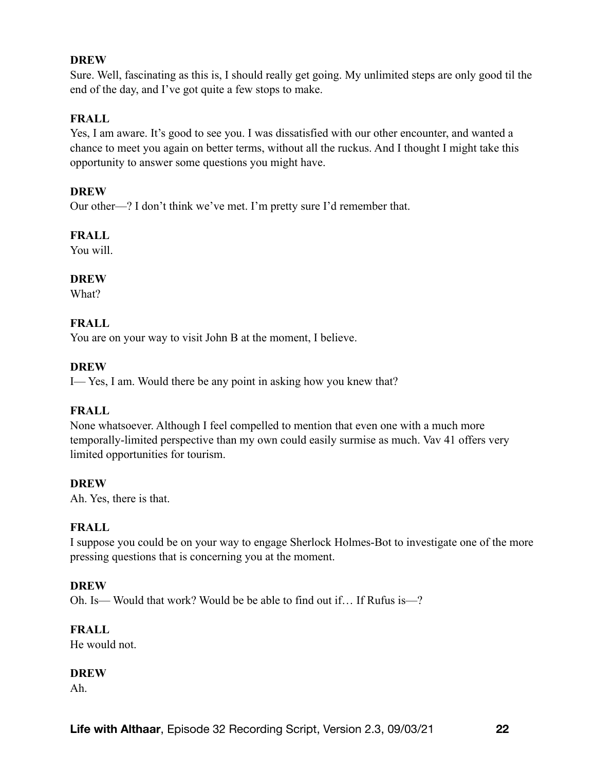**DREW**

Sure. Well, fascinating as this is, I should really get going. My unlimited steps are only good til the end of the day, and I've got quite a few stops to make.

**FRALL**

Yes, I am aware. It's good to see you. I was dissatisfied with our other encounter, and wanted a chance to meet you again on better terms, without all the ruckus. And I thought I might take this opportunity to answer some questions you might have.

**DREW**

Our other—? I don't think we've met. I'm pretty sure I'd remember that.

**FRALL**

You will.

**DREW**

What?

**FRALL**

You are on your way to visit John B at the moment, I believe.

**DREW**

I— Yes, I am. Would there be any point in asking how you knew that?

**FRALL**

None whatsoever. Although I feel compelled to mention that even one with a much more temporally-limited perspective than my own could easily surmise as much. Vav 41 offers very limited opportunities for tourism.

**DREW**

Ah. Yes, there is that.

**FRALL**

I suppose you could be on your way to engage Sherlock Holmes-Bot to investigate one of the more pressing questions that is concerning you at the moment.

**DREW**

Oh. Is— Would that work? Would be be able to find out if… If Rufus is—?

**FRALL**

He would not.

**DREW**

Ah.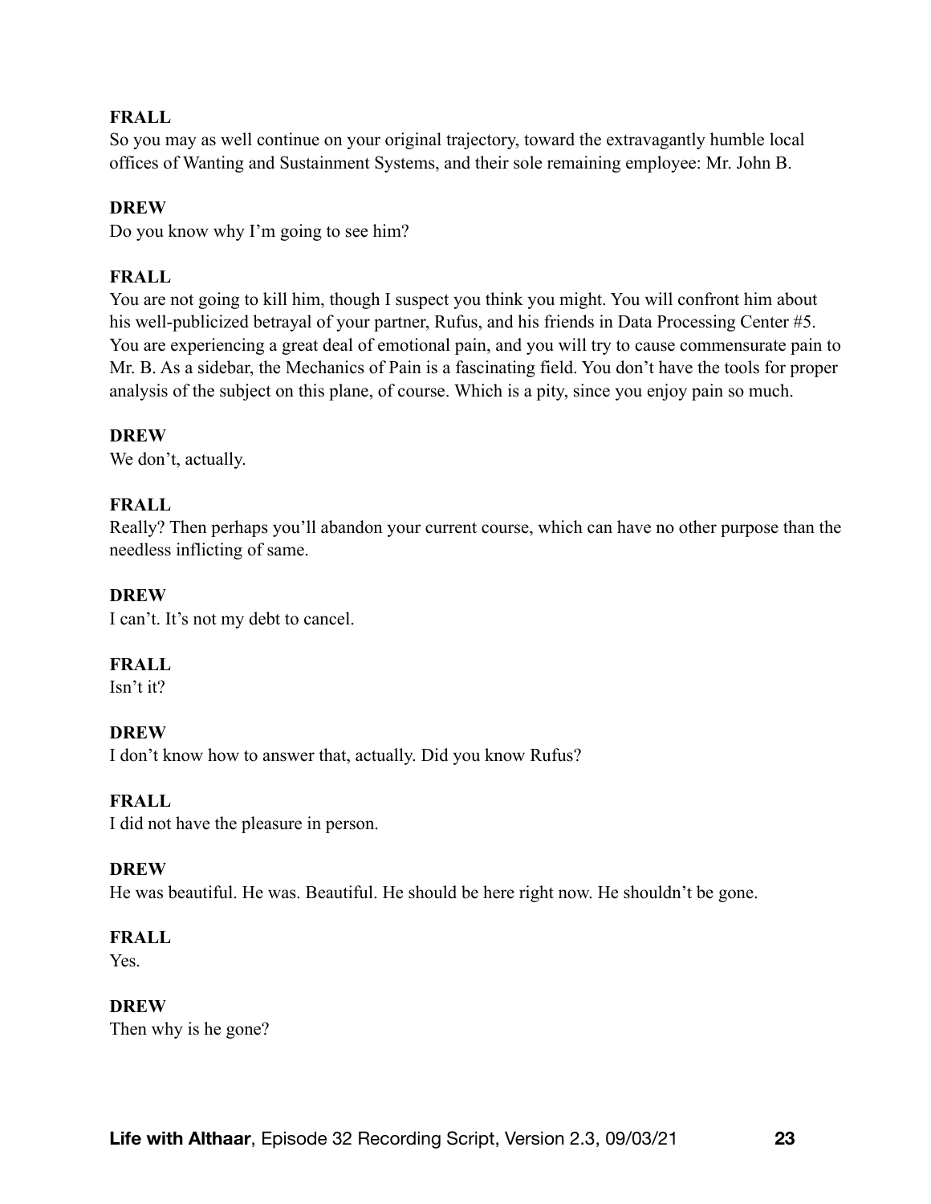**FRALL**
So you may as well continue on your original trajectory, toward the extravagantly humble local offices of Wanting and Sustainment Systems, and their sole remaining employee: Mr. John B.

**DREW**
Do you know why I'm going to see him?

**FRALL**
You are not going to kill him, though I suspect you think you might. You will confront him about his well-publicized betrayal of your partner, Rufus, and his friends in Data Processing Center #5. You are experiencing a great deal of emotional pain, and you will try to cause commensurate pain to Mr. B. As a sidebar, the Mechanics of Pain is a fascinating field. You don't have the tools for proper analysis of the subject on this plane, of course. Which is a pity, since you enjoy pain so much.

**DREW**
We don't, actually.

**FRALL**
Really? Then perhaps you'll abandon your current course, which can have no other purpose than the needless inflicting of same.

**DREW**
I can't. It's not my debt to cancel.

**FRALL**
Isn't it?

**DREW**
I don't know how to answer that, actually. Did you know Rufus?

**FRALL**
I did not have the pleasure in person.

**DREW**
He was beautiful. He was. Beautiful. He should be here right now. He shouldn't be gone.

**FRALL**
Yes.

**DREW**
Then why is he gone?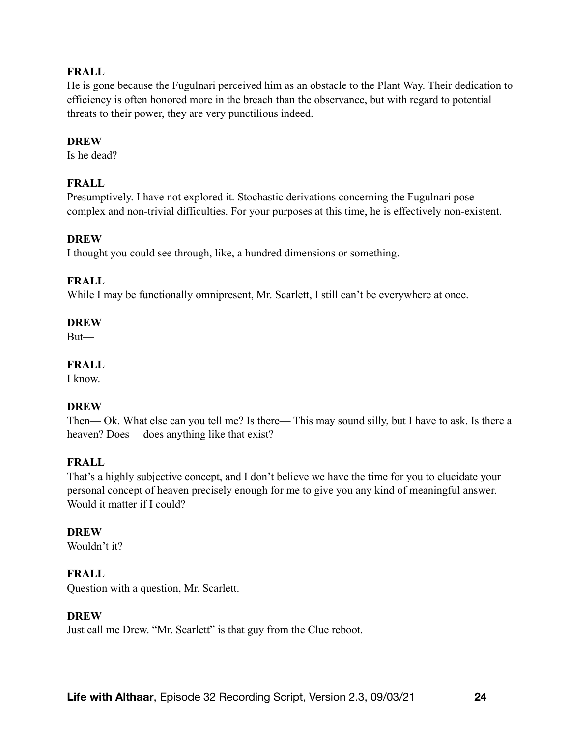**FRALL**

He is gone because the Fugulnari perceived him as an obstacle to the Plant Way. Their dedication to efficiency is often honored more in the breach than the observance, but with regard to potential threats to their power, they are very punctilious indeed.

**DREW**

Is he dead?

**FRALL**

Presumptively. I have not explored it. Stochastic derivations concerning the Fugulnari pose complex and non-trivial difficulties. For your purposes at this time, he is effectively non-existent.

**DREW**

I thought you could see through, like, a hundred dimensions or something.

**FRALL**

While I may be functionally omnipresent, Mr. Scarlett, I still can't be everywhere at once.

**DREW**

But—

**FRALL**

I know.

**DREW**

Then— Ok. What else can you tell me? Is there— This may sound silly, but I have to ask. Is there a heaven? Does— does anything like that exist?

**FRALL**

That's a highly subjective concept, and I don't believe we have the time for you to elucidate your personal concept of heaven precisely enough for me to give you any kind of meaningful answer. Would it matter if I could?

**DREW**

Wouldn't it?

**FRALL**

Question with a question, Mr. Scarlett.

**DREW**

Just call me Drew. "Mr. Scarlett" is that guy from the Clue reboot.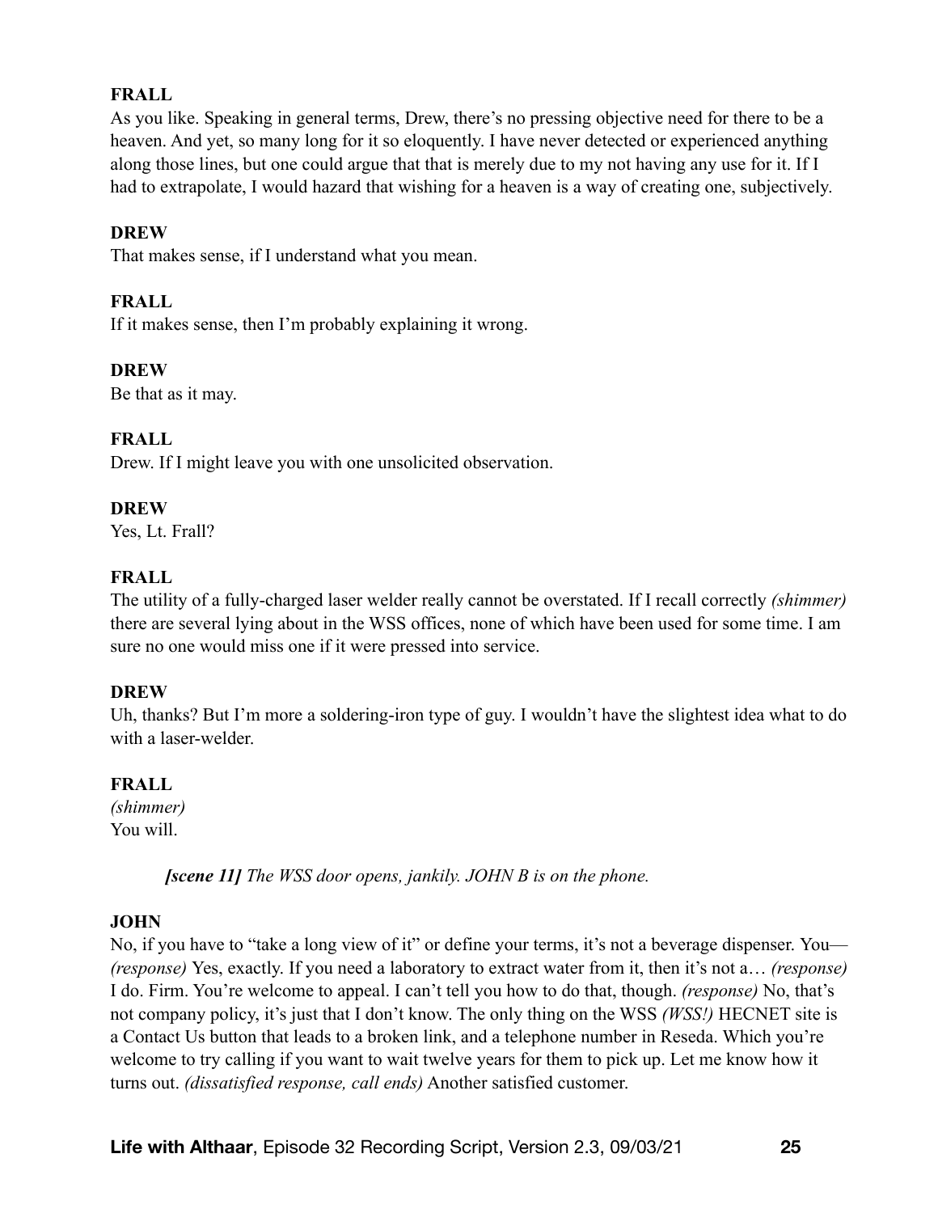**FRALL**
As you like. Speaking in general terms, Drew, there's no pressing objective need for there to be a heaven. And yet, so many long for it so eloquently. I have never detected or experienced anything along those lines, but one could argue that that is merely due to my not having any use for it. If I had to extrapolate, I would hazard that wishing for a heaven is a way of creating one, subjectively.

**DREW**
That makes sense, if I understand what you mean.

**FRALL**
If it makes sense, then I'm probably explaining it wrong.

**DREW**
Be that as it may.

**FRALL**
Drew. If I might leave you with one unsolicited observation.

**DREW**
Yes, Lt. Frall?

**FRALL**
The utility of a fully-charged laser welder really cannot be overstated. If I recall correctly *(shimmer)* there are several lying about in the WSS offices, none of which have been used for some time. I am sure no one would miss one if it were pressed into service.

**DREW**
Uh, thanks? But I'm more a soldering-iron type of guy. I wouldn't have the slightest idea what to do with a laser-welder.

**FRALL**
*(shimmer)*
You will.

> ***[scene 11]** The WSS door opens, jankily. JOHN B is on the phone.*

**JOHN**
No, if you have to "take a long view of it" or define your terms, it's not a beverage dispenser. You— *(response)* Yes, exactly. If you need a laboratory to extract water from it, then it's not a… *(response)* I do. Firm. You're welcome to appeal. I can't tell you how to do that, though. *(response)* No, that's not company policy, it's just that I don't know. The only thing on the WSS *(WSS!)* HECNET site is a Contact Us button that leads to a broken link, and a telephone number in Reseda. Which you're welcome to try calling if you want to wait twelve years for them to pick up. Let me know how it turns out. *(dissatisfied response, call ends)* Another satisfied customer.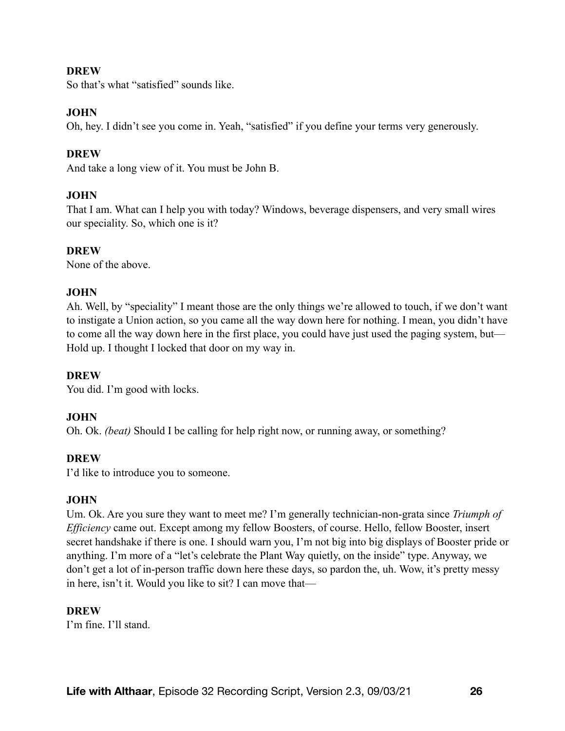**DREW**

So that's what "satisfied" sounds like.

**JOHN**

Oh, hey. I didn't see you come in. Yeah, "satisfied" if you define your terms very generously.

**DREW**

And take a long view of it. You must be John B.

**JOHN**

That I am. What can I help you with today? Windows, beverage dispensers, and very small wires our speciality. So, which one is it?

**DREW**

None of the above.

**JOHN**

Ah. Well, by "speciality" I meant those are the only things we're allowed to touch, if we don't want to instigate a Union action, so you came all the way down here for nothing. I mean, you didn't have to come all the way down here in the first place, you could have just used the paging system, but—Hold up. I thought I locked that door on my way in.

**DREW**

You did. I'm good with locks.

**JOHN**

Oh. Ok. *(beat)* Should I be calling for help right now, or running away, or something?

**DREW**

I'd like to introduce you to someone.

**JOHN**

Um. Ok. Are you sure they want to meet me? I'm generally technician-non-grata since *Triumph of Efficiency* came out. Except among my fellow Boosters, of course. Hello, fellow Booster, insert secret handshake if there is one. I should warn you, I'm not big into big displays of Booster pride or anything. I'm more of a "let's celebrate the Plant Way quietly, on the inside" type. Anyway, we don't get a lot of in-person traffic down here these days, so pardon the, uh. Wow, it's pretty messy in here, isn't it. Would you like to sit? I can move that—

**DREW**

I'm fine. I'll stand.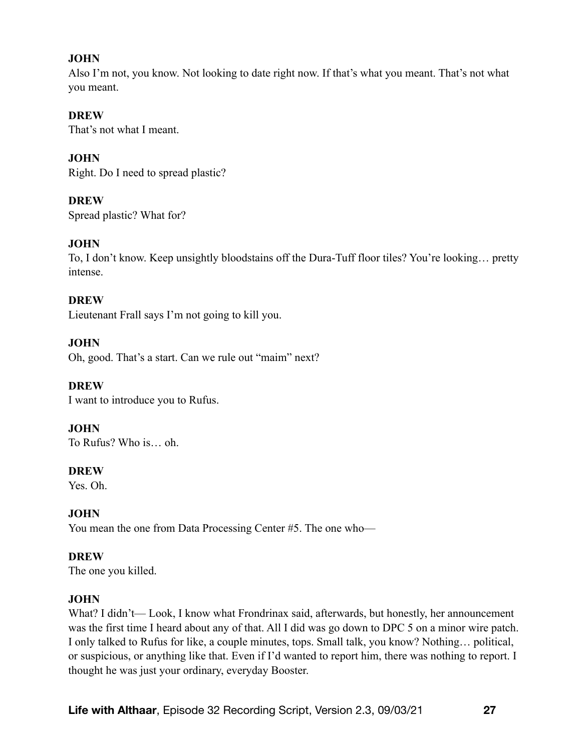**JOHN**
Also I'm not, you know. Not looking to date right now. If that's what you meant. That's not what you meant.

**DREW**
That's not what I meant.

**JOHN**
Right. Do I need to spread plastic?

**DREW**
Spread plastic? What for?

**JOHN**
To, I don't know. Keep unsightly bloodstains off the Dura-Tuff floor tiles? You're looking… pretty intense.

**DREW**
Lieutenant Frall says I'm not going to kill you.

**JOHN**
Oh, good. That's a start. Can we rule out "maim" next?

**DREW**
I want to introduce you to Rufus.

**JOHN**
To Rufus? Who is… oh.

**DREW**
Yes. Oh.

**JOHN**
You mean the one from Data Processing Center #5. The one who—

**DREW**
The one you killed.

**JOHN**
What? I didn't— Look, I know what Frondrinax said, afterwards, but honestly, her announcement was the first time I heard about any of that. All I did was go down to DPC 5 on a minor wire patch. I only talked to Rufus for like, a couple minutes, tops. Small talk, you know? Nothing… political, or suspicious, or anything like that. Even if I'd wanted to report him, there was nothing to report. I thought he was just your ordinary, everyday Booster.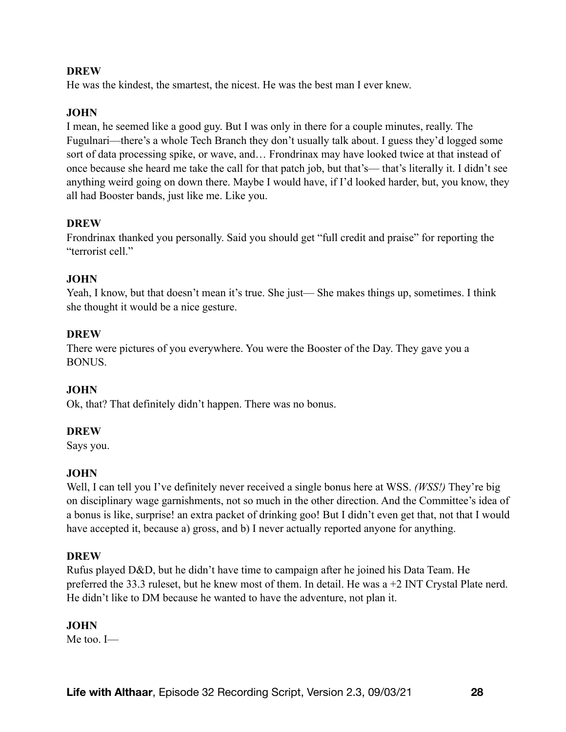**DREW**

He was the kindest, the smartest, the nicest. He was the best man I ever knew.

**JOHN**

I mean, he seemed like a good guy. But I was only in there for a couple minutes, really. The Fugulnari—there's a whole Tech Branch they don't usually talk about. I guess they'd logged some sort of data processing spike, or wave, and… Frondrinax may have looked twice at that instead of once because she heard me take the call for that patch job, but that's— that's literally it. I didn't see anything weird going on down there. Maybe I would have, if I'd looked harder, but, you know, they all had Booster bands, just like me. Like you.

**DREW**

Frondrinax thanked you personally. Said you should get "full credit and praise" for reporting the "terrorist cell."

**JOHN**

Yeah, I know, but that doesn't mean it's true. She just— She makes things up, sometimes. I think she thought it would be a nice gesture.

**DREW**

There were pictures of you everywhere. You were the Booster of the Day. They gave you a BONUS.

**JOHN**

Ok, that? That definitely didn't happen. There was no bonus.

**DREW**

Says you.

**JOHN**

Well, I can tell you I've definitely never received a single bonus here at WSS. *(WSS!)* They're big on disciplinary wage garnishments, not so much in the other direction. And the Committee's idea of a bonus is like, surprise! an extra packet of drinking goo! But I didn't even get that, not that I would have accepted it, because a) gross, and b) I never actually reported anyone for anything.

**DREW**

Rufus played D&D, but he didn't have time to campaign after he joined his Data Team. He preferred the 33.3 ruleset, but he knew most of them. In detail. He was a +2 INT Crystal Plate nerd. He didn't like to DM because he wanted to have the adventure, not plan it.

**JOHN**

Me too. I—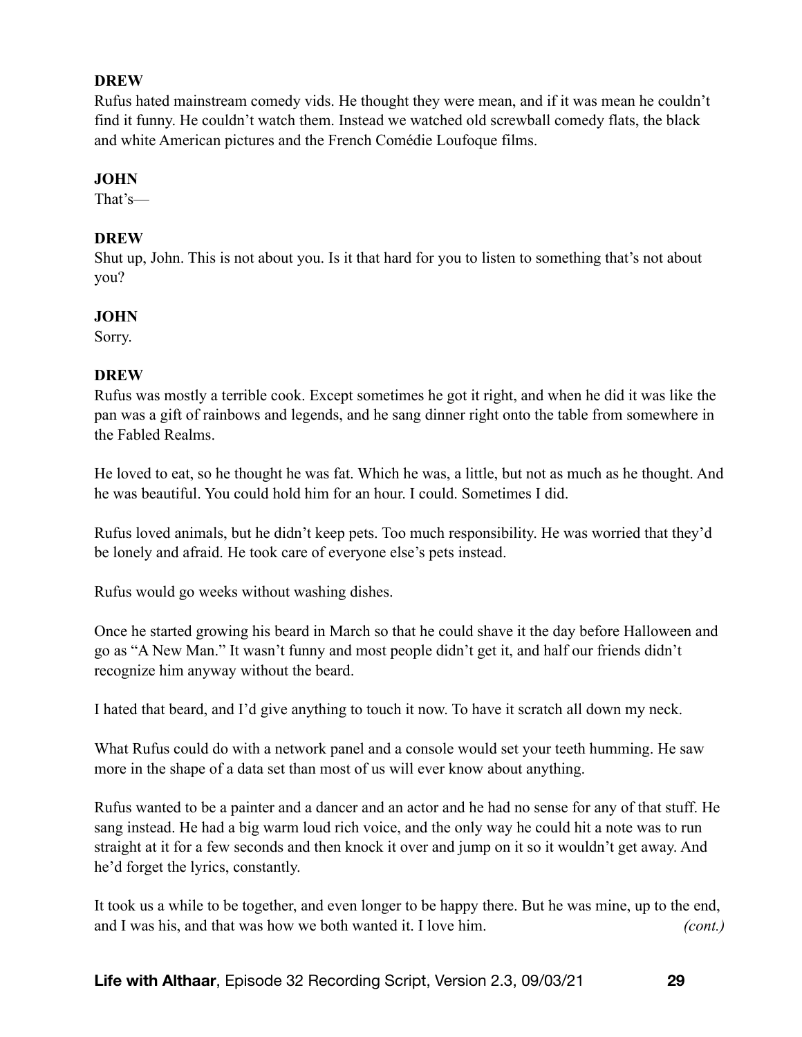**DREW**
Rufus hated mainstream comedy vids. He thought they were mean, and if it was mean he couldn't find it funny. He couldn't watch them. Instead we watched old screwball comedy flats, the black and white American pictures and the French Comédie Loufoque films.

**JOHN**
That's—

**DREW**
Shut up, John. This is not about you. Is it that hard for you to listen to something that's not about you?

**JOHN**
Sorry.

**DREW**
Rufus was mostly a terrible cook. Except sometimes he got it right, and when he did it was like the pan was a gift of rainbows and legends, and he sang dinner right onto the table from somewhere in the Fabled Realms.

He loved to eat, so he thought he was fat. Which he was, a little, but not as much as he thought. And he was beautiful. You could hold him for an hour. I could. Sometimes I did.

Rufus loved animals, but he didn't keep pets. Too much responsibility. He was worried that they'd be lonely and afraid. He took care of everyone else's pets instead.

Rufus would go weeks without washing dishes.

Once he started growing his beard in March so that he could shave it the day before Halloween and go as "A New Man." It wasn't funny and most people didn't get it, and half our friends didn't recognize him anyway without the beard.

I hated that beard, and I'd give anything to touch it now. To have it scratch all down my neck.

What Rufus could do with a network panel and a console would set your teeth humming. He saw more in the shape of a data set than most of us will ever know about anything.

Rufus wanted to be a painter and a dancer and an actor and he had no sense for any of that stuff. He sang instead. He had a big warm loud rich voice, and the only way he could hit a note was to run straight at it for a few seconds and then knock it over and jump on it so it wouldn't get away. And he'd forget the lyrics, constantly.

It took us a while to be together, and even longer to be happy there. But he was mine, up to the end, and I was his, and that was how we both wanted it. I love him. *(cont.)*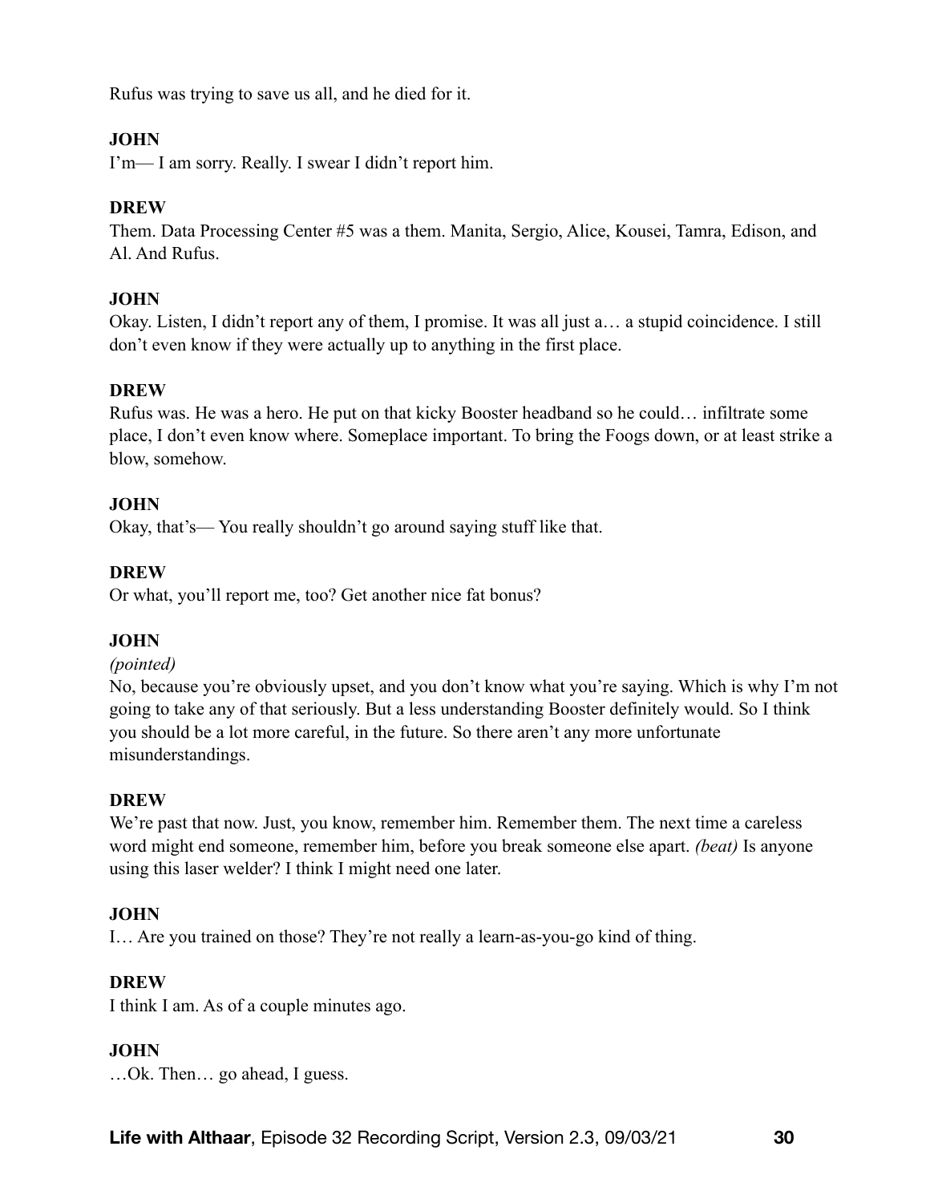Rufus was trying to save us all, and he died for it.

**JOHN**

I'm— I am sorry. Really. I swear I didn't report him.

**DREW**

Them. Data Processing Center #5 was a them. Manita, Sergio, Alice, Kousei, Tamra, Edison, and Al. And Rufus.

**JOHN**

Okay. Listen, I didn't report any of them, I promise. It was all just a… a stupid coincidence. I still don't even know if they were actually up to anything in the first place.

**DREW**

Rufus was. He was a hero. He put on that kicky Booster headband so he could… infiltrate some place, I don't even know where. Someplace important. To bring the Foogs down, or at least strike a blow, somehow.

**JOHN**

Okay, that's— You really shouldn't go around saying stuff like that.

**DREW**

Or what, you'll report me, too? Get another nice fat bonus?

**JOHN**

*(pointed)*

No, because you're obviously upset, and you don't know what you're saying. Which is why I'm not going to take any of that seriously. But a less understanding Booster definitely would. So I think you should be a lot more careful, in the future. So there aren't any more unfortunate misunderstandings.

**DREW**

We're past that now. Just, you know, remember him. Remember them. The next time a careless word might end someone, remember him, before you break someone else apart. *(beat)* Is anyone using this laser welder? I think I might need one later.

**JOHN**

I… Are you trained on those? They're not really a learn-as-you-go kind of thing.

**DREW**

I think I am. As of a couple minutes ago.

**JOHN**

…Ok. Then… go ahead, I guess.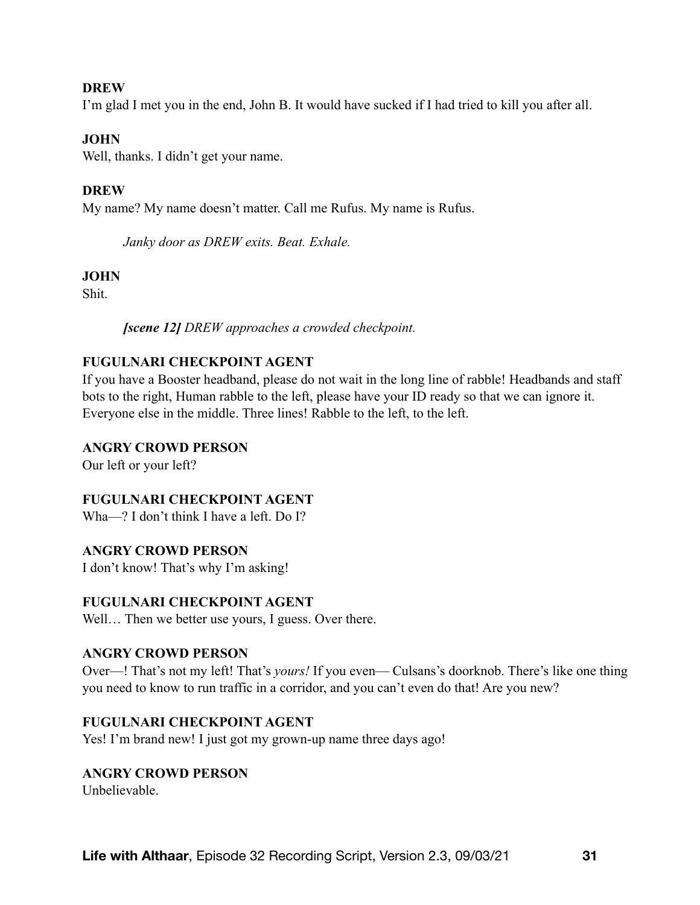**DREW**
I'm glad I met you in the end, John B. It would have sucked if I had tried to kill you after all.

**JOHN**
Well, thanks. I didn't get your name.

**DREW**
My name? My name doesn't matter. Call me Rufus. My name is Rufus.

*Janky door as DREW exits. Beat. Exhale.*

**JOHN**
Shit.

***[scene 12]*** *DREW approaches a crowded checkpoint.*

**FUGULNARI CHECKPOINT AGENT**
If you have a Booster headband, please do not wait in the long line of rabble! Headbands and staff bots to the right, Human rabble to the left, please have your ID ready so that we can ignore it. Everyone else in the middle. Three lines! Rabble to the left, to the left.

**ANGRY CROWD PERSON**
Our left or your left?

**FUGULNARI CHECKPOINT AGENT**
Wha—? I don't think I have a left. Do I?

**ANGRY CROWD PERSON**
I don't know! That's why I'm asking!

**FUGULNARI CHECKPOINT AGENT**
Well… Then we better use yours, I guess. Over there.

**ANGRY CROWD PERSON**
Over—! That's not my left! That's *yours!* If you even— Culsans's doorknob. There's like one thing you need to know to run traffic in a corridor, and you can't even do that! Are you new?

**FUGULNARI CHECKPOINT AGENT**
Yes! I'm brand new! I just got my grown-up name three days ago!

**ANGRY CROWD PERSON**
Unbelievable.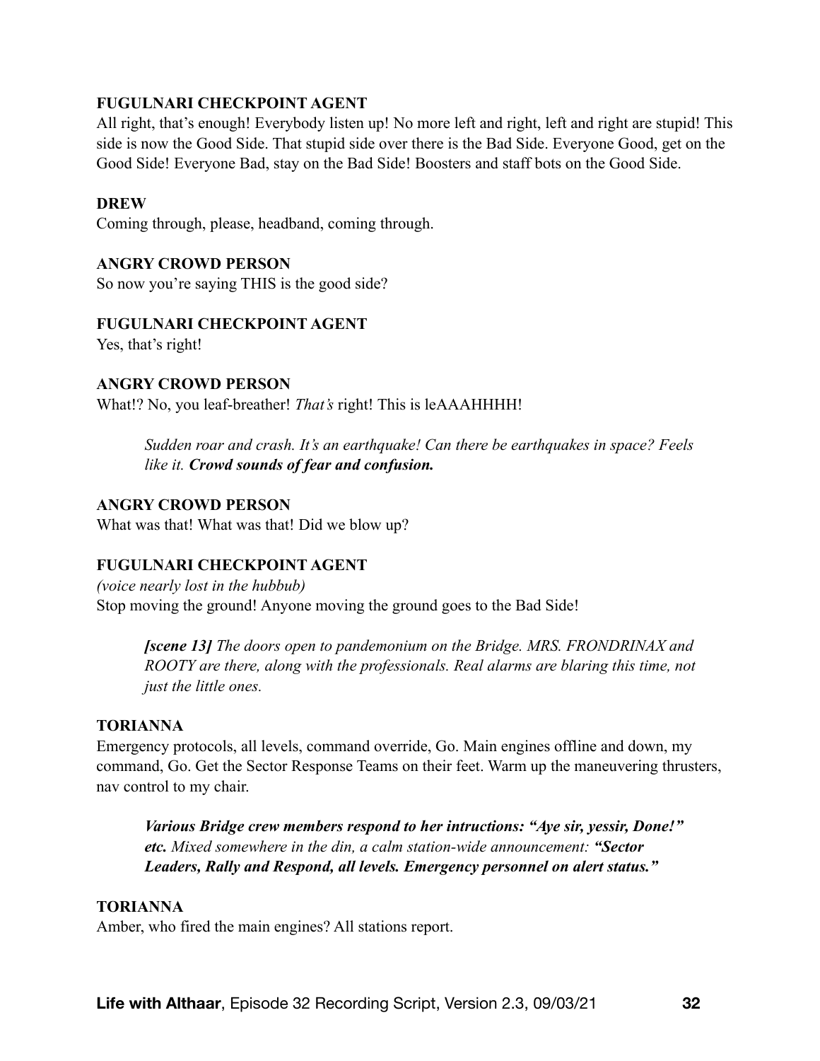**FUGULNARI CHECKPOINT AGENT**
All right, that's enough! Everybody listen up! No more left and right, left and right are stupid! This side is now the Good Side. That stupid side over there is the Bad Side. Everyone Good, get on the Good Side! Everyone Bad, stay on the Bad Side! Boosters and staff bots on the Good Side.

**DREW**
Coming through, please, headband, coming through.

**ANGRY CROWD PERSON**
So now you're saying THIS is the good side?

**FUGULNARI CHECKPOINT AGENT**
Yes, that's right!

**ANGRY CROWD PERSON**
What!? No, you leaf-breather! *That's* right! This is leAAAHHHH!

> *Sudden roar and crash. It's an earthquake! Can there be earthquakes in space? Feels like it.* ***Crowd sounds of fear and confusion.***

**ANGRY CROWD PERSON**
What was that! What was that! Did we blow up?

**FUGULNARI CHECKPOINT AGENT**
*(voice nearly lost in the hubbub)*
Stop moving the ground! Anyone moving the ground goes to the Bad Side!

> ***[scene 13]*** *The doors open to pandemonium on the Bridge. MRS. FRONDRINAX and ROOTY are there, along with the professionals. Real alarms are blaring this time, not just the little ones.*

**TORIANNA**
Emergency protocols, all levels, command override, Go. Main engines offline and down, my command, Go. Get the Sector Response Teams on their feet. Warm up the maneuvering thrusters, nav control to my chair.

> ***Various Bridge crew members respond to her intructions: "Aye sir, yessir, Done!" etc.*** *Mixed somewhere in the din, a calm station-wide announcement:* ***"Sector Leaders, Rally and Respond, all levels. Emergency personnel on alert status."***

**TORIANNA**
Amber, who fired the main engines? All stations report.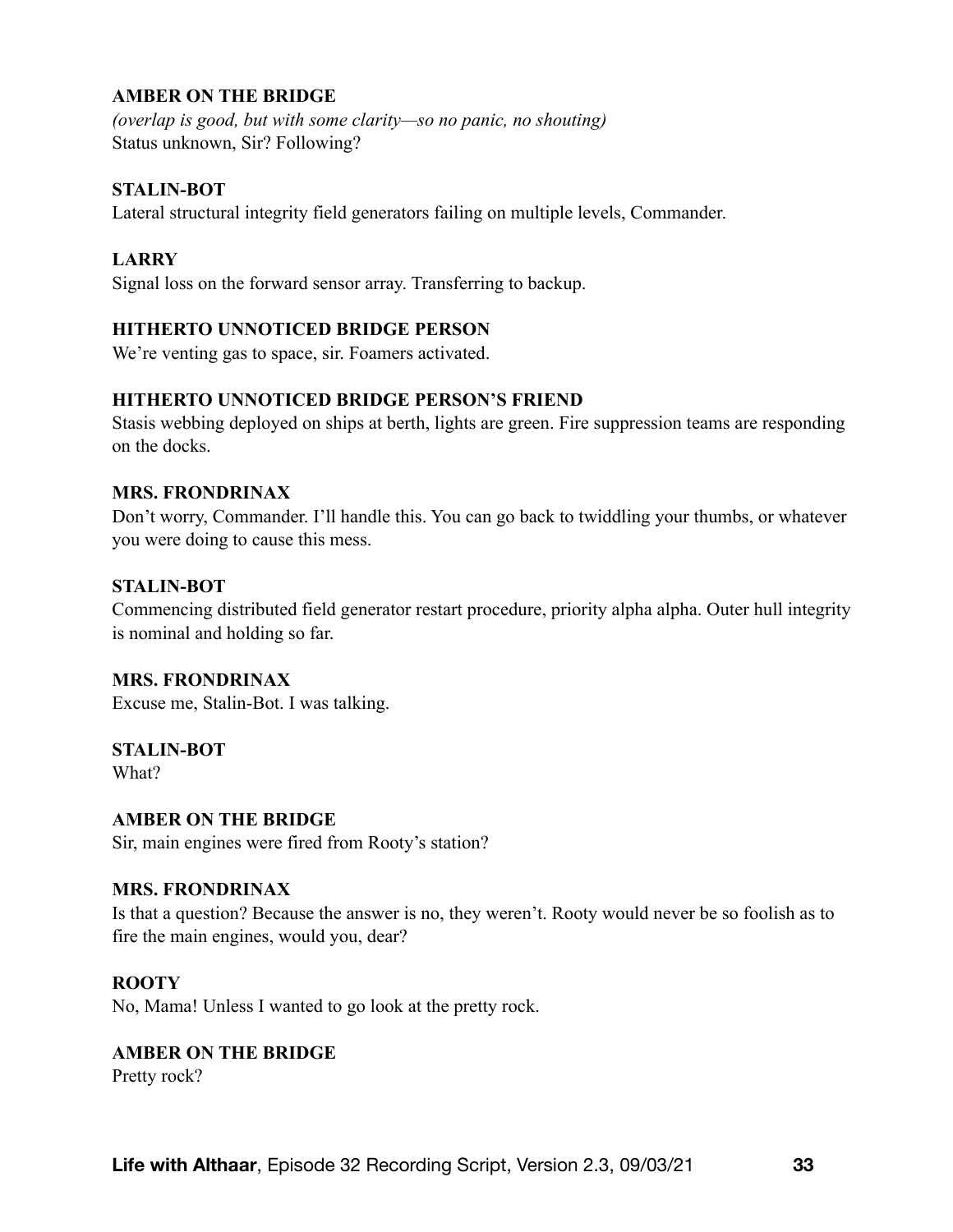**AMBER ON THE BRIDGE**
*(overlap is good, but with some clarity—so no panic, no shouting)*
Status unknown, Sir? Following?

**STALIN-BOT**
Lateral structural integrity field generators failing on multiple levels, Commander.

**LARRY**
Signal loss on the forward sensor array. Transferring to backup.

**HITHERTO UNNOTICED BRIDGE PERSON**
We're venting gas to space, sir. Foamers activated.

**HITHERTO UNNOTICED BRIDGE PERSON'S FRIEND**
Stasis webbing deployed on ships at berth, lights are green. Fire suppression teams are responding on the docks.

**MRS. FRONDRINAX**
Don't worry, Commander. I'll handle this. You can go back to twiddling your thumbs, or whatever you were doing to cause this mess.

**STALIN-BOT**
Commencing distributed field generator restart procedure, priority alpha alpha. Outer hull integrity is nominal and holding so far.

**MRS. FRONDRINAX**
Excuse me, Stalin-Bot. I was talking.

**STALIN-BOT**
What?

**AMBER ON THE BRIDGE**
Sir, main engines were fired from Rooty's station?

**MRS. FRONDRINAX**
Is that a question? Because the answer is no, they weren't. Rooty would never be so foolish as to fire the main engines, would you, dear?

**ROOTY**
No, Mama! Unless I wanted to go look at the pretty rock.

**AMBER ON THE BRIDGE**
Pretty rock?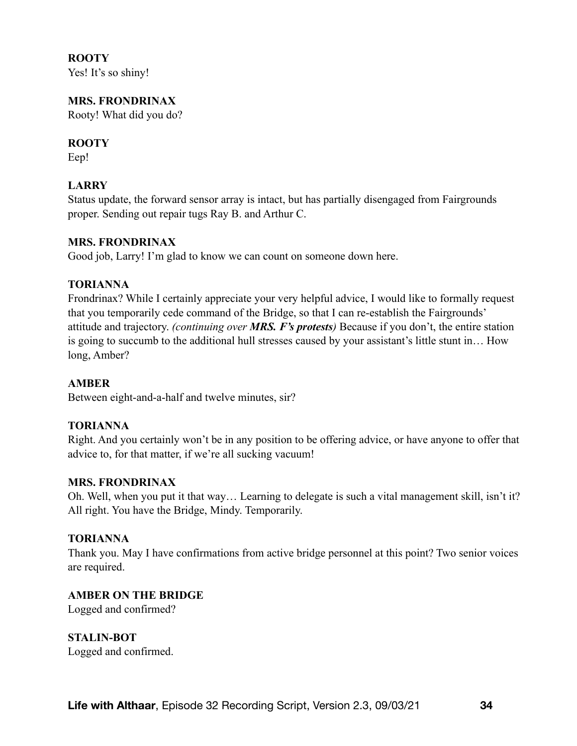**ROOTY**
Yes! It's so shiny!

**MRS. FRONDRINAX**
Rooty! What did you do?

**ROOTY**
Eep!

**LARRY**
Status update, the forward sensor array is intact, but has partially disengaged from Fairgrounds proper. Sending out repair tugs Ray B. and Arthur C.

**MRS. FRONDRINAX**
Good job, Larry! I'm glad to know we can count on someone down here.

**TORIANNA**
Frondrinax? While I certainly appreciate your very helpful advice, I would like to formally request that you temporarily cede command of the Bridge, so that I can re-establish the Fairgrounds' attitude and trajectory. *(continuing over **MRS. F's protests**)* Because if you don't, the entire station is going to succumb to the additional hull stresses caused by your assistant's little stunt in… How long, Amber?

**AMBER**
Between eight-and-a-half and twelve minutes, sir?

**TORIANNA**
Right. And you certainly won't be in any position to be offering advice, or have anyone to offer that advice to, for that matter, if we're all sucking vacuum!

**MRS. FRONDRINAX**
Oh. Well, when you put it that way… Learning to delegate is such a vital management skill, isn't it? All right. You have the Bridge, Mindy. Temporarily.

**TORIANNA**
Thank you. May I have confirmations from active bridge personnel at this point? Two senior voices are required.

**AMBER ON THE BRIDGE**
Logged and confirmed?

**STALIN-BOT**
Logged and confirmed.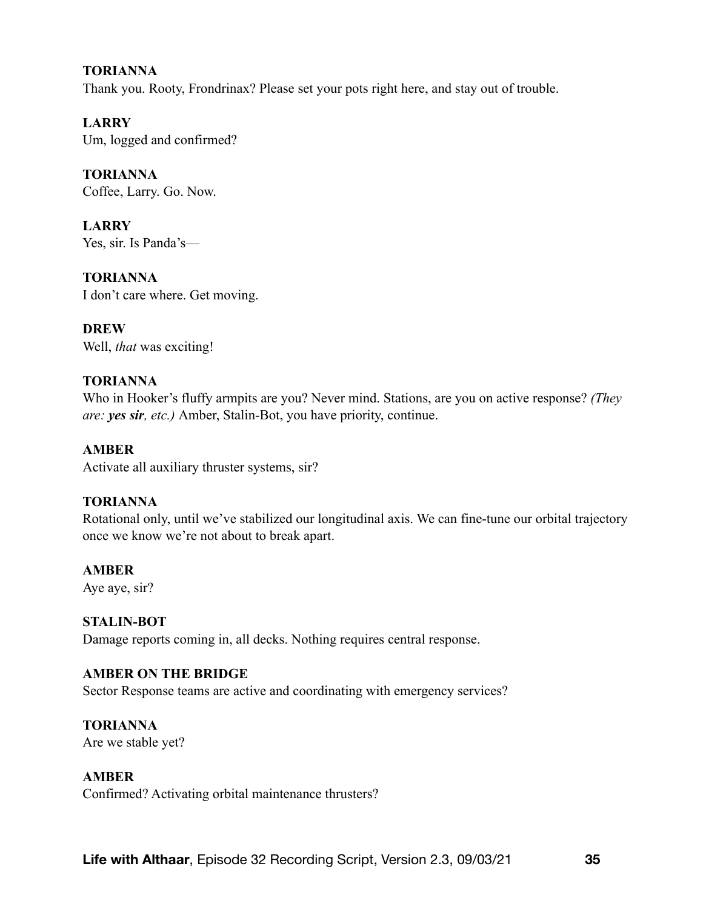**TORIANNA**
Thank you. Rooty, Frondrinax? Please set your pots right here, and stay out of trouble.

**LARRY**
Um, logged and confirmed?

**TORIANNA**
Coffee, Larry. Go. Now.

**LARRY**
Yes, sir. Is Panda's—

**TORIANNA**
I don't care where. Get moving.

**DREW**
Well, *that* was exciting!

**TORIANNA**
Who in Hooker's fluffy armpits are you? Never mind. Stations, are you on active response? *(They are: **yes sir**, etc.)* Amber, Stalin-Bot, you have priority, continue.

**AMBER**
Activate all auxiliary thruster systems, sir?

**TORIANNA**
Rotational only, until we've stabilized our longitudinal axis. We can fine-tune our orbital trajectory once we know we're not about to break apart.

**AMBER**
Aye aye, sir?

**STALIN-BOT**
Damage reports coming in, all decks. Nothing requires central response.

**AMBER ON THE BRIDGE**
Sector Response teams are active and coordinating with emergency services?

**TORIANNA**
Are we stable yet?

**AMBER**
Confirmed? Activating orbital maintenance thrusters?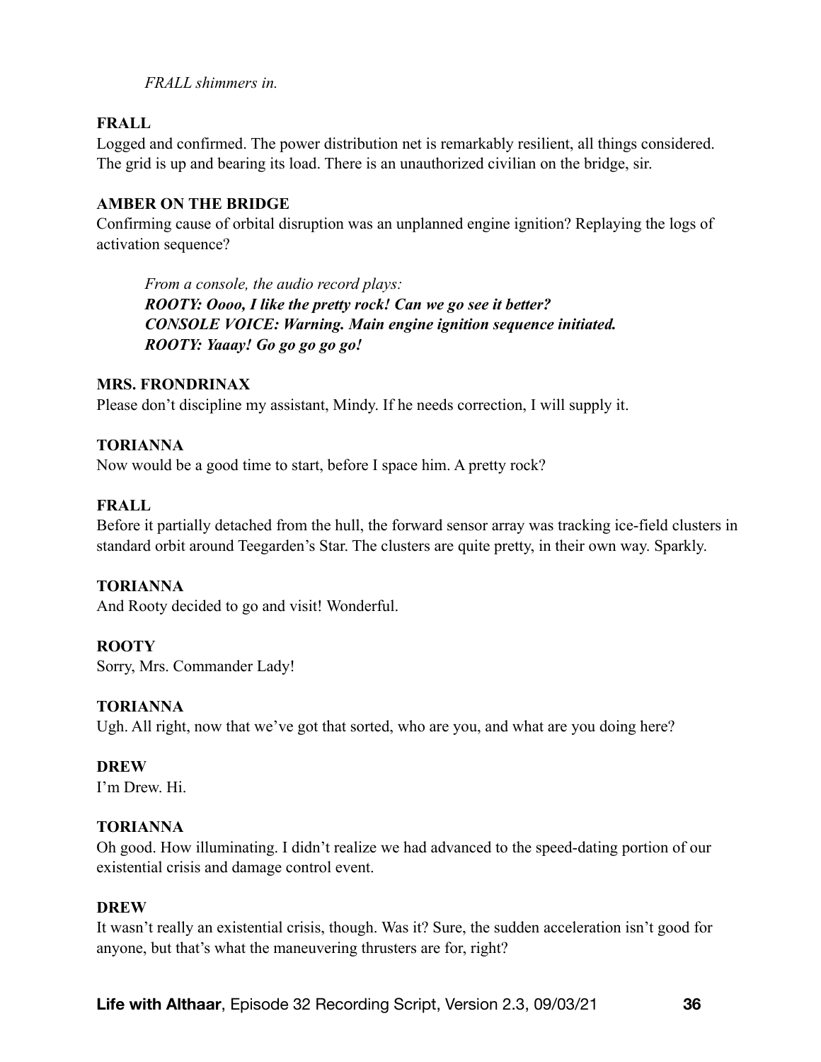*FRALL shimmers in.*

**FRALL**

Logged and confirmed. The power distribution net is remarkably resilient, all things considered. The grid is up and bearing its load. There is an unauthorized civilian on the bridge, sir.

**AMBER ON THE BRIDGE**

Confirming cause of orbital disruption was an unplanned engine ignition? Replaying the logs of activation sequence?

*From a console, the audio record plays:*
***ROOTY: Oooo, I like the pretty rock! Can we go see it better?***
***CONSOLE VOICE: Warning. Main engine ignition sequence initiated.***
***ROOTY: Yaaay! Go go go go go!***

**MRS. FRONDRINAX**

Please don't discipline my assistant, Mindy. If he needs correction, I will supply it.

**TORIANNA**

Now would be a good time to start, before I space him. A pretty rock?

**FRALL**

Before it partially detached from the hull, the forward sensor array was tracking ice-field clusters in standard orbit around Teegarden's Star. The clusters are quite pretty, in their own way. Sparkly.

**TORIANNA**

And Rooty decided to go and visit! Wonderful.

**ROOTY**

Sorry, Mrs. Commander Lady!

**TORIANNA**

Ugh. All right, now that we've got that sorted, who are you, and what are you doing here?

**DREW**

I'm Drew. Hi.

**TORIANNA**

Oh good. How illuminating. I didn't realize we had advanced to the speed-dating portion of our existential crisis and damage control event.

**DREW**

It wasn't really an existential crisis, though. Was it? Sure, the sudden acceleration isn't good for anyone, but that's what the maneuvering thrusters are for, right?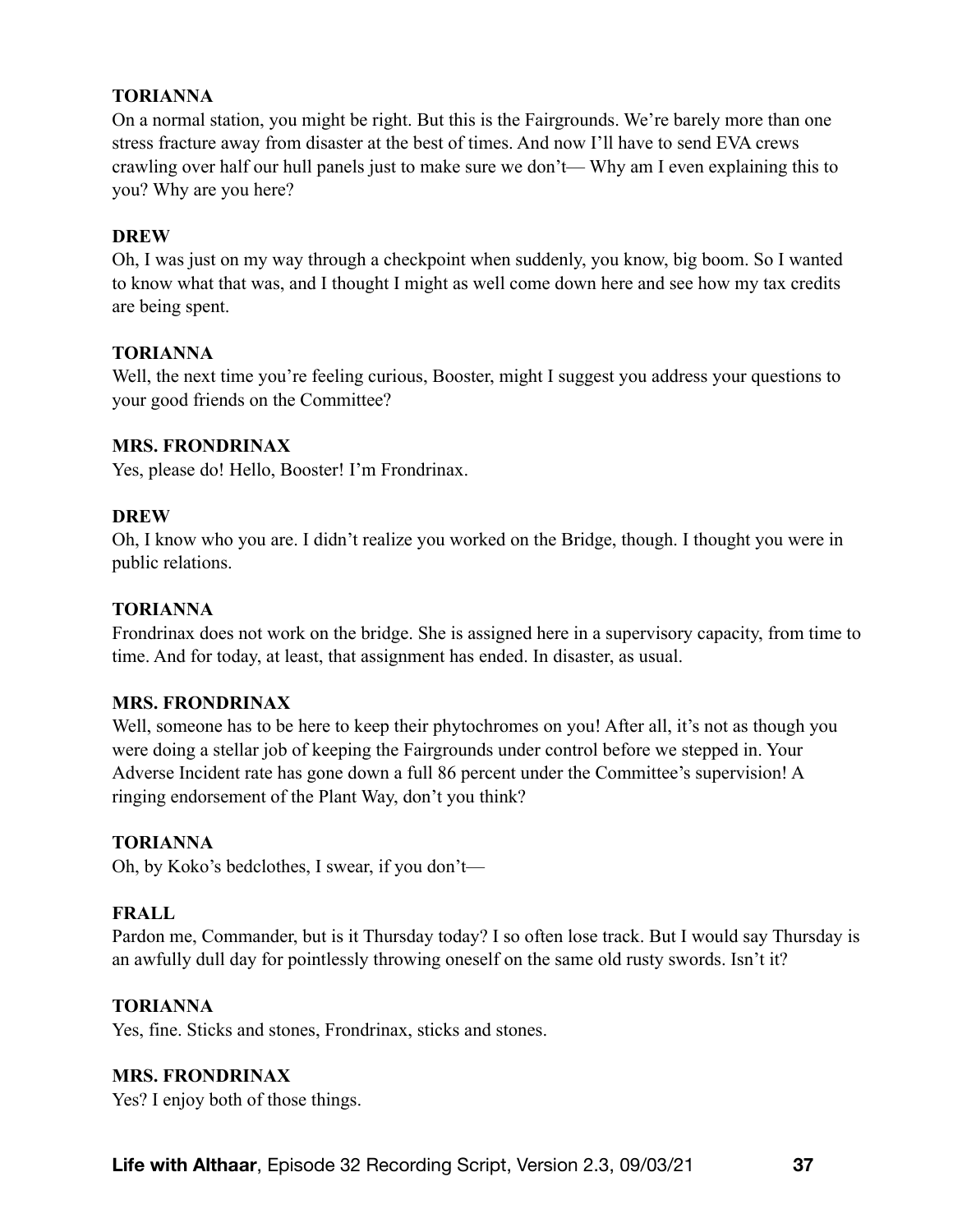**TORIANNA**
On a normal station, you might be right. But this is the Fairgrounds. We're barely more than one stress fracture away from disaster at the best of times. And now I'll have to send EVA crews crawling over half our hull panels just to make sure we don't— Why am I even explaining this to you? Why are you here?

**DREW**
Oh, I was just on my way through a checkpoint when suddenly, you know, big boom. So I wanted to know what that was, and I thought I might as well come down here and see how my tax credits are being spent.

**TORIANNA**
Well, the next time you're feeling curious, Booster, might I suggest you address your questions to your good friends on the Committee?

**MRS. FRONDRINAX**
Yes, please do! Hello, Booster! I'm Frondrinax.

**DREW**
Oh, I know who you are. I didn't realize you worked on the Bridge, though. I thought you were in public relations.

**TORIANNA**
Frondrinax does not work on the bridge. She is assigned here in a supervisory capacity, from time to time. And for today, at least, that assignment has ended. In disaster, as usual.

**MRS. FRONDRINAX**
Well, someone has to be here to keep their phytochromes on you! After all, it's not as though you were doing a stellar job of keeping the Fairgrounds under control before we stepped in. Your Adverse Incident rate has gone down a full 86 percent under the Committee's supervision! A ringing endorsement of the Plant Way, don't you think?

**TORIANNA**
Oh, by Koko's bedclothes, I swear, if you don't—

**FRALL**
Pardon me, Commander, but is it Thursday today? I so often lose track. But I would say Thursday is an awfully dull day for pointlessly throwing oneself on the same old rusty swords. Isn't it?

**TORIANNA**
Yes, fine. Sticks and stones, Frondrinax, sticks and stones.

**MRS. FRONDRINAX**
Yes? I enjoy both of those things.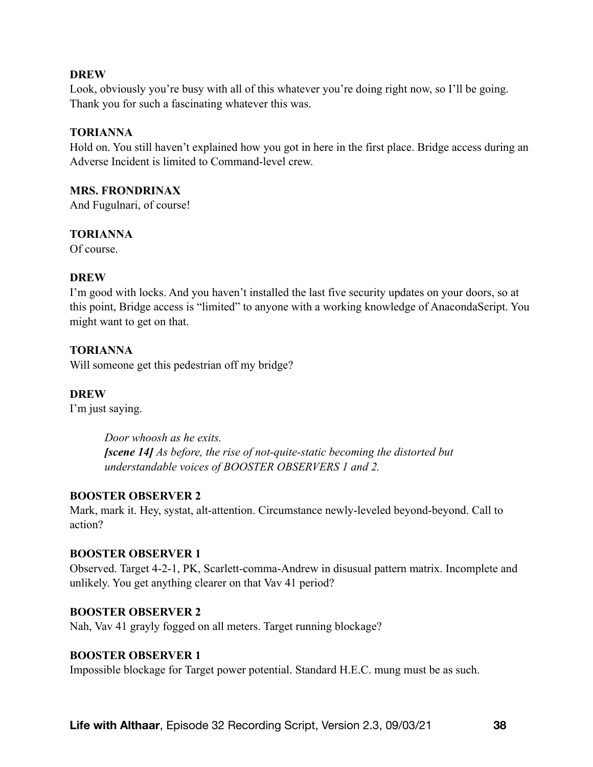**DREW**
Look, obviously you're busy with all of this whatever you're doing right now, so I'll be going. Thank you for such a fascinating whatever this was.

**TORIANNA**
Hold on. You still haven't explained how you got in here in the first place. Bridge access during an Adverse Incident is limited to Command-level crew.

**MRS. FRONDRINAX**
And Fugulnari, of course!

**TORIANNA**
Of course.

**DREW**
I'm good with locks. And you haven't installed the last five security updates on your doors, so at this point, Bridge access is "limited" to anyone with a working knowledge of AnacondaScript. You might want to get on that.

**TORIANNA**
Will someone get this pedestrian off my bridge?

**DREW**
I'm just saying.

> *Door whoosh as he exits.*
> ***[scene 14]*** *As before, the rise of not-quite-static becoming the distorted but understandable voices of BOOSTER OBSERVERS 1 and 2.*

**BOOSTER OBSERVER 2**
Mark, mark it. Hey, systat, alt-attention. Circumstance newly-leveled beyond-beyond. Call to action?

**BOOSTER OBSERVER 1**
Observed. Target 4-2-1, PK, Scarlett-comma-Andrew in disusual pattern matrix. Incomplete and unlikely. You get anything clearer on that Vav 41 period?

**BOOSTER OBSERVER 2**
Nah, Vav 41 grayly fogged on all meters. Target running blockage?

**BOOSTER OBSERVER 1**
Impossible blockage for Target power potential. Standard H.E.C. mung must be as such.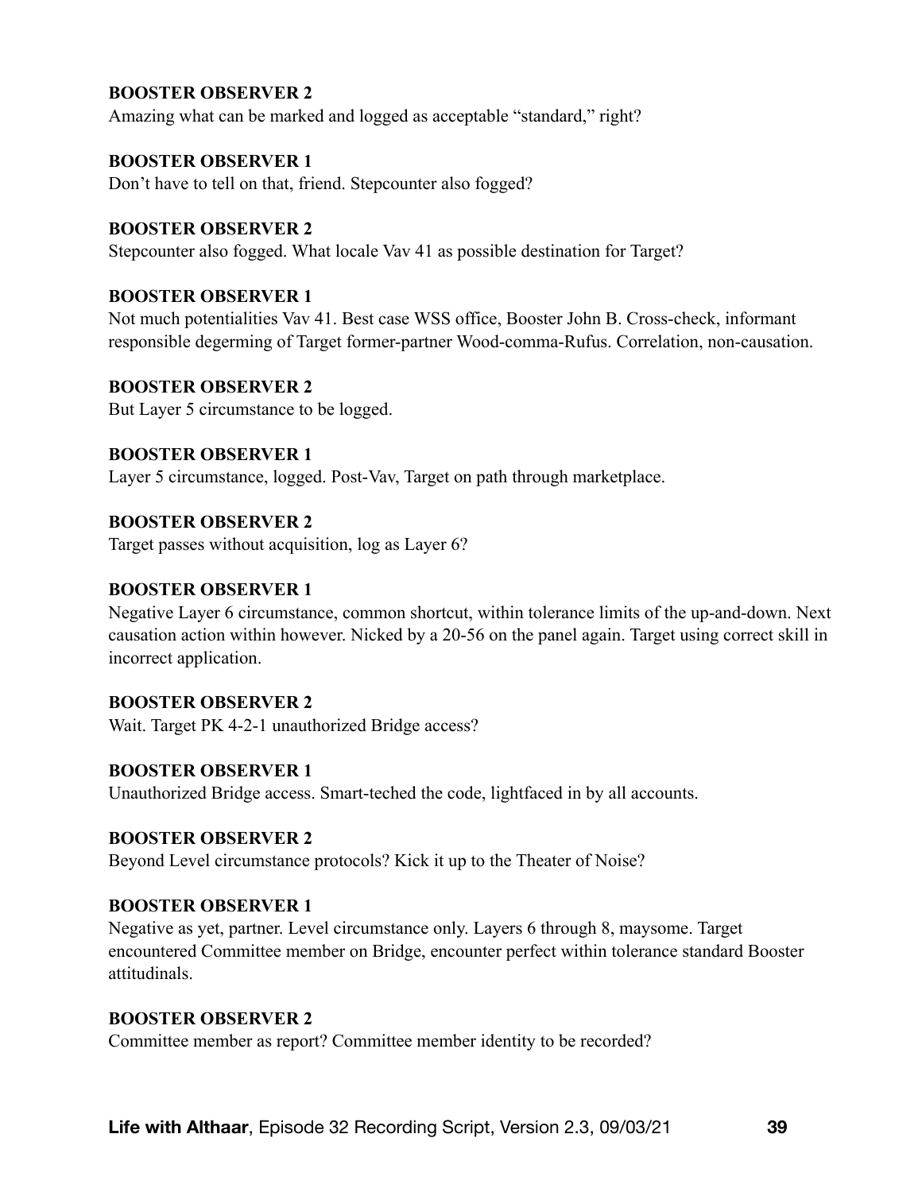**BOOSTER OBSERVER 2**
Amazing what can be marked and logged as acceptable "standard," right?

**BOOSTER OBSERVER 1**
Don't have to tell on that, friend. Stepcounter also fogged?

**BOOSTER OBSERVER 2**
Stepcounter also fogged. What locale Vav 41 as possible destination for Target?

**BOOSTER OBSERVER 1**
Not much potentialities Vav 41. Best case WSS office, Booster John B. Cross-check, informant responsible degerming of Target former-partner Wood-comma-Rufus. Correlation, non-causation.

**BOOSTER OBSERVER 2**
But Layer 5 circumstance to be logged.

**BOOSTER OBSERVER 1**
Layer 5 circumstance, logged. Post-Vav, Target on path through marketplace.

**BOOSTER OBSERVER 2**
Target passes without acquisition, log as Layer 6?

**BOOSTER OBSERVER 1**
Negative Layer 6 circumstance, common shortcut, within tolerance limits of the up-and-down. Next causation action within however. Nicked by a 20-56 on the panel again. Target using correct skill in incorrect application.

**BOOSTER OBSERVER 2**
Wait. Target PK 4-2-1 unauthorized Bridge access?

**BOOSTER OBSERVER 1**
Unauthorized Bridge access. Smart-teched the code, lightfaced in by all accounts.

**BOOSTER OBSERVER 2**
Beyond Level circumstance protocols? Kick it up to the Theater of Noise?

**BOOSTER OBSERVER 1**
Negative as yet, partner. Level circumstance only. Layers 6 through 8, maysome. Target encountered Committee member on Bridge, encounter perfect within tolerance standard Booster attitudinals.

**BOOSTER OBSERVER 2**
Committee member as report? Committee member identity to be recorded?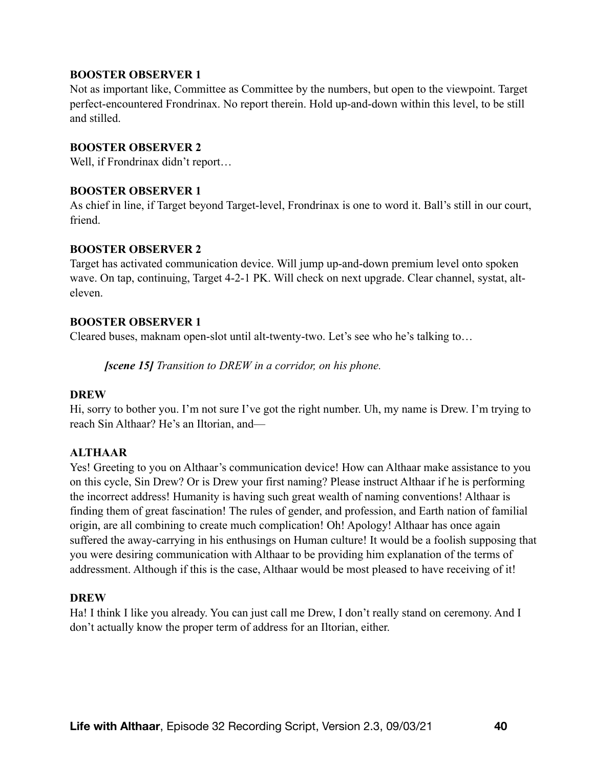**BOOSTER OBSERVER 1**

Not as important like, Committee as Committee by the numbers, but open to the viewpoint. Target perfect-encountered Frondrinax. No report therein. Hold up-and-down within this level, to be still and stilled.

**BOOSTER OBSERVER 2**

Well, if Frondrinax didn't report…

**BOOSTER OBSERVER 1**

As chief in line, if Target beyond Target-level, Frondrinax is one to word it. Ball's still in our court, friend.

**BOOSTER OBSERVER 2**

Target has activated communication device. Will jump up-and-down premium level onto spoken wave. On tap, continuing, Target 4-2-1 PK. Will check on next upgrade. Clear channel, systat, alt-eleven.

**BOOSTER OBSERVER 1**

Cleared buses, maknam open-slot until alt-twenty-two. Let's see who he's talking to…

> ***[scene 15]*** *Transition to DREW in a corridor, on his phone.*

**DREW**

Hi, sorry to bother you. I'm not sure I've got the right number. Uh, my name is Drew. I'm trying to reach Sin Althaar? He's an Iltorian, and—

**ALTHAAR**

Yes! Greeting to you on Althaar's communication device! How can Althaar make assistance to you on this cycle, Sin Drew? Or is Drew your first naming? Please instruct Althaar if he is performing the incorrect address! Humanity is having such great wealth of naming conventions! Althaar is finding them of great fascination! The rules of gender, and profession, and Earth nation of familial origin, are all combining to create much complication! Oh! Apology! Althaar has once again suffered the away-carrying in his enthusings on Human culture! It would be a foolish supposing that you were desiring communication with Althaar to be providing him explanation of the terms of addressment. Although if this is the case, Althaar would be most pleased to have receiving of it!

**DREW**

Ha! I think I like you already. You can just call me Drew, I don't really stand on ceremony. And I don't actually know the proper term of address for an Iltorian, either.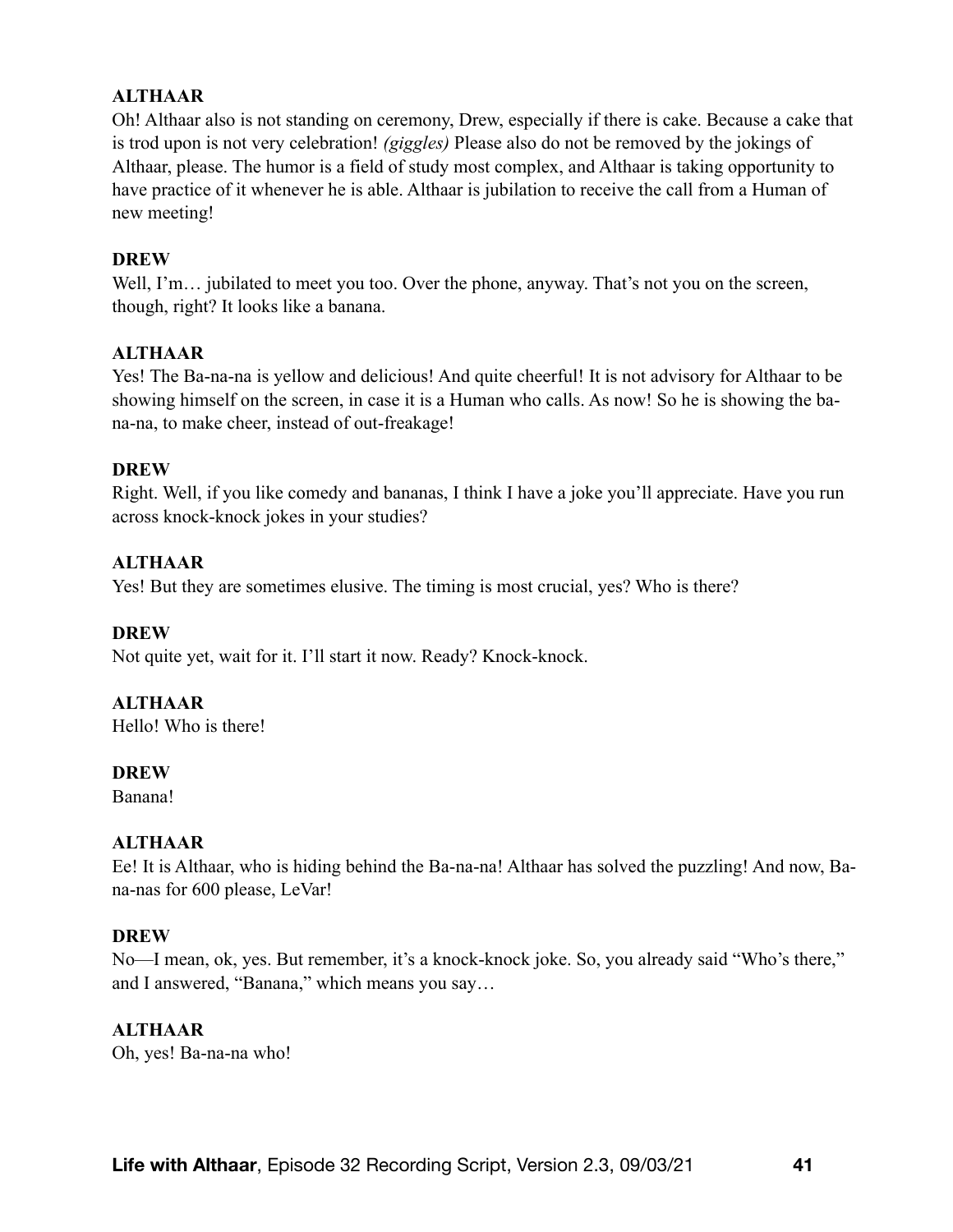**ALTHAAR**

Oh! Althaar also is not standing on ceremony, Drew, especially if there is cake. Because a cake that is trod upon is not very celebration! *(giggles)* Please also do not be removed by the jokings of Althaar, please. The humor is a field of study most complex, and Althaar is taking opportunity to have practice of it whenever he is able. Althaar is jubilation to receive the call from a Human of new meeting!

**DREW**

Well, I'm… jubilated to meet you too. Over the phone, anyway. That's not you on the screen, though, right? It looks like a banana.

**ALTHAAR**

Yes! The Ba-na-na is yellow and delicious! And quite cheerful! It is not advisory for Althaar to be showing himself on the screen, in case it is a Human who calls. As now! So he is showing the ba-na-na, to make cheer, instead of out-freakage!

**DREW**

Right. Well, if you like comedy and bananas, I think I have a joke you'll appreciate. Have you run across knock-knock jokes in your studies?

**ALTHAAR**

Yes! But they are sometimes elusive. The timing is most crucial, yes? Who is there?

**DREW**

Not quite yet, wait for it. I'll start it now. Ready? Knock-knock.

**ALTHAAR**

Hello! Who is there!

**DREW**

Banana!

**ALTHAAR**

Ee! It is Althaar, who is hiding behind the Ba-na-na! Althaar has solved the puzzling! And now, Ba-na-nas for 600 please, LeVar!

**DREW**

No—I mean, ok, yes. But remember, it's a knock-knock joke. So, you already said "Who's there," and I answered, "Banana," which means you say…

**ALTHAAR**

Oh, yes! Ba-na-na who!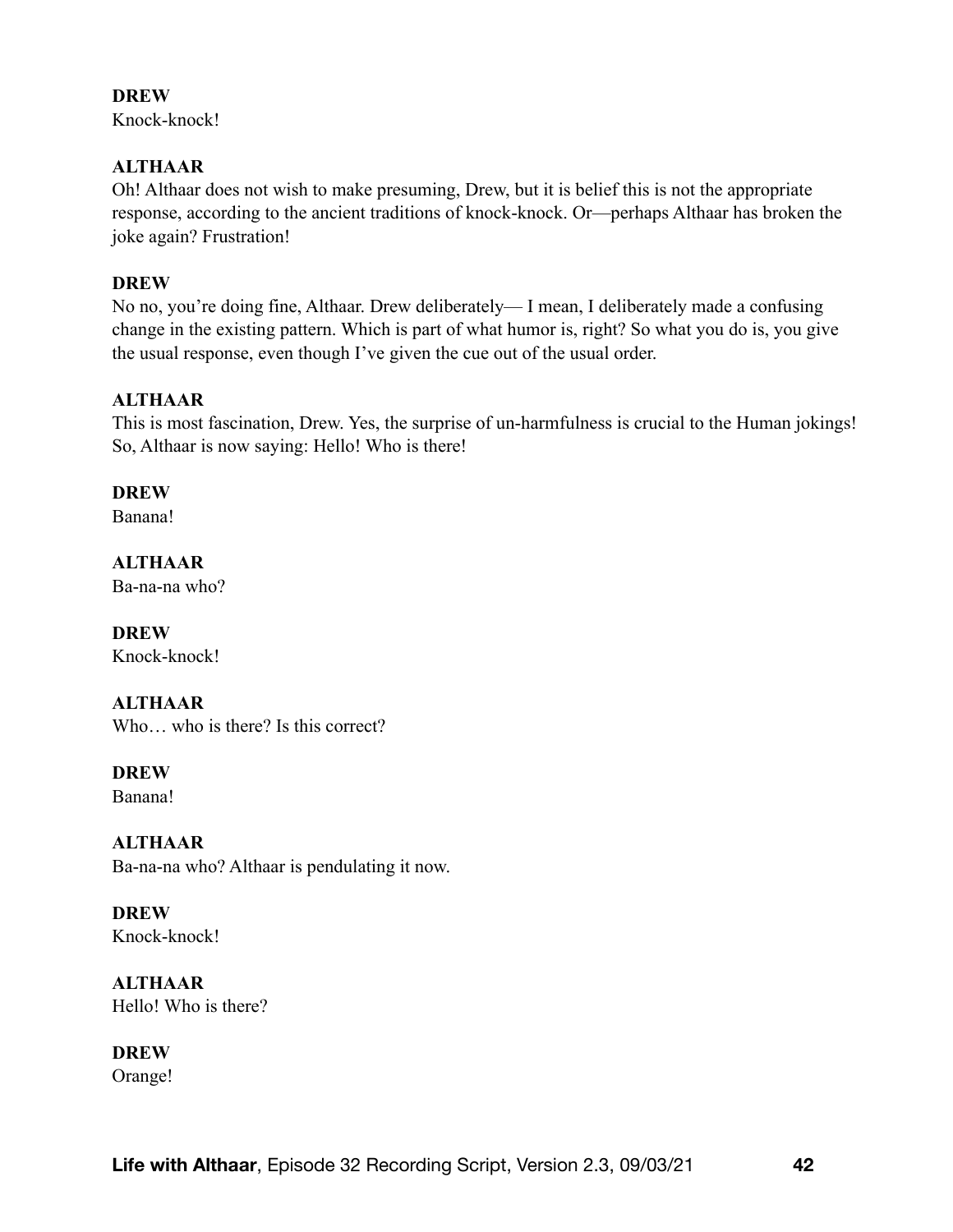**DREW**
Knock-knock!

**ALTHAAR**
Oh! Althaar does not wish to make presuming, Drew, but it is belief this is not the appropriate response, according to the ancient traditions of knock-knock. Or—perhaps Althaar has broken the joke again? Frustration!

**DREW**
No no, you're doing fine, Althaar. Drew deliberately— I mean, I deliberately made a confusing change in the existing pattern. Which is part of what humor is, right? So what you do is, you give the usual response, even though I've given the cue out of the usual order.

**ALTHAAR**
This is most fascination, Drew. Yes, the surprise of un-harmfulness is crucial to the Human jokings! So, Althaar is now saying: Hello! Who is there!

**DREW**
Banana!

**ALTHAAR**
Ba-na-na who?

**DREW**
Knock-knock!

**ALTHAAR**
Who… who is there? Is this correct?

**DREW**
Banana!

**ALTHAAR**
Ba-na-na who? Althaar is pendulating it now.

**DREW**
Knock-knock!

**ALTHAAR**
Hello! Who is there?

**DREW**
Orange!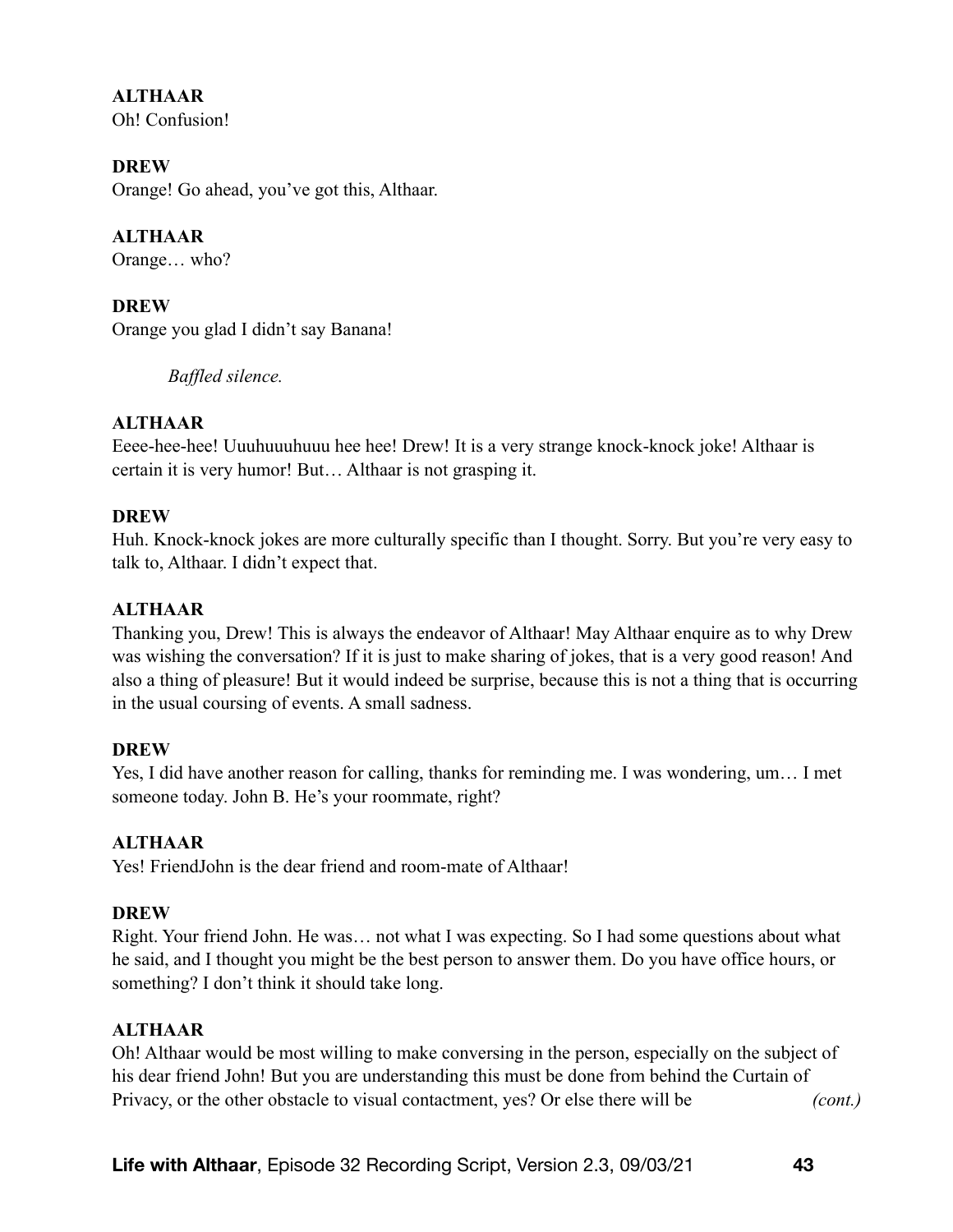**ALTHAAR**
Oh! Confusion!

**DREW**
Orange! Go ahead, you've got this, Althaar.

**ALTHAAR**
Orange… who?

**DREW**
Orange you glad I didn't say Banana!

*Baffled silence.*

**ALTHAAR**
Eeee-hee-hee! Uuuhuuuhuuu hee hee! Drew! It is a very strange knock-knock joke! Althaar is certain it is very humor! But… Althaar is not grasping it.

**DREW**
Huh. Knock-knock jokes are more culturally specific than I thought. Sorry. But you're very easy to talk to, Althaar. I didn't expect that.

**ALTHAAR**
Thanking you, Drew! This is always the endeavor of Althaar! May Althaar enquire as to why Drew was wishing the conversation? If it is just to make sharing of jokes, that is a very good reason! And also a thing of pleasure! But it would indeed be surprise, because this is not a thing that is occurring in the usual coursing of events. A small sadness.

**DREW**
Yes, I did have another reason for calling, thanks for reminding me. I was wondering, um… I met someone today. John B. He's your roommate, right?

**ALTHAAR**
Yes! FriendJohn is the dear friend and room-mate of Althaar!

**DREW**
Right. Your friend John. He was… not what I was expecting. So I had some questions about what he said, and I thought you might be the best person to answer them. Do you have office hours, or something? I don't think it should take long.

**ALTHAAR**
Oh! Althaar would be most willing to make conversing in the person, especially on the subject of his dear friend John! But you are understanding this must be done from behind the Curtain of Privacy, or the other obstacle to visual contactment, yes? Or else there will be *(cont.)*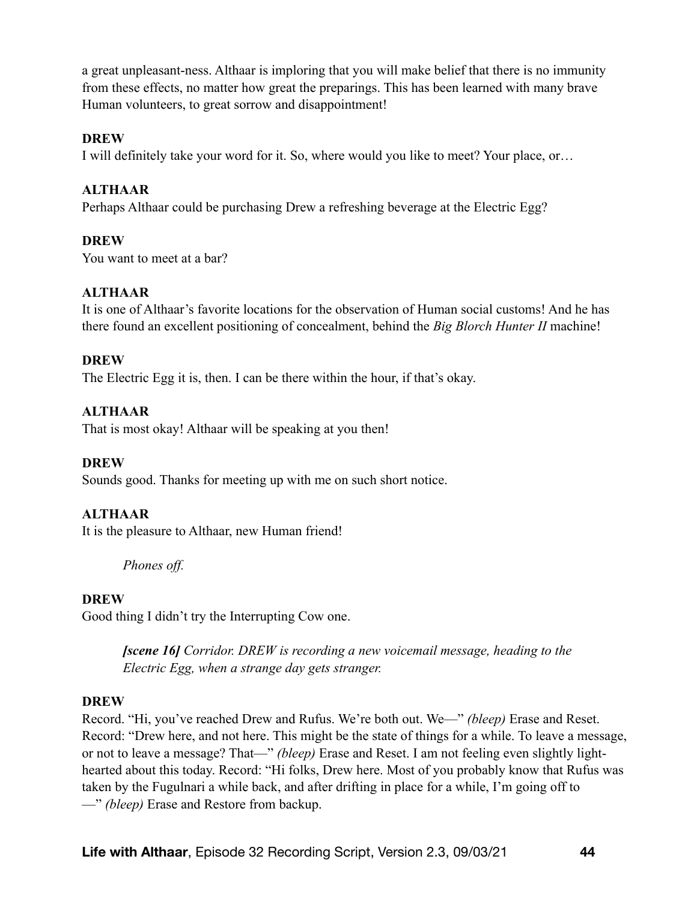a great unpleasant-ness. Althaar is imploring that you will make belief that there is no immunity from these effects, no matter how great the preparings. This has been learned with many brave Human volunteers, to great sorrow and disappointment!

**DREW**
I will definitely take your word for it. So, where would you like to meet? Your place, or…

**ALTHAAR**
Perhaps Althaar could be purchasing Drew a refreshing beverage at the Electric Egg?

**DREW**
You want to meet at a bar?

**ALTHAAR**
It is one of Althaar's favorite locations for the observation of Human social customs! And he has there found an excellent positioning of concealment, behind the *Big Blorch Hunter II* machine!

**DREW**
The Electric Egg it is, then. I can be there within the hour, if that's okay.

**ALTHAAR**
That is most okay! Althaar will be speaking at you then!

**DREW**
Sounds good. Thanks for meeting up with me on such short notice.

**ALTHAAR**
It is the pleasure to Althaar, new Human friend!

> *Phones off.*

**DREW**
Good thing I didn't try the Interrupting Cow one.

> ***[scene 16]*** *Corridor. DREW is recording a new voicemail message, heading to the Electric Egg, when a strange day gets stranger.*

**DREW**
Record. "Hi, you've reached Drew and Rufus. We're both out. We—" *(bleep)* Erase and Reset. Record: "Drew here, and not here. This might be the state of things for a while. To leave a message, or not to leave a message? That—" *(bleep)* Erase and Reset. I am not feeling even slightly light-hearted about this today. Record: "Hi folks, Drew here. Most of you probably know that Rufus was taken by the Fugulnari a while back, and after drifting in place for a while, I'm going off to —" *(bleep)* Erase and Restore from backup.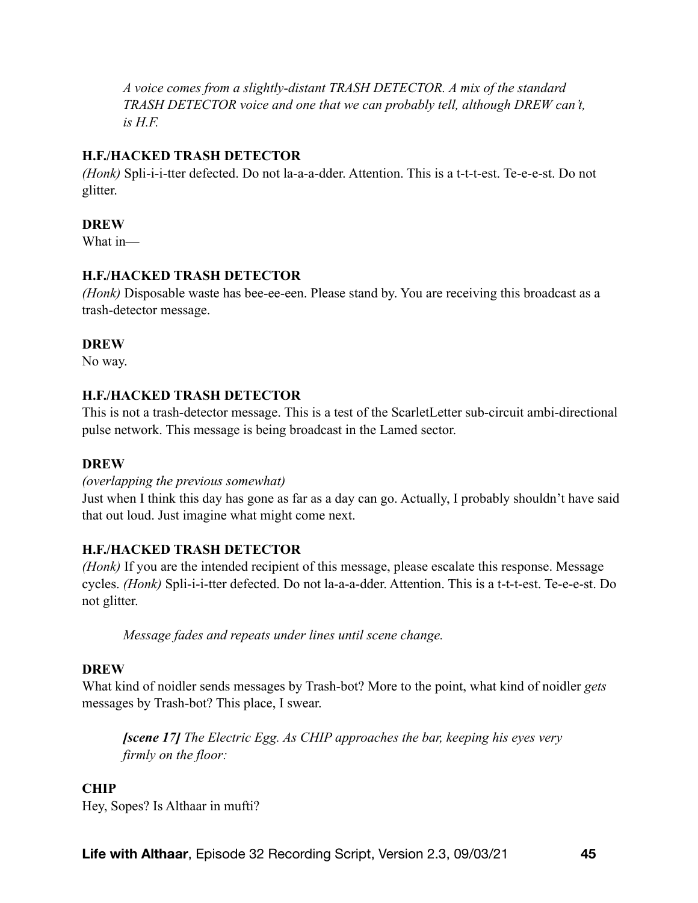*A voice comes from a slightly-distant TRASH DETECTOR. A mix of the standard TRASH DETECTOR voice and one that we can probably tell, although DREW can't, is H.F.*

**H.F./HACKED TRASH DETECTOR**
*(Honk)* Spli-i-i-tter defected. Do not la-a-a-dder. Attention. This is a t-t-t-est. Te-e-e-st. Do not glitter.

**DREW**
What in—

**H.F./HACKED TRASH DETECTOR**
*(Honk)* Disposable waste has bee-ee-een. Please stand by. You are receiving this broadcast as a trash-detector message.

**DREW**
No way.

**H.F./HACKED TRASH DETECTOR**
This is not a trash-detector message. This is a test of the ScarletLetter sub-circuit ambi-directional pulse network. This message is being broadcast in the Lamed sector.

**DREW**
*(overlapping the previous somewhat)*
Just when I think this day has gone as far as a day can go. Actually, I probably shouldn't have said that out loud. Just imagine what might come next.

**H.F./HACKED TRASH DETECTOR**
*(Honk)* If you are the intended recipient of this message, please escalate this response. Message cycles. *(Honk)* Spli-i-i-tter defected. Do not la-a-a-dder. Attention. This is a t-t-t-est. Te-e-e-st. Do not glitter.

*Message fades and repeats under lines until scene change.*

**DREW**
What kind of noidler sends messages by Trash-bot? More to the point, what kind of noidler *gets* messages by Trash-bot? This place, I swear.

***[scene 17]*** *The Electric Egg. As CHIP approaches the bar, keeping his eyes very firmly on the floor:*

**CHIP**
Hey, Sopes? Is Althaar in mufti?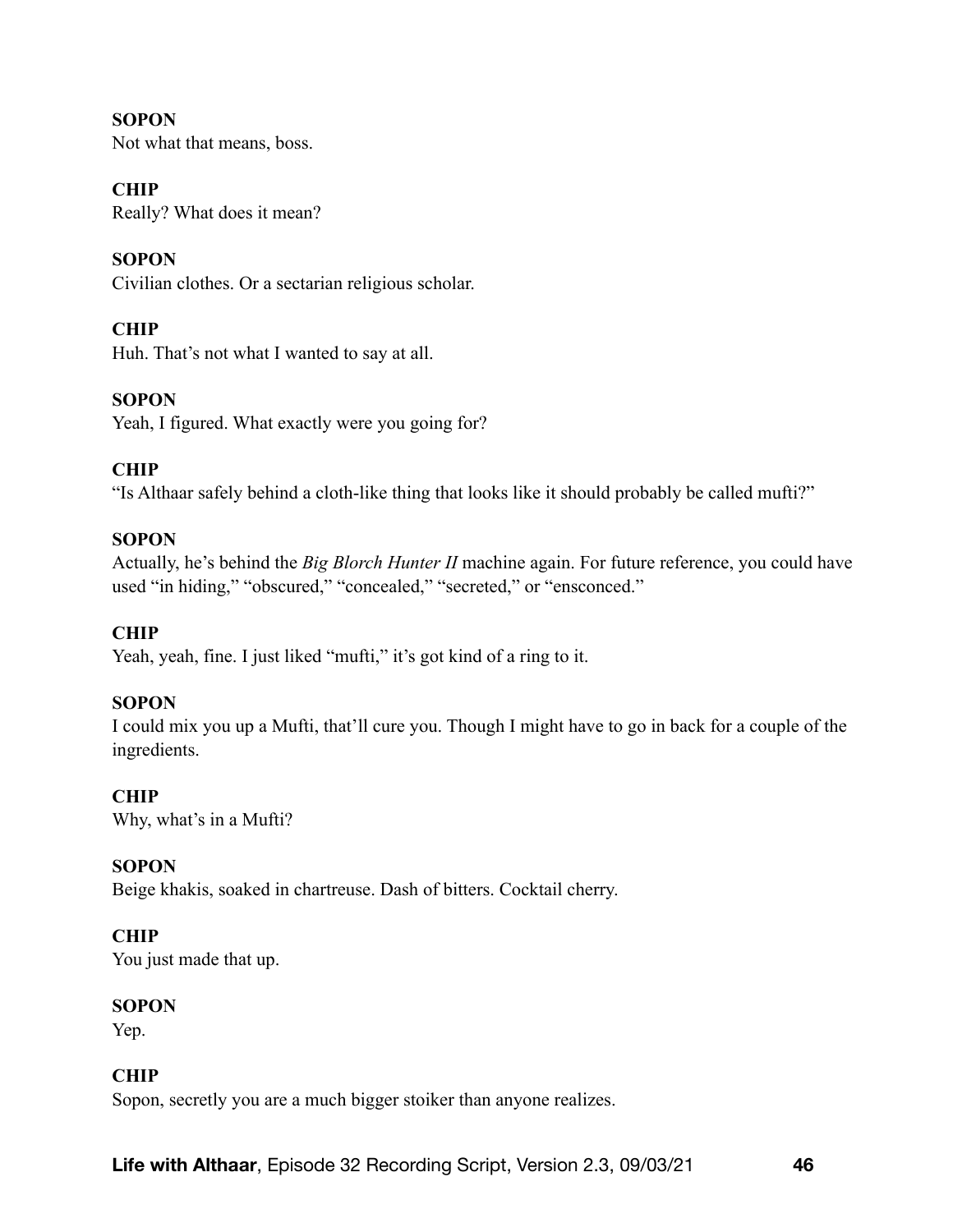**SOPON**
Not what that means, boss.

**CHIP**
Really? What does it mean?

**SOPON**
Civilian clothes. Or a sectarian religious scholar.

**CHIP**
Huh. That's not what I wanted to say at all.

**SOPON**
Yeah, I figured. What exactly were you going for?

**CHIP**
"Is Althaar safely behind a cloth-like thing that looks like it should probably be called mufti?"

**SOPON**
Actually, he's behind the *Big Blorch Hunter II* machine again. For future reference, you could have used "in hiding," "obscured," "concealed," "secreted," or "ensconced."

**CHIP**
Yeah, yeah, fine. I just liked "mufti," it's got kind of a ring to it.

**SOPON**
I could mix you up a Mufti, that'll cure you. Though I might have to go in back for a couple of the ingredients.

**CHIP**
Why, what's in a Mufti?

**SOPON**
Beige khakis, soaked in chartreuse. Dash of bitters. Cocktail cherry.

**CHIP**
You just made that up.

**SOPON**
Yep.

**CHIP**
Sopon, secretly you are a much bigger stoiker than anyone realizes.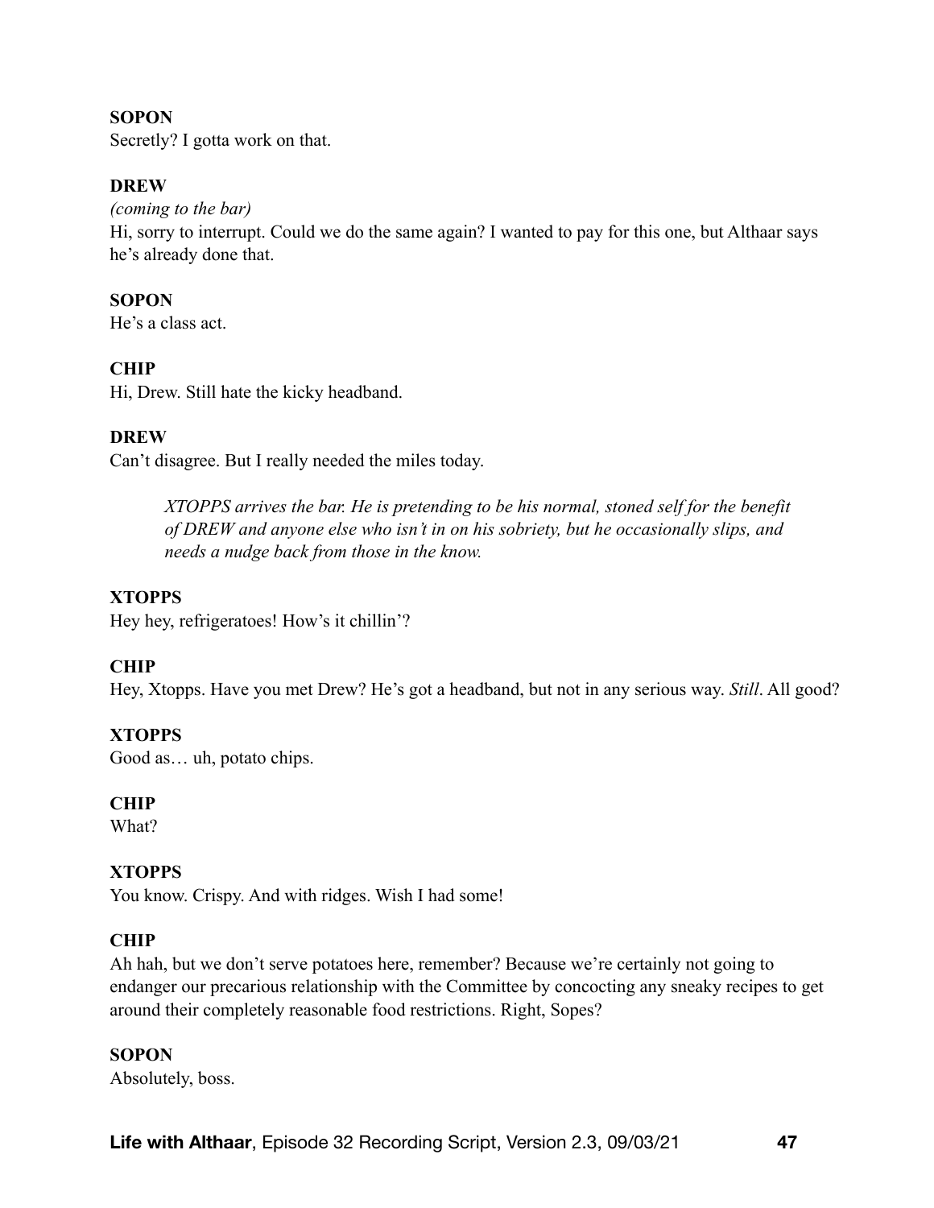**SOPON**
Secretly? I gotta work on that.

**DREW**
*(coming to the bar)*
Hi, sorry to interrupt. Could we do the same again? I wanted to pay for this one, but Althaar says he's already done that.

**SOPON**
He's a class act.

**CHIP**
Hi, Drew. Still hate the kicky headband.

**DREW**
Can't disagree. But I really needed the miles today.

> *XTOPPS arrives the bar. He is pretending to be his normal, stoned self for the benefit of DREW and anyone else who isn't in on his sobriety, but he occasionally slips, and needs a nudge back from those in the know.*

**XTOPPS**
Hey hey, refrigeratoes! How's it chillin'?

**CHIP**
Hey, Xtopps. Have you met Drew? He's got a headband, but not in any serious way. *Still*. All good?

**XTOPPS**
Good as… uh, potato chips.

**CHIP**
What?

**XTOPPS**
You know. Crispy. And with ridges. Wish I had some!

**CHIP**
Ah hah, but we don't serve potatoes here, remember? Because we're certainly not going to endanger our precarious relationship with the Committee by concocting any sneaky recipes to get around their completely reasonable food restrictions. Right, Sopes?

**SOPON**
Absolutely, boss.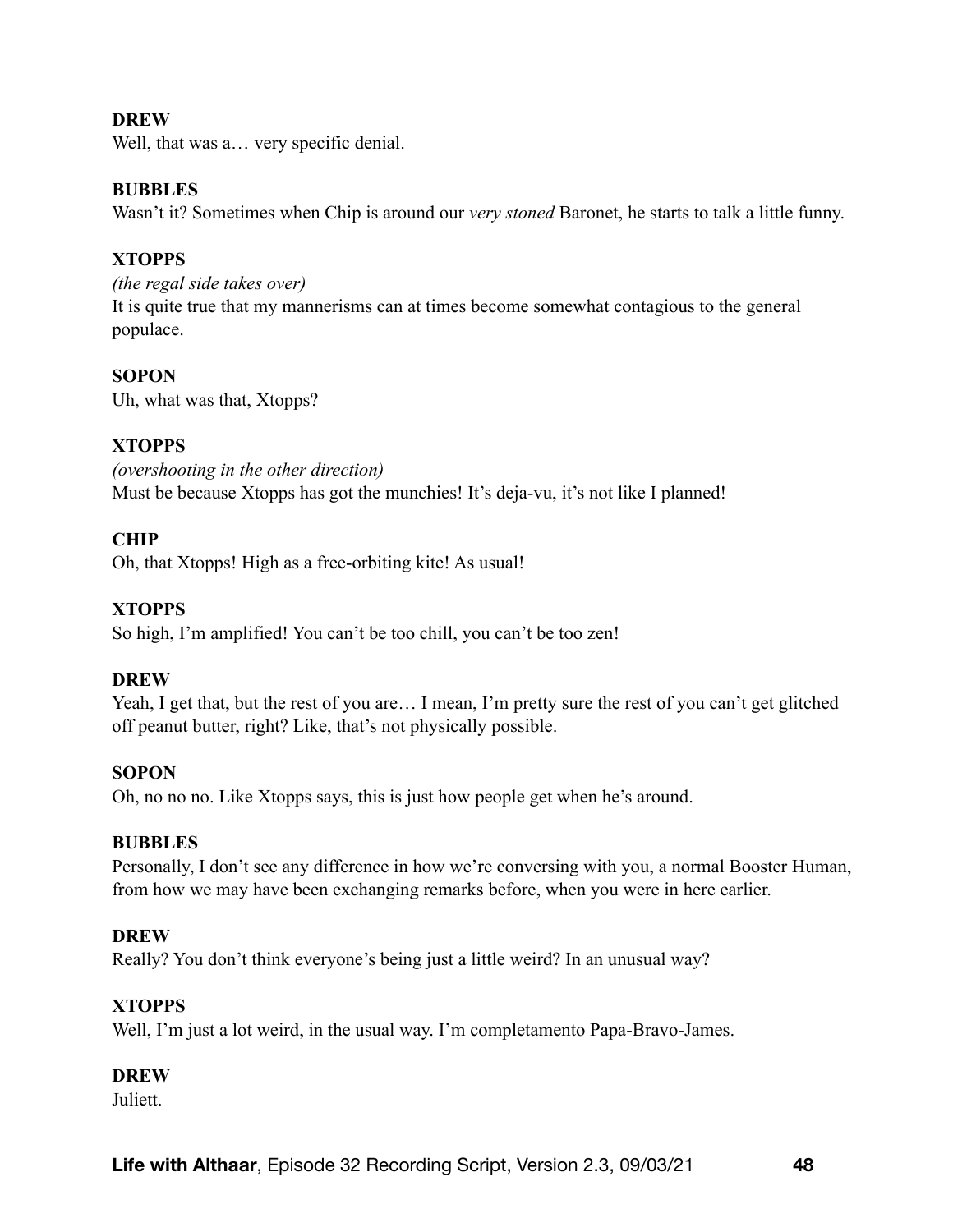**DREW**
Well, that was a… very specific denial.

**BUBBLES**
Wasn't it? Sometimes when Chip is around our *very stoned* Baronet, he starts to talk a little funny.

**XTOPPS**
*(the regal side takes over)*
It is quite true that my mannerisms can at times become somewhat contagious to the general populace.

**SOPON**
Uh, what was that, Xtopps?

**XTOPPS**
*(overshooting in the other direction)*
Must be because Xtopps has got the munchies! It's deja-vu, it's not like I planned!

**CHIP**
Oh, that Xtopps! High as a free-orbiting kite! As usual!

**XTOPPS**
So high, I'm amplified! You can't be too chill, you can't be too zen!

**DREW**
Yeah, I get that, but the rest of you are… I mean, I'm pretty sure the rest of you can't get glitched off peanut butter, right? Like, that's not physically possible.

**SOPON**
Oh, no no no. Like Xtopps says, this is just how people get when he's around.

**BUBBLES**
Personally, I don't see any difference in how we're conversing with you, a normal Booster Human, from how we may have been exchanging remarks before, when you were in here earlier.

**DREW**
Really? You don't think everyone's being just a little weird? In an unusual way?

**XTOPPS**
Well, I'm just a lot weird, in the usual way. I'm completamento Papa-Bravo-James.

**DREW**
Juliett.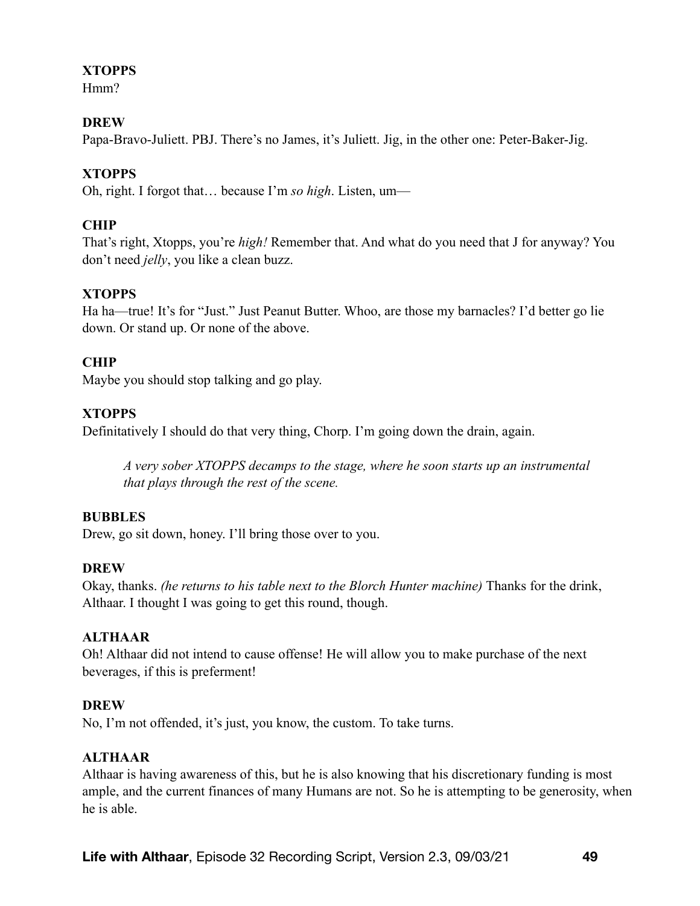**XTOPPS**
Hmm?

**DREW**
Papa-Bravo-Juliett. PBJ. There's no James, it's Juliett. Jig, in the other one: Peter-Baker-Jig.

**XTOPPS**
Oh, right. I forgot that… because I'm *so high*. Listen, um—

**CHIP**
That's right, Xtopps, you're *high!* Remember that. And what do you need that J for anyway? You don't need *jelly*, you like a clean buzz.

**XTOPPS**
Ha ha—true! It's for "Just." Just Peanut Butter. Whoo, are those my barnacles? I'd better go lie down. Or stand up. Or none of the above.

**CHIP**
Maybe you should stop talking and go play.

**XTOPPS**
Definitatively I should do that very thing, Chorp. I'm going down the drain, again.

> *A very sober XTOPPS decamps to the stage, where he soon starts up an instrumental that plays through the rest of the scene.*

**BUBBLES**
Drew, go sit down, honey. I'll bring those over to you.

**DREW**
Okay, thanks. *(he returns to his table next to the Blorch Hunter machine)* Thanks for the drink, Althaar. I thought I was going to get this round, though.

**ALTHAAR**
Oh! Althaar did not intend to cause offense! He will allow you to make purchase of the next beverages, if this is preferment!

**DREW**
No, I'm not offended, it's just, you know, the custom. To take turns.

**ALTHAAR**
Althaar is having awareness of this, but he is also knowing that his discretionary funding is most ample, and the current finances of many Humans are not. So he is attempting to be generosity, when he is able.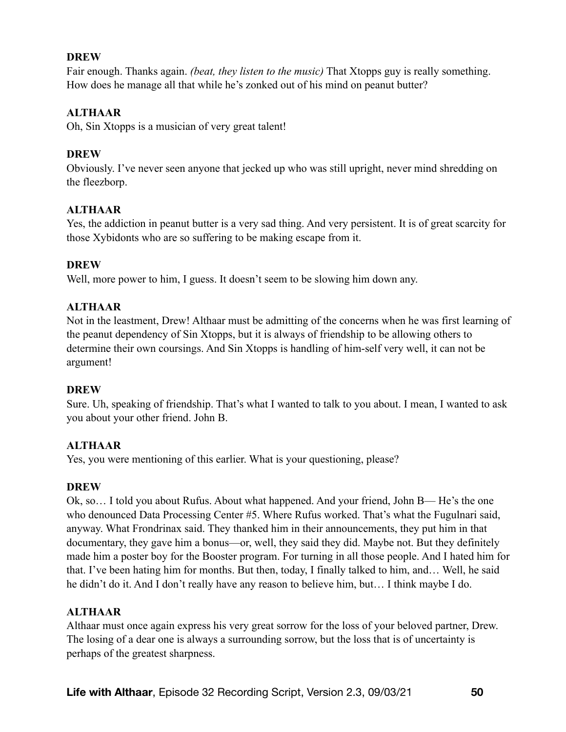**DREW**

Fair enough. Thanks again. *(beat, they listen to the music)* That Xtopps guy is really something. How does he manage all that while he's zonked out of his mind on peanut butter?

**ALTHAAR**

Oh, Sin Xtopps is a musician of very great talent!

**DREW**

Obviously. I've never seen anyone that jecked up who was still upright, never mind shredding on the fleezborp.

**ALTHAAR**

Yes, the addiction in peanut butter is a very sad thing. And very persistent. It is of great scarcity for those Xybidonts who are so suffering to be making escape from it.

**DREW**

Well, more power to him, I guess. It doesn't seem to be slowing him down any.

**ALTHAAR**

Not in the leastment, Drew! Althaar must be admitting of the concerns when he was first learning of the peanut dependency of Sin Xtopps, but it is always of friendship to be allowing others to determine their own coursings. And Sin Xtopps is handling of him-self very well, it can not be argument!

**DREW**

Sure. Uh, speaking of friendship. That's what I wanted to talk to you about. I mean, I wanted to ask you about your other friend. John B.

**ALTHAAR**

Yes, you were mentioning of this earlier. What is your questioning, please?

**DREW**

Ok, so… I told you about Rufus. About what happened. And your friend, John B— He's the one who denounced Data Processing Center #5. Where Rufus worked. That's what the Fugulnari said, anyway. What Frondrinax said. They thanked him in their announcements, they put him in that documentary, they gave him a bonus—or, well, they said they did. Maybe not. But they definitely made him a poster boy for the Booster program. For turning in all those people. And I hated him for that. I've been hating him for months. But then, today, I finally talked to him, and… Well, he said he didn't do it. And I don't really have any reason to believe him, but… I think maybe I do.

**ALTHAAR**

Althaar must once again express his very great sorrow for the loss of your beloved partner, Drew. The losing of a dear one is always a surrounding sorrow, but the loss that is of uncertainty is perhaps of the greatest sharpness.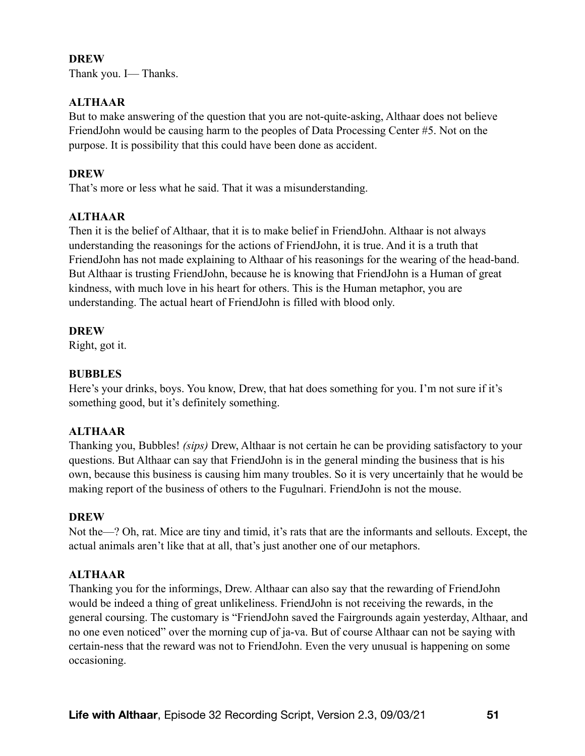**DREW**
Thank you. I— Thanks.

**ALTHAAR**
But to make answering of the question that you are not-quite-asking, Althaar does not believe FriendJohn would be causing harm to the peoples of Data Processing Center #5. Not on the purpose. It is possibility that this could have been done as accident.

**DREW**
That's more or less what he said. That it was a misunderstanding.

**ALTHAAR**
Then it is the belief of Althaar, that it is to make belief in FriendJohn. Althaar is not always understanding the reasonings for the actions of FriendJohn, it is true. And it is a truth that FriendJohn has not made explaining to Althaar of his reasonings for the wearing of the head-band. But Althaar is trusting FriendJohn, because he is knowing that FriendJohn is a Human of great kindness, with much love in his heart for others. This is the Human metaphor, you are understanding. The actual heart of FriendJohn is filled with blood only.

**DREW**
Right, got it.

**BUBBLES**
Here's your drinks, boys. You know, Drew, that hat does something for you. I'm not sure if it's something good, but it's definitely something.

**ALTHAAR**
Thanking you, Bubbles! *(sips)* Drew, Althaar is not certain he can be providing satisfactory to your questions. But Althaar can say that FriendJohn is in the general minding the business that is his own, because this business is causing him many troubles. So it is very uncertainly that he would be making report of the business of others to the Fugulnari. FriendJohn is not the mouse.

**DREW**
Not the—? Oh, rat. Mice are tiny and timid, it's rats that are the informants and sellouts. Except, the actual animals aren't like that at all, that's just another one of our metaphors.

**ALTHAAR**
Thanking you for the informings, Drew. Althaar can also say that the rewarding of FriendJohn would be indeed a thing of great unlikeliness. FriendJohn is not receiving the rewards, in the general coursing. The customary is "FriendJohn saved the Fairgrounds again yesterday, Althaar, and no one even noticed" over the morning cup of ja-va. But of course Althaar can not be saying with certain-ness that the reward was not to FriendJohn. Even the very unusual is happening on some occasioning.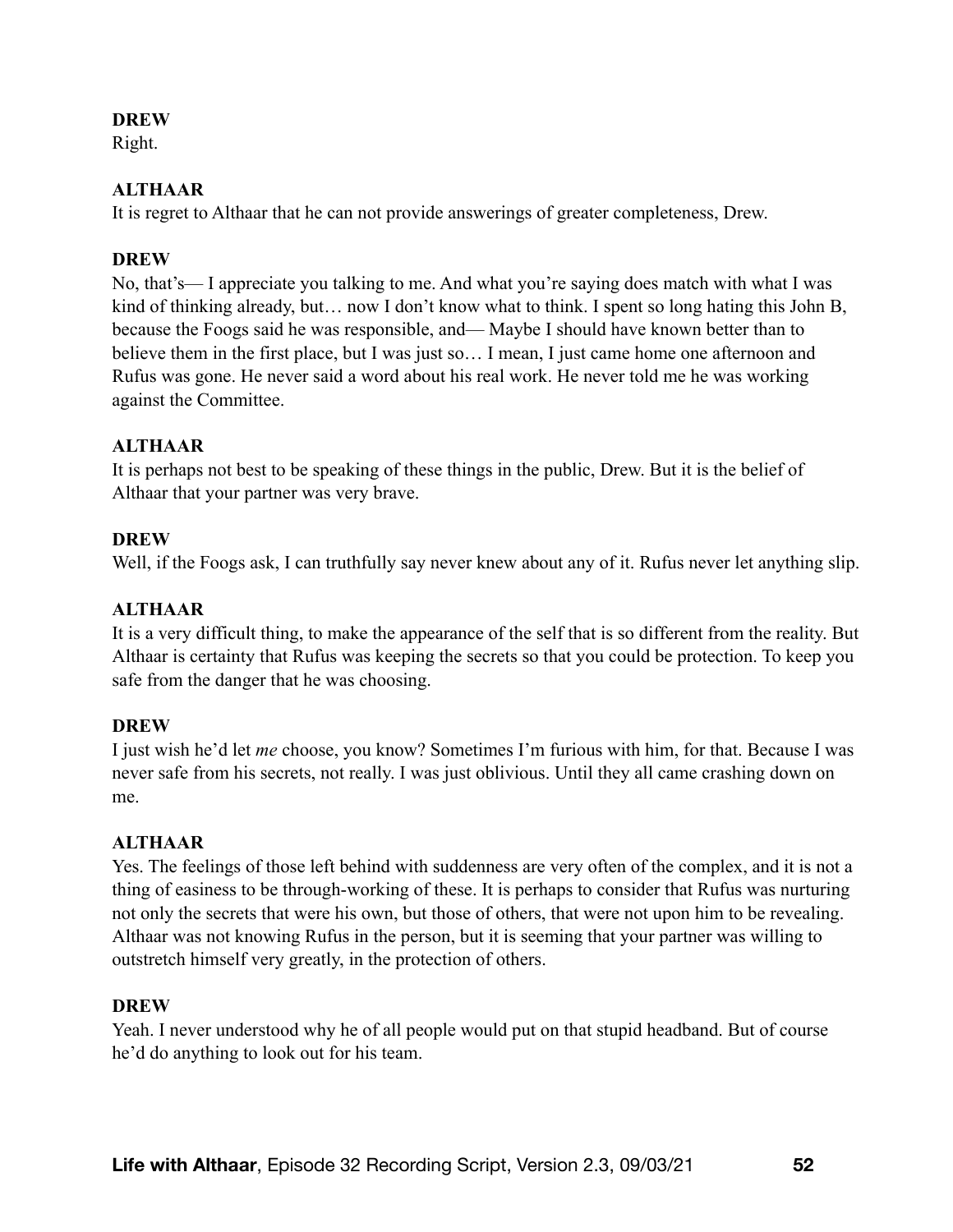**DREW**
Right.

**ALTHAAR**
It is regret to Althaar that he can not provide answerings of greater completeness, Drew.

**DREW**
No, that's— I appreciate you talking to me. And what you're saying does match with what I was kind of thinking already, but… now I don't know what to think. I spent so long hating this John B, because the Foogs said he was responsible, and— Maybe I should have known better than to believe them in the first place, but I was just so… I mean, I just came home one afternoon and Rufus was gone. He never said a word about his real work. He never told me he was working against the Committee.

**ALTHAAR**
It is perhaps not best to be speaking of these things in the public, Drew. But it is the belief of Althaar that your partner was very brave.

**DREW**
Well, if the Foogs ask, I can truthfully say never knew about any of it. Rufus never let anything slip.

**ALTHAAR**
It is a very difficult thing, to make the appearance of the self that is so different from the reality. But Althaar is certainty that Rufus was keeping the secrets so that you could be protection. To keep you safe from the danger that he was choosing.

**DREW**
I just wish he'd let *me* choose, you know? Sometimes I'm furious with him, for that. Because I was never safe from his secrets, not really. I was just oblivious. Until they all came crashing down on me.

**ALTHAAR**
Yes. The feelings of those left behind with suddenness are very often of the complex, and it is not a thing of easiness to be through-working of these. It is perhaps to consider that Rufus was nurturing not only the secrets that were his own, but those of others, that were not upon him to be revealing. Althaar was not knowing Rufus in the person, but it is seeming that your partner was willing to outstretch himself very greatly, in the protection of others.

**DREW**
Yeah. I never understood why he of all people would put on that stupid headband. But of course he'd do anything to look out for his team.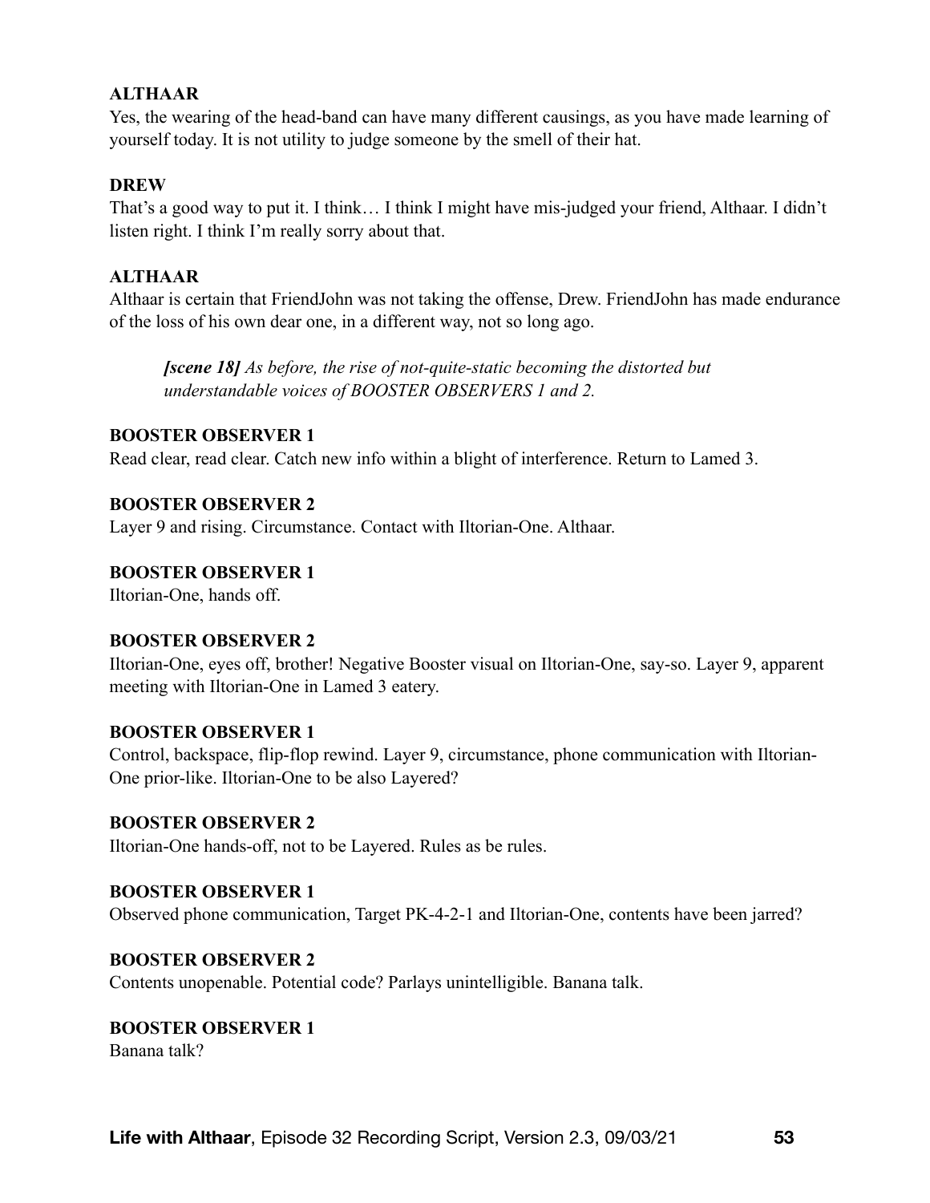**ALTHAAR**
Yes, the wearing of the head-band can have many different causings, as you have made learning of yourself today. It is not utility to judge someone by the smell of their hat.

**DREW**
That's a good way to put it. I think… I think I might have mis-judged your friend, Althaar. I didn't listen right. I think I'm really sorry about that.

**ALTHAAR**
Althaar is certain that FriendJohn was not taking the offense, Drew. FriendJohn has made endurance of the loss of his own dear one, in a different way, not so long ago.

> ***[scene 18]*** *As before, the rise of not-quite-static becoming the distorted but understandable voices of BOOSTER OBSERVERS 1 and 2.*

**BOOSTER OBSERVER 1**
Read clear, read clear. Catch new info within a blight of interference. Return to Lamed 3.

**BOOSTER OBSERVER 2**
Layer 9 and rising. Circumstance. Contact with Iltorian-One. Althaar.

**BOOSTER OBSERVER 1**
Iltorian-One, hands off.

**BOOSTER OBSERVER 2**
Iltorian-One, eyes off, brother! Negative Booster visual on Iltorian-One, say-so. Layer 9, apparent meeting with Iltorian-One in Lamed 3 eatery.

**BOOSTER OBSERVER 1**
Control, backspace, flip-flop rewind. Layer 9, circumstance, phone communication with Iltorian-One prior-like. Iltorian-One to be also Layered?

**BOOSTER OBSERVER 2**
Iltorian-One hands-off, not to be Layered. Rules as be rules.

**BOOSTER OBSERVER 1**
Observed phone communication, Target PK-4-2-1 and Iltorian-One, contents have been jarred?

**BOOSTER OBSERVER 2**
Contents unopenable. Potential code? Parlays unintelligible. Banana talk.

**BOOSTER OBSERVER 1**
Banana talk?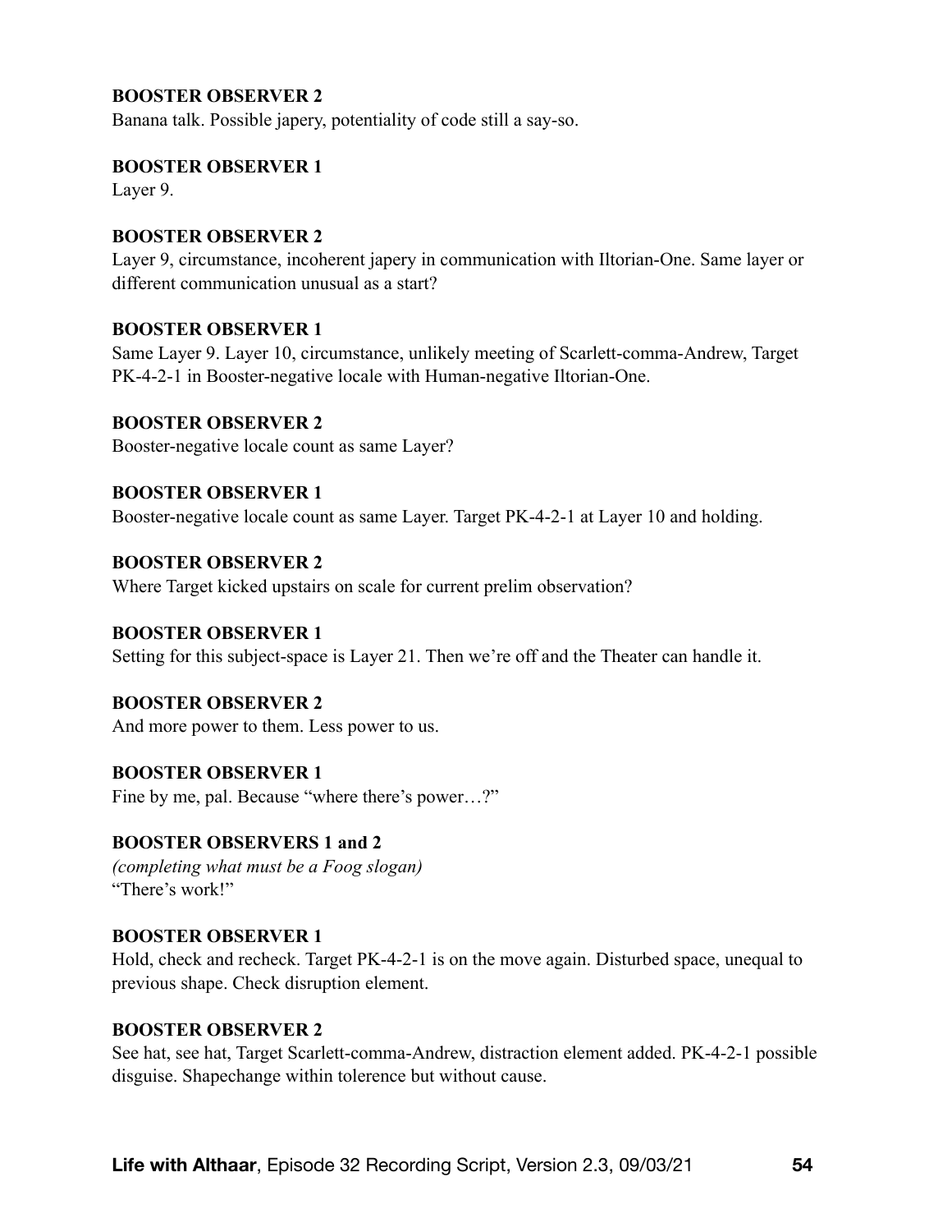**BOOSTER OBSERVER 2**
Banana talk. Possible japery, potentiality of code still a say-so.

**BOOSTER OBSERVER 1**
Layer 9.

**BOOSTER OBSERVER 2**
Layer 9, circumstance, incoherent japery in communication with Iltorian-One. Same layer or different communication unusual as a start?

**BOOSTER OBSERVER 1**
Same Layer 9. Layer 10, circumstance, unlikely meeting of Scarlett-comma-Andrew, Target PK-4-2-1 in Booster-negative locale with Human-negative Iltorian-One.

**BOOSTER OBSERVER 2**
Booster-negative locale count as same Layer?

**BOOSTER OBSERVER 1**
Booster-negative locale count as same Layer. Target PK-4-2-1 at Layer 10 and holding.

**BOOSTER OBSERVER 2**
Where Target kicked upstairs on scale for current prelim observation?

**BOOSTER OBSERVER 1**
Setting for this subject-space is Layer 21. Then we're off and the Theater can handle it.

**BOOSTER OBSERVER 2**
And more power to them. Less power to us.

**BOOSTER OBSERVER 1**
Fine by me, pal. Because "where there's power…?"

**BOOSTER OBSERVERS 1 and 2**
*(completing what must be a Foog slogan)*
"There's work!"

**BOOSTER OBSERVER 1**
Hold, check and recheck. Target PK-4-2-1 is on the move again. Disturbed space, unequal to previous shape. Check disruption element.

**BOOSTER OBSERVER 2**
See hat, see hat, Target Scarlett-comma-Andrew, distraction element added. PK-4-2-1 possible disguise. Shapechange within tolerence but without cause.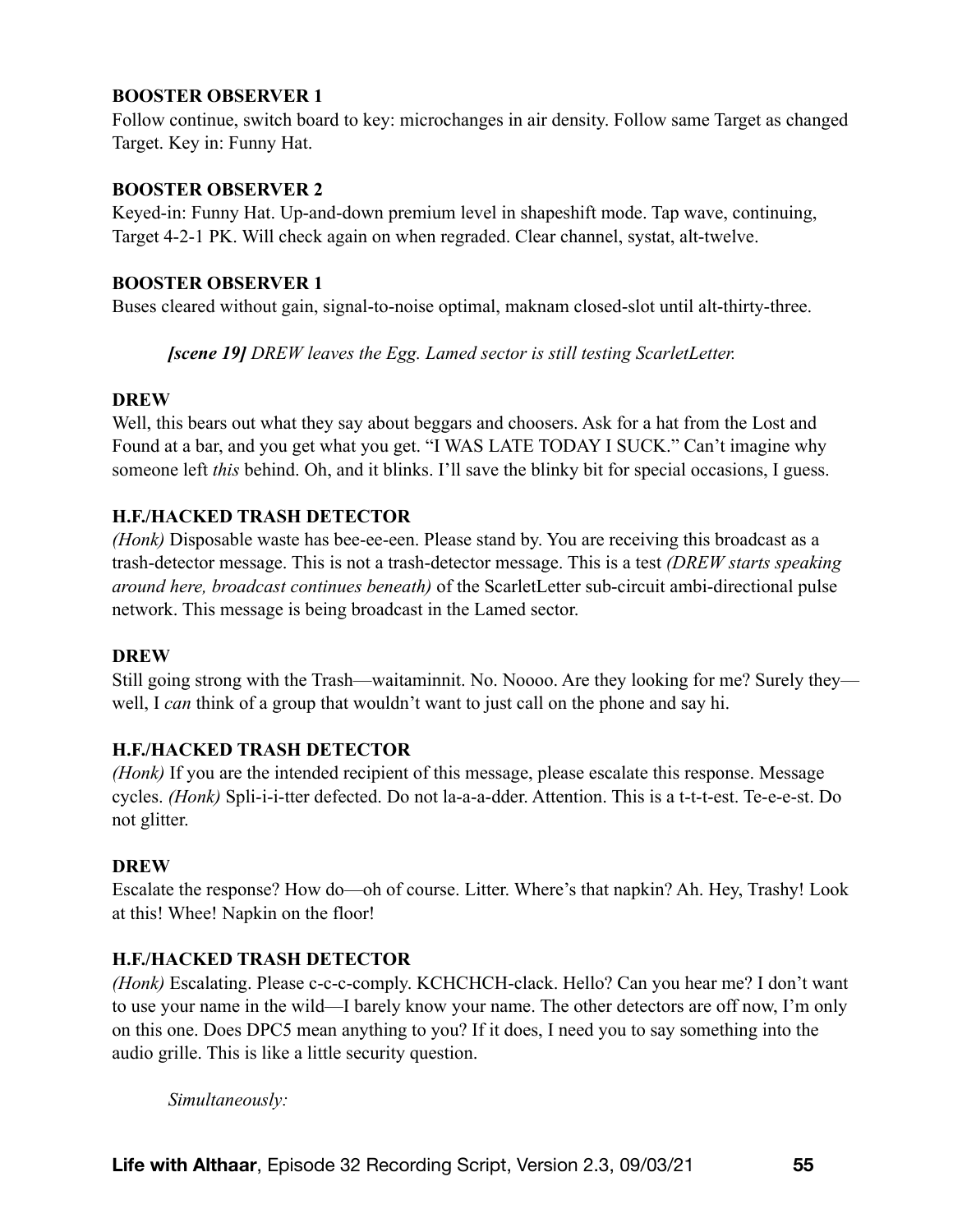**BOOSTER OBSERVER 1**
Follow continue, switch board to key: microchanges in air density. Follow same Target as changed Target. Key in: Funny Hat.

**BOOSTER OBSERVER 2**
Keyed-in: Funny Hat. Up-and-down premium level in shapeshift mode. Tap wave, continuing, Target 4-2-1 PK. Will check again on when regraded. Clear channel, systat, alt-twelve.

**BOOSTER OBSERVER 1**
Buses cleared without gain, signal-to-noise optimal, maknam closed-slot until alt-thirty-three.

> ***[scene 19]*** *DREW leaves the Egg. Lamed sector is still testing ScarletLetter.*

**DREW**
Well, this bears out what they say about beggars and choosers. Ask for a hat from the Lost and Found at a bar, and you get what you get. "I WAS LATE TODAY I SUCK." Can't imagine why someone left *this* behind. Oh, and it blinks. I'll save the blinky bit for special occasions, I guess.

**H.F./HACKED TRASH DETECTOR**
*(Honk)* Disposable waste has bee-ee-een. Please stand by. You are receiving this broadcast as a trash-detector message. This is not a trash-detector message. This is a test *(DREW starts speaking around here, broadcast continues beneath)* of the ScarletLetter sub-circuit ambi-directional pulse network. This message is being broadcast in the Lamed sector.

**DREW**
Still going strong with the Trash—waitaminnit. No. Noooo. Are they looking for me? Surely they—well, I *can* think of a group that wouldn't want to just call on the phone and say hi.

**H.F./HACKED TRASH DETECTOR**
*(Honk)* If you are the intended recipient of this message, please escalate this response. Message cycles. *(Honk)* Spli-i-i-tter defected. Do not la-a-a-dder. Attention. This is a t-t-t-est. Te-e-e-st. Do not glitter.

**DREW**
Escalate the response? How do—oh of course. Litter. Where's that napkin? Ah. Hey, Trashy! Look at this! Whee! Napkin on the floor!

**H.F./HACKED TRASH DETECTOR**
*(Honk)* Escalating. Please c-c-c-comply. KCHCHCH-clack. Hello? Can you hear me? I don't want to use your name in the wild—I barely know your name. The other detectors are off now, I'm only on this one. Does DPC5 mean anything to you? If it does, I need you to say something into the audio grille. This is like a little security question.

> *Simultaneously:*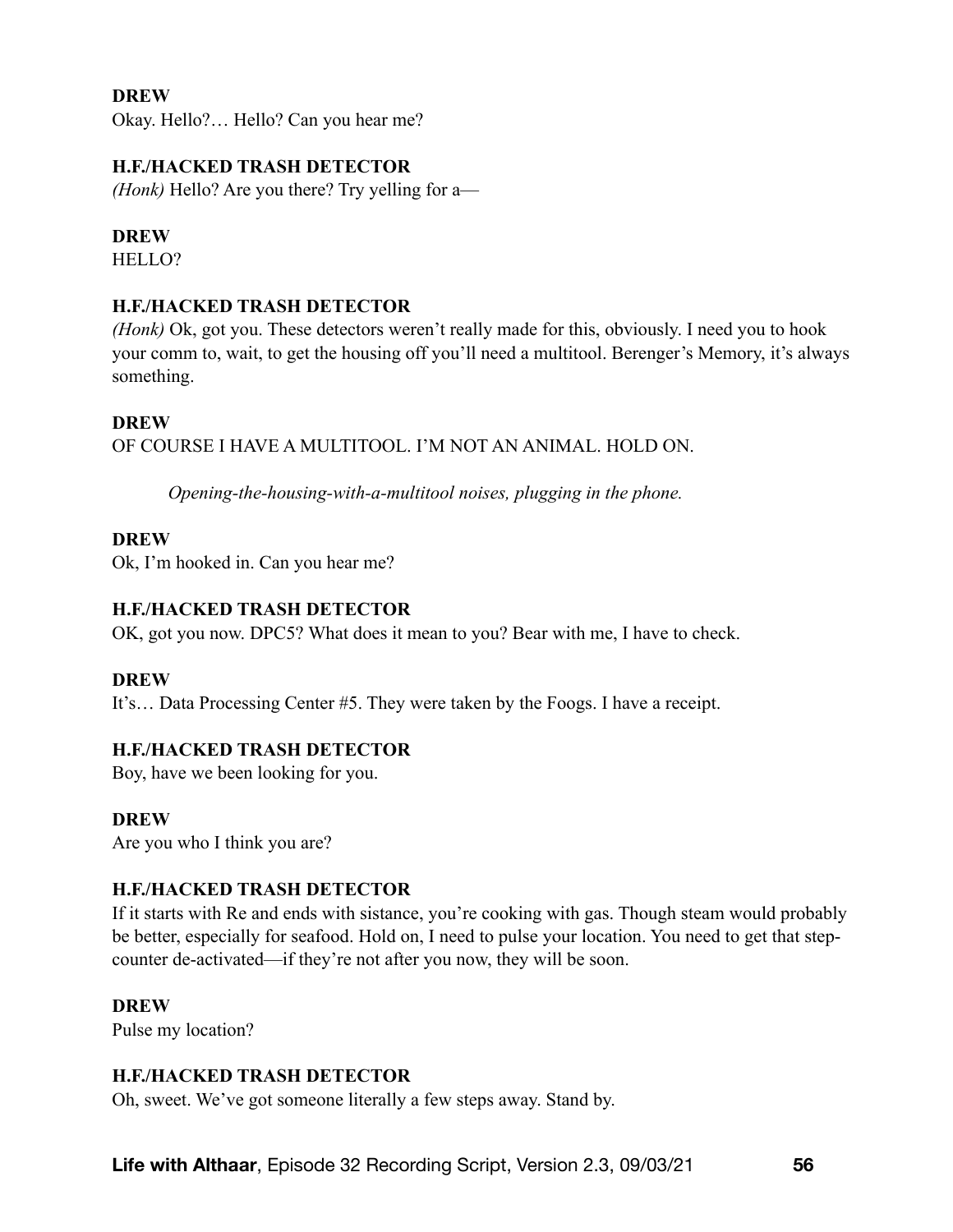**DREW**
Okay. Hello?… Hello? Can you hear me?

**H.F./HACKED TRASH DETECTOR**
*(Honk)* Hello? Are you there? Try yelling for a—

**DREW**
HELLO?

**H.F./HACKED TRASH DETECTOR**
*(Honk)* Ok, got you. These detectors weren't really made for this, obviously. I need you to hook your comm to, wait, to get the housing off you'll need a multitool. Berenger's Memory, it's always something.

**DREW**
OF COURSE I HAVE A MULTITOOL. I'M NOT AN ANIMAL. HOLD ON.

*Opening-the-housing-with-a-multitool noises, plugging in the phone.*

**DREW**
Ok, I'm hooked in. Can you hear me?

**H.F./HACKED TRASH DETECTOR**
OK, got you now. DPC5? What does it mean to you? Bear with me, I have to check.

**DREW**
It's… Data Processing Center #5. They were taken by the Foogs. I have a receipt.

**H.F./HACKED TRASH DETECTOR**
Boy, have we been looking for you.

**DREW**
Are you who I think you are?

**H.F./HACKED TRASH DETECTOR**
If it starts with Re and ends with sistance, you're cooking with gas. Though steam would probably be better, especially for seafood. Hold on, I need to pulse your location. You need to get that step-counter de-activated—if they're not after you now, they will be soon.

**DREW**
Pulse my location?

**H.F./HACKED TRASH DETECTOR**
Oh, sweet. We've got someone literally a few steps away. Stand by.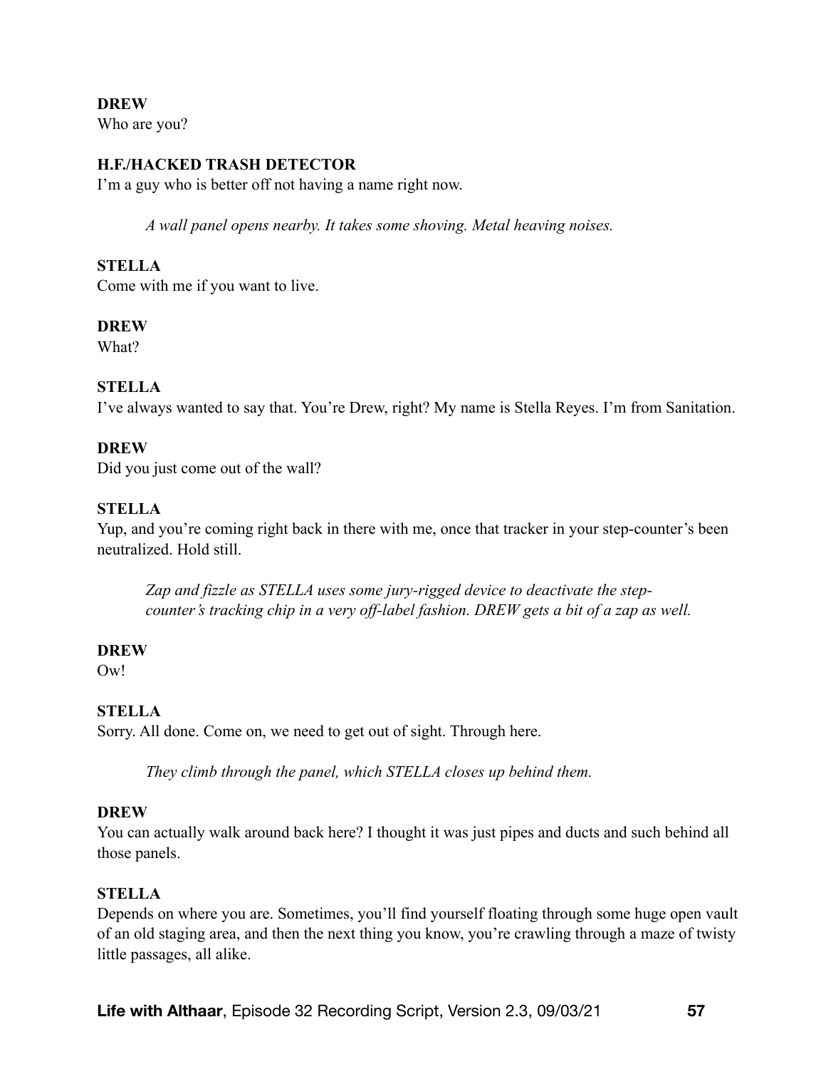**DREW**
Who are you?

**H.F./HACKED TRASH DETECTOR**
I'm a guy who is better off not having a name right now.

*A wall panel opens nearby. It takes some shoving. Metal heaving noises.*

**STELLA**
Come with me if you want to live.

**DREW**
What?

**STELLA**
I've always wanted to say that. You're Drew, right? My name is Stella Reyes. I'm from Sanitation.

**DREW**
Did you just come out of the wall?

**STELLA**
Yup, and you're coming right back in there with me, once that tracker in your step-counter's been neutralized. Hold still.

*Zap and fizzle as STELLA uses some jury-rigged device to deactivate the step-counter's tracking chip in a very off-label fashion. DREW gets a bit of a zap as well.*

**DREW**
Ow!

**STELLA**
Sorry. All done. Come on, we need to get out of sight. Through here.

*They climb through the panel, which STELLA closes up behind them.*

**DREW**
You can actually walk around back here? I thought it was just pipes and ducts and such behind all those panels.

**STELLA**
Depends on where you are. Sometimes, you'll find yourself floating through some huge open vault of an old staging area, and then the next thing you know, you're crawling through a maze of twisty little passages, all alike.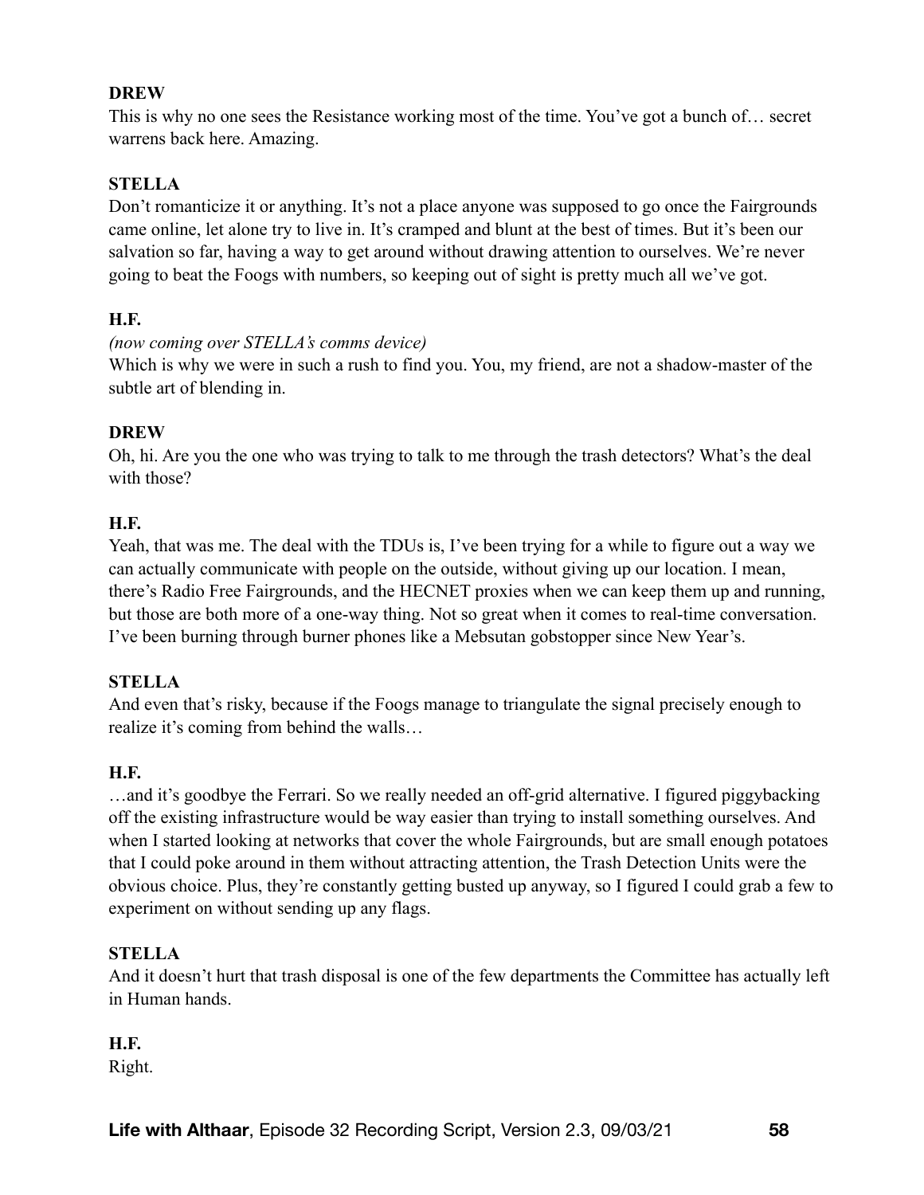**DREW**

This is why no one sees the Resistance working most of the time. You've got a bunch of… secret warrens back here. Amazing.

**STELLA**

Don't romanticize it or anything. It's not a place anyone was supposed to go once the Fairgrounds came online, let alone try to live in. It's cramped and blunt at the best of times. But it's been our salvation so far, having a way to get around without drawing attention to ourselves. We're never going to beat the Foogs with numbers, so keeping out of sight is pretty much all we've got.

**H.F.**

*(now coming over STELLA's comms device)*

Which is why we were in such a rush to find you. You, my friend, are not a shadow-master of the subtle art of blending in.

**DREW**

Oh, hi. Are you the one who was trying to talk to me through the trash detectors? What's the deal with those?

**H.F.**

Yeah, that was me. The deal with the TDUs is, I've been trying for a while to figure out a way we can actually communicate with people on the outside, without giving up our location. I mean, there's Radio Free Fairgrounds, and the HECNET proxies when we can keep them up and running, but those are both more of a one-way thing. Not so great when it comes to real-time conversation. I've been burning through burner phones like a Mebsutan gobstopper since New Year's.

**STELLA**

And even that's risky, because if the Foogs manage to triangulate the signal precisely enough to realize it's coming from behind the walls…

**H.F.**

…and it's goodbye the Ferrari. So we really needed an off-grid alternative. I figured piggybacking off the existing infrastructure would be way easier than trying to install something ourselves. And when I started looking at networks that cover the whole Fairgrounds, but are small enough potatoes that I could poke around in them without attracting attention, the Trash Detection Units were the obvious choice. Plus, they're constantly getting busted up anyway, so I figured I could grab a few to experiment on without sending up any flags.

**STELLA**

And it doesn't hurt that trash disposal is one of the few departments the Committee has actually left in Human hands.

**H.F.**

Right.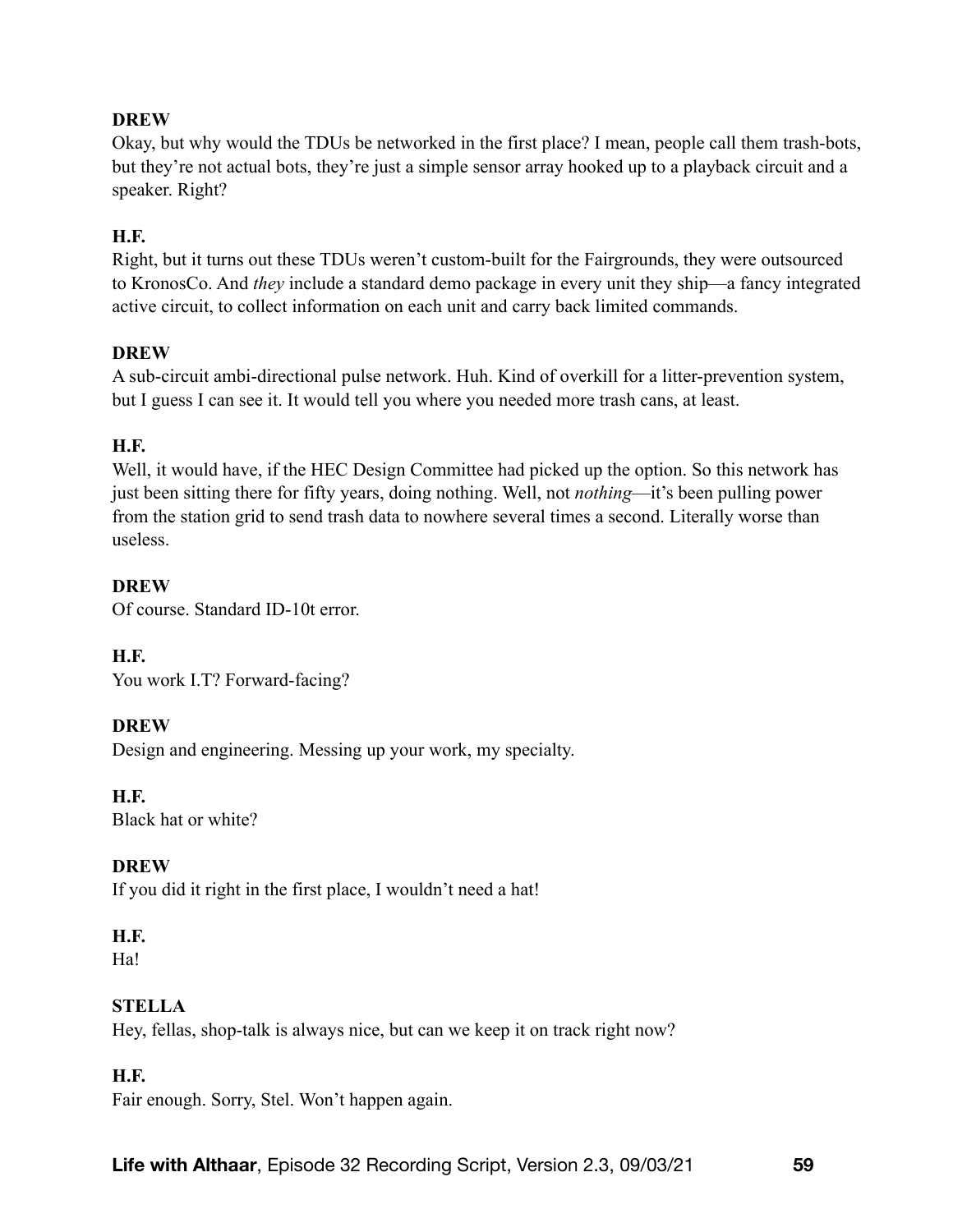**DREW**

Okay, but why would the TDUs be networked in the first place? I mean, people call them trash-bots, but they're not actual bots, they're just a simple sensor array hooked up to a playback circuit and a speaker. Right?

**H.F.**

Right, but it turns out these TDUs weren't custom-built for the Fairgrounds, they were outsourced to KronosCo. And *they* include a standard demo package in every unit they ship—a fancy integrated active circuit, to collect information on each unit and carry back limited commands.

**DREW**

A sub-circuit ambi-directional pulse network. Huh. Kind of overkill for a litter-prevention system, but I guess I can see it. It would tell you where you needed more trash cans, at least.

**H.F.**

Well, it would have, if the HEC Design Committee had picked up the option. So this network has just been sitting there for fifty years, doing nothing. Well, not *nothing*—it's been pulling power from the station grid to send trash data to nowhere several times a second. Literally worse than useless.

**DREW**

Of course. Standard ID-10t error.

**H.F.**

You work I.T? Forward-facing?

**DREW**

Design and engineering. Messing up your work, my specialty.

**H.F.**

Black hat or white?

**DREW**

If you did it right in the first place, I wouldn't need a hat!

**H.F.**

Ha!

**STELLA**

Hey, fellas, shop-talk is always nice, but can we keep it on track right now?

**H.F.**

Fair enough. Sorry, Stel. Won't happen again.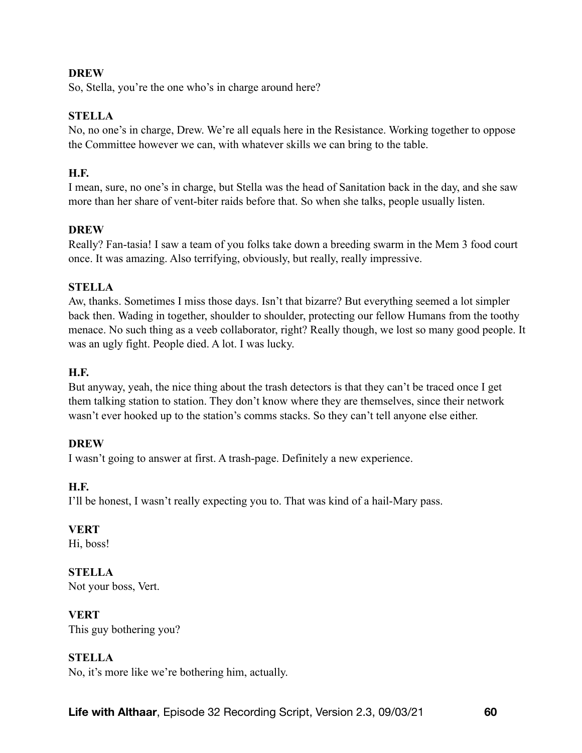**DREW**
So, Stella, you're the one who's in charge around here?

**STELLA**
No, no one's in charge, Drew. We're all equals here in the Resistance. Working together to oppose the Committee however we can, with whatever skills we can bring to the table.

**H.F.**
I mean, sure, no one's in charge, but Stella was the head of Sanitation back in the day, and she saw more than her share of vent-biter raids before that. So when she talks, people usually listen.

**DREW**
Really? Fan-tasia! I saw a team of you folks take down a breeding swarm in the Mem 3 food court once. It was amazing. Also terrifying, obviously, but really, really impressive.

**STELLA**
Aw, thanks. Sometimes I miss those days. Isn't that bizarre? But everything seemed a lot simpler back then. Wading in together, shoulder to shoulder, protecting our fellow Humans from the toothy menace. No such thing as a veeb collaborator, right? Really though, we lost so many good people. It was an ugly fight. People died. A lot. I was lucky.

**H.F.**
But anyway, yeah, the nice thing about the trash detectors is that they can't be traced once I get them talking station to station. They don't know where they are themselves, since their network wasn't ever hooked up to the station's comms stacks. So they can't tell anyone else either.

**DREW**
I wasn't going to answer at first. A trash-page. Definitely a new experience.

**H.F.**
I'll be honest, I wasn't really expecting you to. That was kind of a hail-Mary pass.

**VERT**
Hi, boss!

**STELLA**
Not your boss, Vert.

**VERT**
This guy bothering you?

**STELLA**
No, it's more like we're bothering him, actually.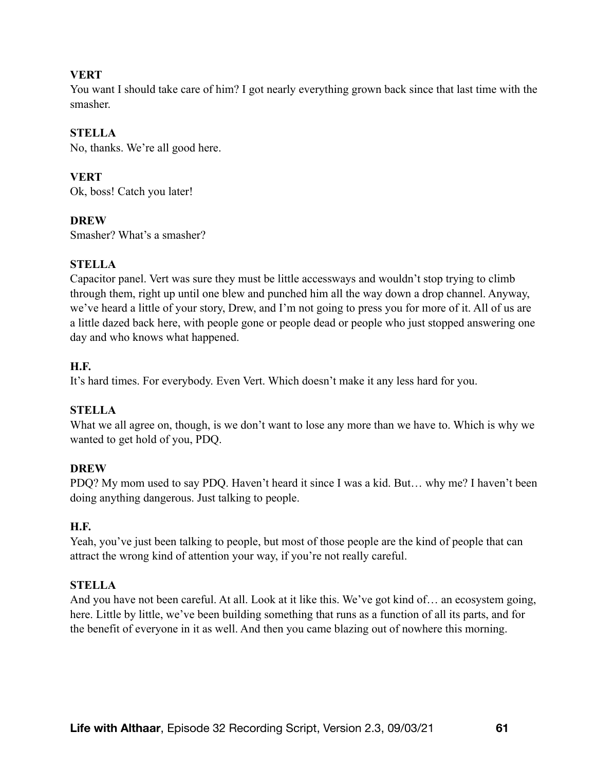**VERT**
You want I should take care of him? I got nearly everything grown back since that last time with the smasher.

**STELLA**
No, thanks. We're all good here.

**VERT**
Ok, boss! Catch you later!

**DREW**
Smasher? What's a smasher?

**STELLA**
Capacitor panel. Vert was sure they must be little accessways and wouldn't stop trying to climb through them, right up until one blew and punched him all the way down a drop channel. Anyway, we've heard a little of your story, Drew, and I'm not going to press you for more of it. All of us are a little dazed back here, with people gone or people dead or people who just stopped answering one day and who knows what happened.

**H.F.**
It's hard times. For everybody. Even Vert. Which doesn't make it any less hard for you.

**STELLA**
What we all agree on, though, is we don't want to lose any more than we have to. Which is why we wanted to get hold of you, PDQ.

**DREW**
PDQ? My mom used to say PDQ. Haven't heard it since I was a kid. But… why me? I haven't been doing anything dangerous. Just talking to people.

**H.F.**
Yeah, you've just been talking to people, but most of those people are the kind of people that can attract the wrong kind of attention your way, if you're not really careful.

**STELLA**
And you have not been careful. At all. Look at it like this. We've got kind of… an ecosystem going, here. Little by little, we've been building something that runs as a function of all its parts, and for the benefit of everyone in it as well. And then you came blazing out of nowhere this morning.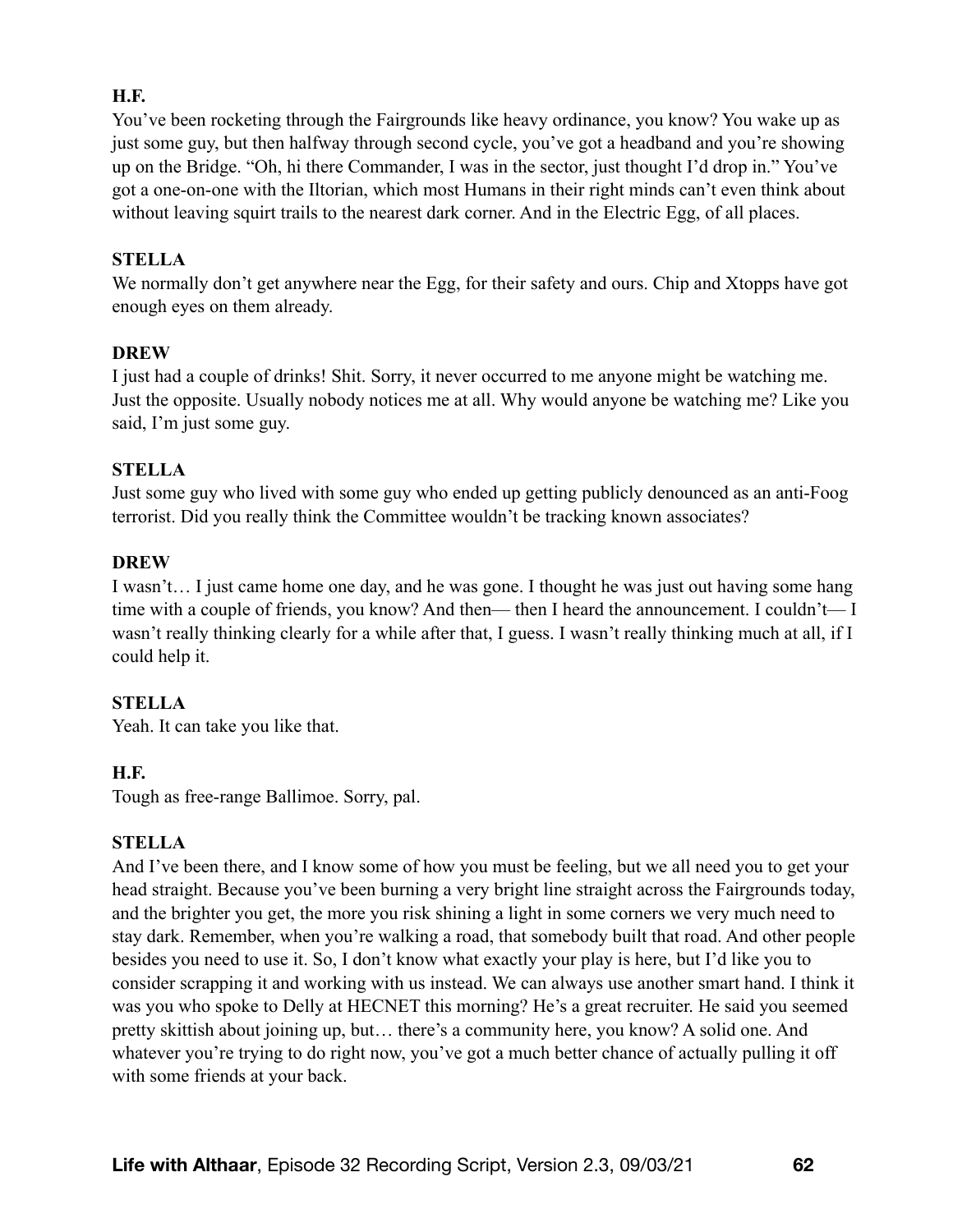**H.F.**

You've been rocketing through the Fairgrounds like heavy ordinance, you know? You wake up as just some guy, but then halfway through second cycle, you've got a headband and you're showing up on the Bridge. "Oh, hi there Commander, I was in the sector, just thought I'd drop in." You've got a one-on-one with the Iltorian, which most Humans in their right minds can't even think about without leaving squirt trails to the nearest dark corner. And in the Electric Egg, of all places.

**STELLA**

We normally don't get anywhere near the Egg, for their safety and ours. Chip and Xtopps have got enough eyes on them already.

**DREW**

I just had a couple of drinks! Shit. Sorry, it never occurred to me anyone might be watching me. Just the opposite. Usually nobody notices me at all. Why would anyone be watching me? Like you said, I'm just some guy.

**STELLA**

Just some guy who lived with some guy who ended up getting publicly denounced as an anti-Foog terrorist. Did you really think the Committee wouldn't be tracking known associates?

**DREW**

I wasn't… I just came home one day, and he was gone. I thought he was just out having some hang time with a couple of friends, you know? And then— then I heard the announcement. I couldn't— I wasn't really thinking clearly for a while after that, I guess. I wasn't really thinking much at all, if I could help it.

**STELLA**

Yeah. It can take you like that.

**H.F.**

Tough as free-range Ballimoe. Sorry, pal.

**STELLA**

And I've been there, and I know some of how you must be feeling, but we all need you to get your head straight. Because you've been burning a very bright line straight across the Fairgrounds today, and the brighter you get, the more you risk shining a light in some corners we very much need to stay dark. Remember, when you're walking a road, that somebody built that road. And other people besides you need to use it. So, I don't know what exactly your play is here, but I'd like you to consider scrapping it and working with us instead. We can always use another smart hand. I think it was you who spoke to Delly at HECNET this morning? He's a great recruiter. He said you seemed pretty skittish about joining up, but… there's a community here, you know? A solid one. And whatever you're trying to do right now, you've got a much better chance of actually pulling it off with some friends at your back.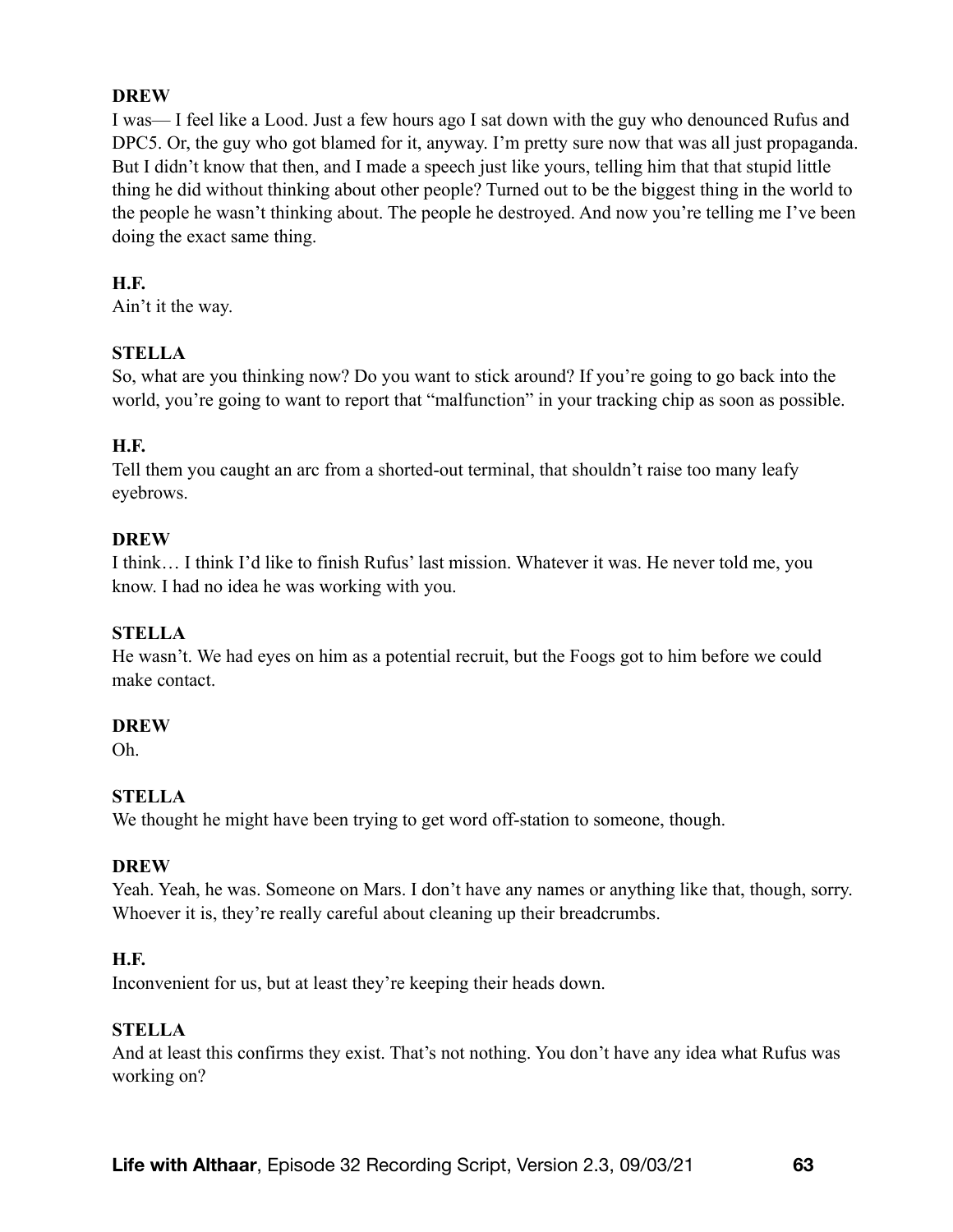**DREW**
I was— I feel like a Lood. Just a few hours ago I sat down with the guy who denounced Rufus and DPC5. Or, the guy who got blamed for it, anyway. I'm pretty sure now that was all just propaganda. But I didn't know that then, and I made a speech just like yours, telling him that that stupid little thing he did without thinking about other people? Turned out to be the biggest thing in the world to the people he wasn't thinking about. The people he destroyed. And now you're telling me I've been doing the exact same thing.

**H.F.**
Ain't it the way.

**STELLA**
So, what are you thinking now? Do you want to stick around? If you're going to go back into the world, you're going to want to report that "malfunction" in your tracking chip as soon as possible.

**H.F.**
Tell them you caught an arc from a shorted-out terminal, that shouldn't raise too many leafy eyebrows.

**DREW**
I think… I think I'd like to finish Rufus' last mission. Whatever it was. He never told me, you know. I had no idea he was working with you.

**STELLA**
He wasn't. We had eyes on him as a potential recruit, but the Foogs got to him before we could make contact.

**DREW**
Oh.

**STELLA**
We thought he might have been trying to get word off-station to someone, though.

**DREW**
Yeah. Yeah, he was. Someone on Mars. I don't have any names or anything like that, though, sorry. Whoever it is, they're really careful about cleaning up their breadcrumbs.

**H.F.**
Inconvenient for us, but at least they're keeping their heads down.

**STELLA**
And at least this confirms they exist. That's not nothing. You don't have any idea what Rufus was working on?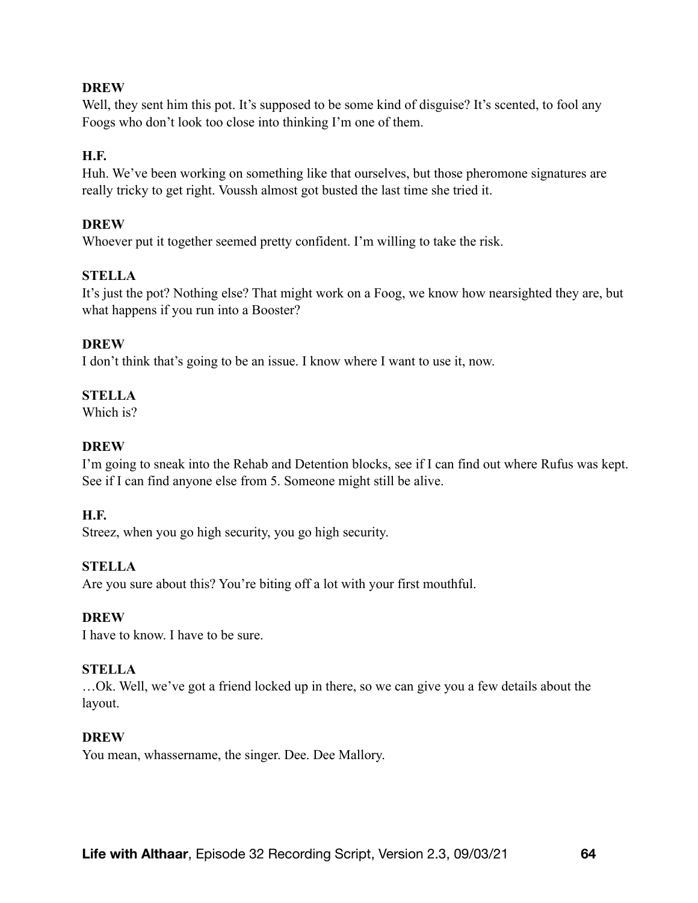**DREW**

Well, they sent him this pot. It's supposed to be some kind of disguise? It's scented, to fool any Foogs who don't look too close into thinking I'm one of them.

**H.F.**

Huh. We've been working on something like that ourselves, but those pheromone signatures are really tricky to get right. Voussh almost got busted the last time she tried it.

**DREW**

Whoever put it together seemed pretty confident. I'm willing to take the risk.

**STELLA**

It's just the pot? Nothing else? That might work on a Foog, we know how nearsighted they are, but what happens if you run into a Booster?

**DREW**

I don't think that's going to be an issue. I know where I want to use it, now.

**STELLA**

Which is?

**DREW**

I'm going to sneak into the Rehab and Detention blocks, see if I can find out where Rufus was kept. See if I can find anyone else from 5. Someone might still be alive.

**H.F.**

Streez, when you go high security, you go high security.

**STELLA**

Are you sure about this? You're biting off a lot with your first mouthful.

**DREW**

I have to know. I have to be sure.

**STELLA**

…Ok. Well, we've got a friend locked up in there, so we can give you a few details about the layout.

**DREW**

You mean, whassername, the singer. Dee. Dee Mallory.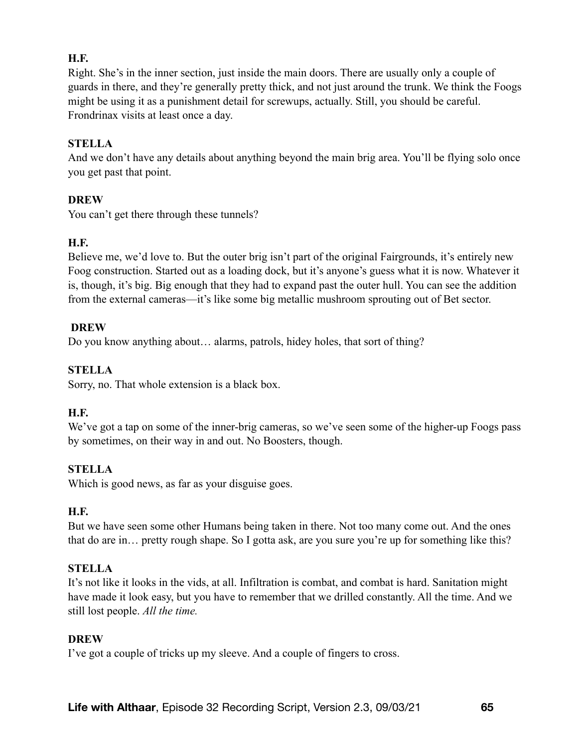**H.F.**
Right. She's in the inner section, just inside the main doors. There are usually only a couple of guards in there, and they're generally pretty thick, and not just around the trunk. We think the Foogs might be using it as a punishment detail for screwups, actually. Still, you should be careful. Frondrinax visits at least once a day.

**STELLA**
And we don't have any details about anything beyond the main brig area. You'll be flying solo once you get past that point.

**DREW**
You can't get there through these tunnels?

**H.F.**
Believe me, we'd love to. But the outer brig isn't part of the original Fairgrounds, it's entirely new Foog construction. Started out as a loading dock, but it's anyone's guess what it is now. Whatever it is, though, it's big. Big enough that they had to expand past the outer hull. You can see the addition from the external cameras—it's like some big metallic mushroom sprouting out of Bet sector.

**DREW**
Do you know anything about… alarms, patrols, hidey holes, that sort of thing?

**STELLA**
Sorry, no. That whole extension is a black box.

**H.F.**
We've got a tap on some of the inner-brig cameras, so we've seen some of the higher-up Foogs pass by sometimes, on their way in and out. No Boosters, though.

**STELLA**
Which is good news, as far as your disguise goes.

**H.F.**
But we have seen some other Humans being taken in there. Not too many come out. And the ones that do are in… pretty rough shape. So I gotta ask, are you sure you're up for something like this?

**STELLA**
It's not like it looks in the vids, at all. Infiltration is combat, and combat is hard. Sanitation might have made it look easy, but you have to remember that we drilled constantly. All the time. And we still lost people. *All the time.*

**DREW**
I've got a couple of tricks up my sleeve. And a couple of fingers to cross.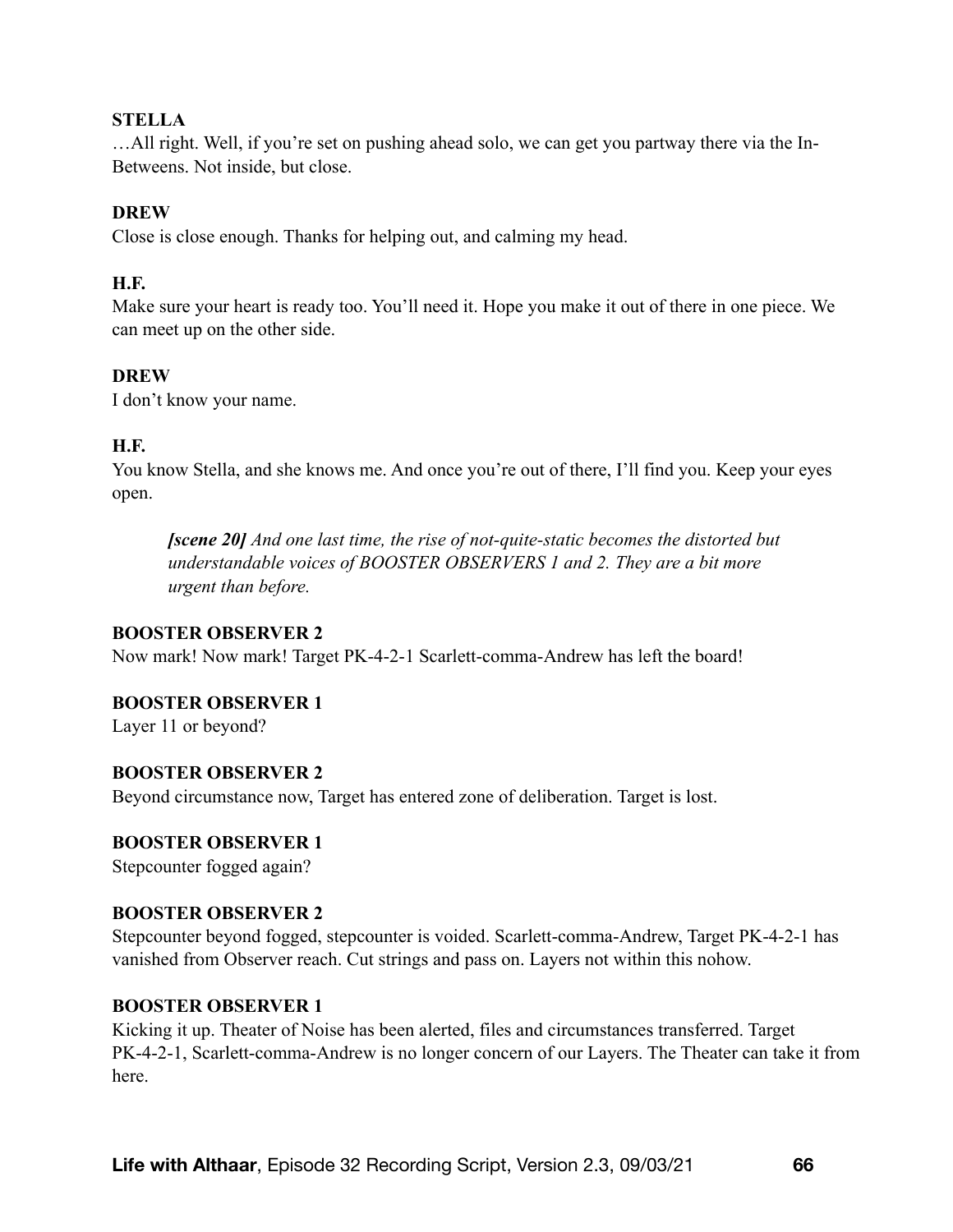**STELLA**

…All right. Well, if you're set on pushing ahead solo, we can get you partway there via the In-Betweens. Not inside, but close.

**DREW**

Close is close enough. Thanks for helping out, and calming my head.

**H.F.**

Make sure your heart is ready too. You'll need it. Hope you make it out of there in one piece. We can meet up on the other side.

**DREW**

I don't know your name.

**H.F.**

You know Stella, and she knows me. And once you're out of there, I'll find you. Keep your eyes open.

> ***[scene 20]*** *And one last time, the rise of not-quite-static becomes the distorted but understandable voices of BOOSTER OBSERVERS 1 and 2. They are a bit more urgent than before.*

**BOOSTER OBSERVER 2**

Now mark! Now mark! Target PK-4-2-1 Scarlett-comma-Andrew has left the board!

**BOOSTER OBSERVER 1**

Layer 11 or beyond?

**BOOSTER OBSERVER 2**

Beyond circumstance now, Target has entered zone of deliberation. Target is lost.

**BOOSTER OBSERVER 1**

Stepcounter fogged again?

**BOOSTER OBSERVER 2**

Stepcounter beyond fogged, stepcounter is voided. Scarlett-comma-Andrew, Target PK-4-2-1 has vanished from Observer reach. Cut strings and pass on. Layers not within this nohow.

**BOOSTER OBSERVER 1**

Kicking it up. Theater of Noise has been alerted, files and circumstances transferred. Target PK-4-2-1, Scarlett-comma-Andrew is no longer concern of our Layers. The Theater can take it from here.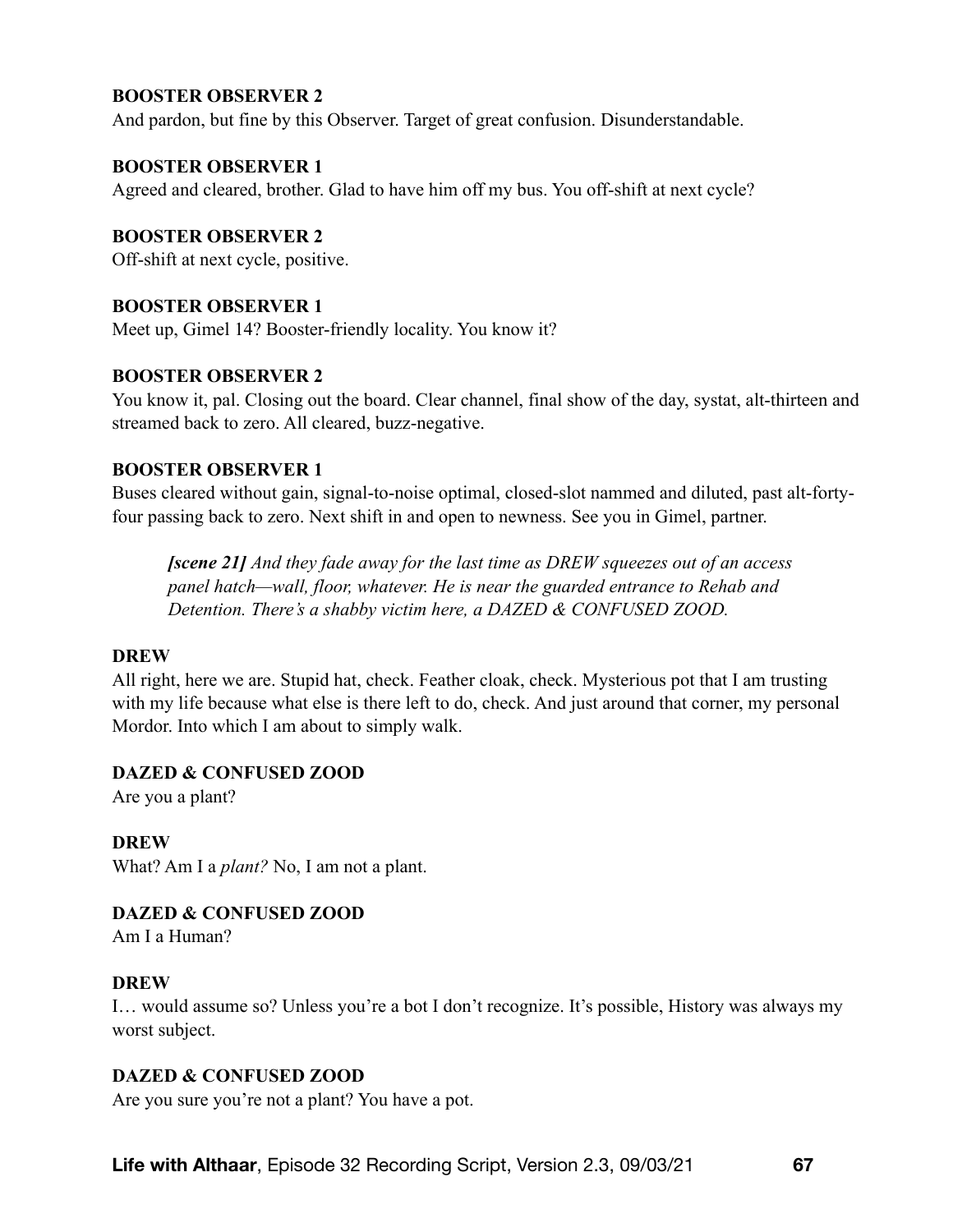**BOOSTER OBSERVER 2**
And pardon, but fine by this Observer. Target of great confusion. Disunderstandable.

**BOOSTER OBSERVER 1**
Agreed and cleared, brother. Glad to have him off my bus. You off-shift at next cycle?

**BOOSTER OBSERVER 2**
Off-shift at next cycle, positive.

**BOOSTER OBSERVER 1**
Meet up, Gimel 14? Booster-friendly locality. You know it?

**BOOSTER OBSERVER 2**
You know it, pal. Closing out the board. Clear channel, final show of the day, systat, alt-thirteen and streamed back to zero. All cleared, buzz-negative.

**BOOSTER OBSERVER 1**
Buses cleared without gain, signal-to-noise optimal, closed-slot nammed and diluted, past alt-forty-four passing back to zero. Next shift in and open to newness. See you in Gimel, partner.

> ***[scene 21]*** *And they fade away for the last time as DREW squeezes out of an access panel hatch—wall, floor, whatever. He is near the guarded entrance to Rehab and Detention. There's a shabby victim here, a DAZED & CONFUSED ZOOD.*

**DREW**
All right, here we are. Stupid hat, check. Feather cloak, check. Mysterious pot that I am trusting with my life because what else is there left to do, check. And just around that corner, my personal Mordor. Into which I am about to simply walk.

**DAZED & CONFUSED ZOOD**
Are you a plant?

**DREW**
What? Am I a *plant?* No, I am not a plant.

**DAZED & CONFUSED ZOOD**
Am I a Human?

**DREW**
I… would assume so? Unless you're a bot I don't recognize. It's possible, History was always my worst subject.

**DAZED & CONFUSED ZOOD**
Are you sure you're not a plant? You have a pot.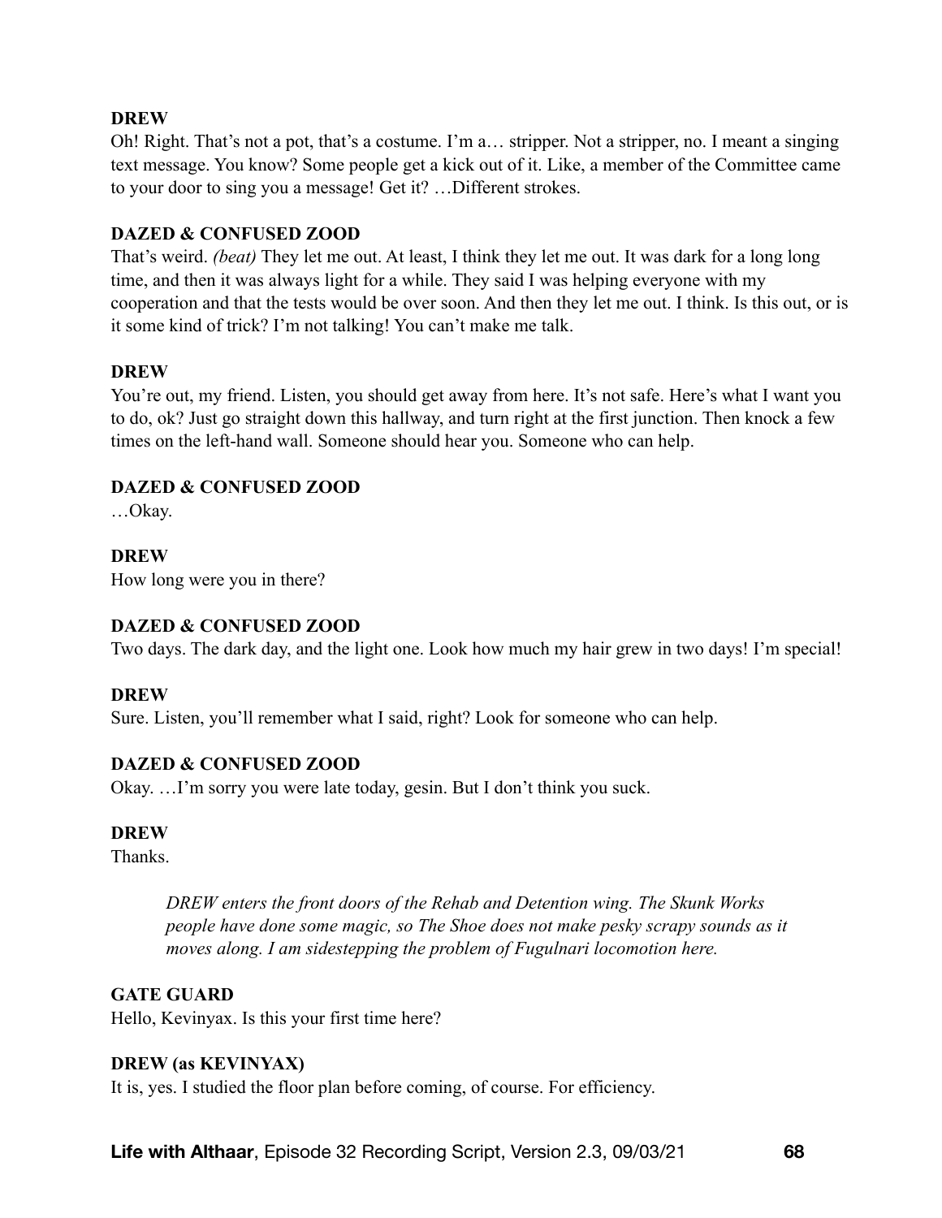**DREW**
Oh! Right. That's not a pot, that's a costume. I'm a… stripper. Not a stripper, no. I meant a singing text message. You know? Some people get a kick out of it. Like, a member of the Committee came to your door to sing you a message! Get it? …Different strokes.

**DAZED & CONFUSED ZOOD**
That's weird. *(beat)* They let me out. At least, I think they let me out. It was dark for a long long time, and then it was always light for a while. They said I was helping everyone with my cooperation and that the tests would be over soon. And then they let me out. I think. Is this out, or is it some kind of trick? I'm not talking! You can't make me talk.

**DREW**
You're out, my friend. Listen, you should get away from here. It's not safe. Here's what I want you to do, ok? Just go straight down this hallway, and turn right at the first junction. Then knock a few times on the left-hand wall. Someone should hear you. Someone who can help.

**DAZED & CONFUSED ZOOD**
…Okay.

**DREW**
How long were you in there?

**DAZED & CONFUSED ZOOD**
Two days. The dark day, and the light one. Look how much my hair grew in two days! I'm special!

**DREW**
Sure. Listen, you'll remember what I said, right? Look for someone who can help.

**DAZED & CONFUSED ZOOD**
Okay. …I'm sorry you were late today, gesin. But I don't think you suck.

**DREW**
Thanks.

> *DREW enters the front doors of the Rehab and Detention wing. The Skunk Works people have done some magic, so The Shoe does not make pesky scrapy sounds as it moves along. I am sidestepping the problem of Fugulnari locomotion here.*

**GATE GUARD**
Hello, Kevinyax. Is this your first time here?

**DREW (as KEVINYAX)**
It is, yes. I studied the floor plan before coming, of course. For efficiency.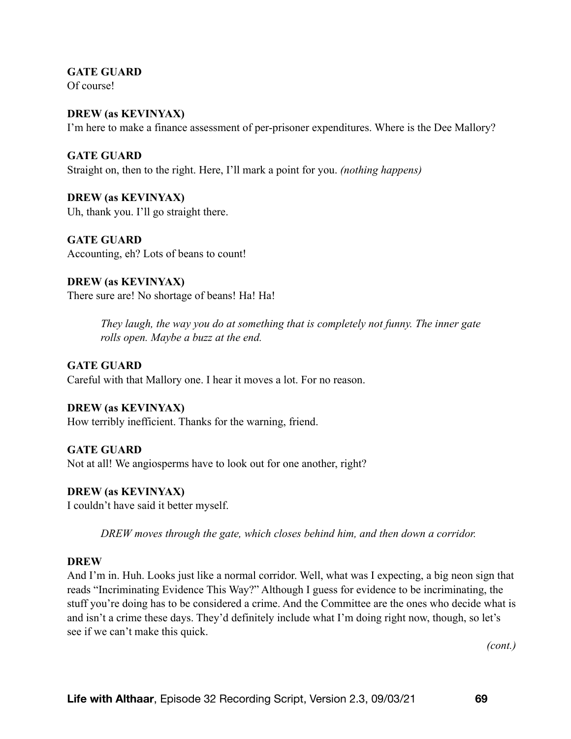**GATE GUARD**
Of course!

**DREW (as KEVINYAX)**
I'm here to make a finance assessment of per-prisoner expenditures. Where is the Dee Mallory?

**GATE GUARD**
Straight on, then to the right. Here, I'll mark a point for you. *(nothing happens)*

**DREW (as KEVINYAX)**
Uh, thank you. I'll go straight there.

**GATE GUARD**
Accounting, eh? Lots of beans to count!

**DREW (as KEVINYAX)**
There sure are! No shortage of beans! Ha! Ha!

> *They laugh, the way you do at something that is completely not funny. The inner gate rolls open. Maybe a buzz at the end.*

**GATE GUARD**
Careful with that Mallory one. I hear it moves a lot. For no reason.

**DREW (as KEVINYAX)**
How terribly inefficient. Thanks for the warning, friend.

**GATE GUARD**
Not at all! We angiosperms have to look out for one another, right?

**DREW (as KEVINYAX)**
I couldn't have said it better myself.

> *DREW moves through the gate, which closes behind him, and then down a corridor.*

**DREW**
And I'm in. Huh. Looks just like a normal corridor. Well, what was I expecting, a big neon sign that reads "Incriminating Evidence This Way?" Although I guess for evidence to be incriminating, the stuff you're doing has to be considered a crime. And the Committee are the ones who decide what is and isn't a crime these days. They'd definitely include what I'm doing right now, though, so let's see if we can't make this quick.

*(cont.)*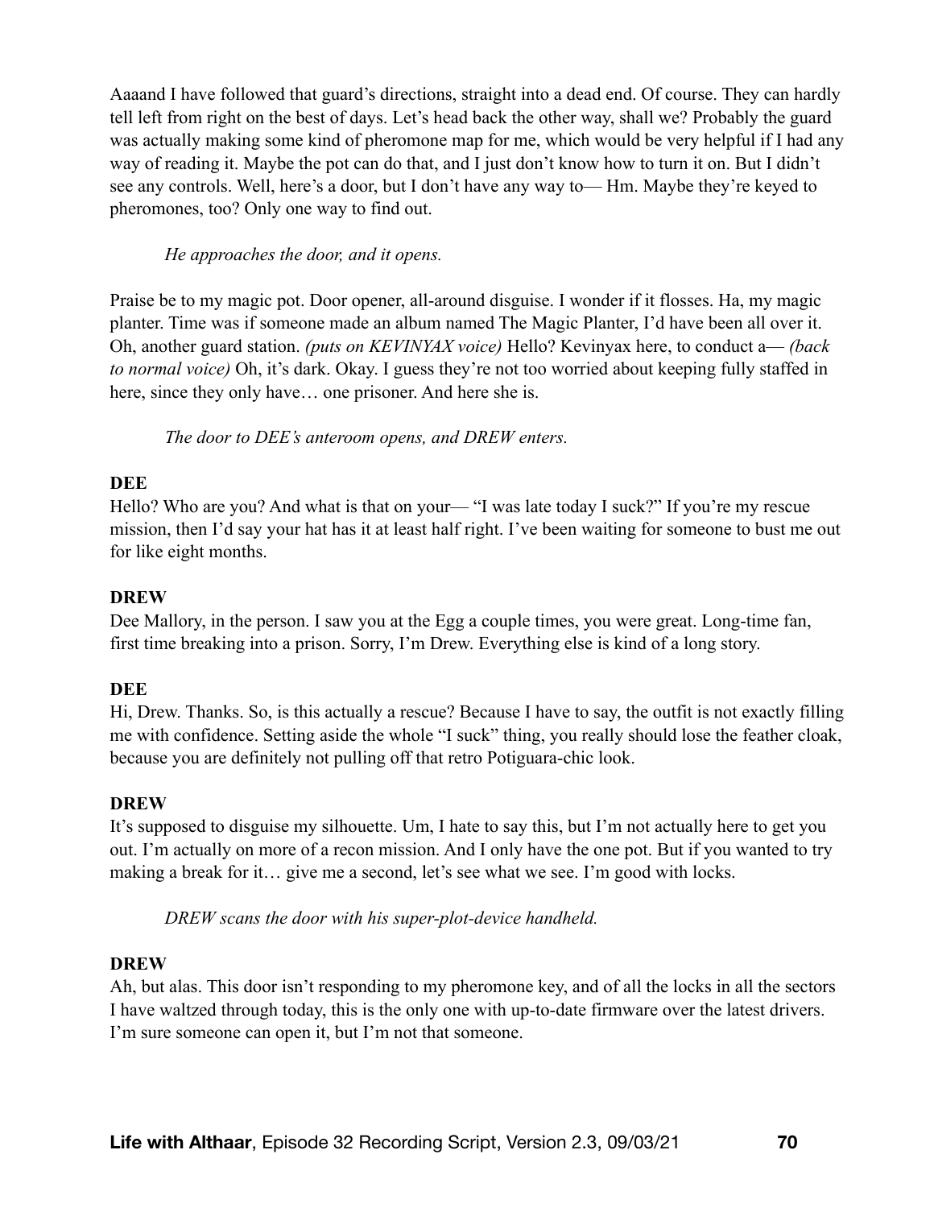Aaaand I have followed that guard's directions, straight into a dead end. Of course. They can hardly tell left from right on the best of days. Let's head back the other way, shall we? Probably the guard was actually making some kind of pheromone map for me, which would be very helpful if I had any way of reading it. Maybe the pot can do that, and I just don't know how to turn it on. But I didn't see any controls. Well, here's a door, but I don't have any way to— Hm. Maybe they're keyed to pheromones, too? Only one way to find out.

*He approaches the door, and it opens.*

Praise be to my magic pot. Door opener, all-around disguise. I wonder if it flosses. Ha, my magic planter. Time was if someone made an album named The Magic Planter, I'd have been all over it. Oh, another guard station. *(puts on KEVINYAX voice)* Hello? Kevinyax here, to conduct a— *(back to normal voice)* Oh, it's dark. Okay. I guess they're not too worried about keeping fully staffed in here, since they only have… one prisoner. And here she is.

*The door to DEE's anteroom opens, and DREW enters.*

**DEE**

Hello? Who are you? And what is that on your— "I was late today I suck?" If you're my rescue mission, then I'd say your hat has it at least half right. I've been waiting for someone to bust me out for like eight months.

**DREW**

Dee Mallory, in the person. I saw you at the Egg a couple times, you were great. Long-time fan, first time breaking into a prison. Sorry, I'm Drew. Everything else is kind of a long story.

**DEE**

Hi, Drew. Thanks. So, is this actually a rescue? Because I have to say, the outfit is not exactly filling me with confidence. Setting aside the whole "I suck" thing, you really should lose the feather cloak, because you are definitely not pulling off that retro Potiguara-chic look.

**DREW**

It's supposed to disguise my silhouette. Um, I hate to say this, but I'm not actually here to get you out. I'm actually on more of a recon mission. And I only have the one pot. But if you wanted to try making a break for it… give me a second, let's see what we see. I'm good with locks.

*DREW scans the door with his super-plot-device handheld.*

**DREW**

Ah, but alas. This door isn't responding to my pheromone key, and of all the locks in all the sectors I have waltzed through today, this is the only one with up-to-date firmware over the latest drivers. I'm sure someone can open it, but I'm not that someone.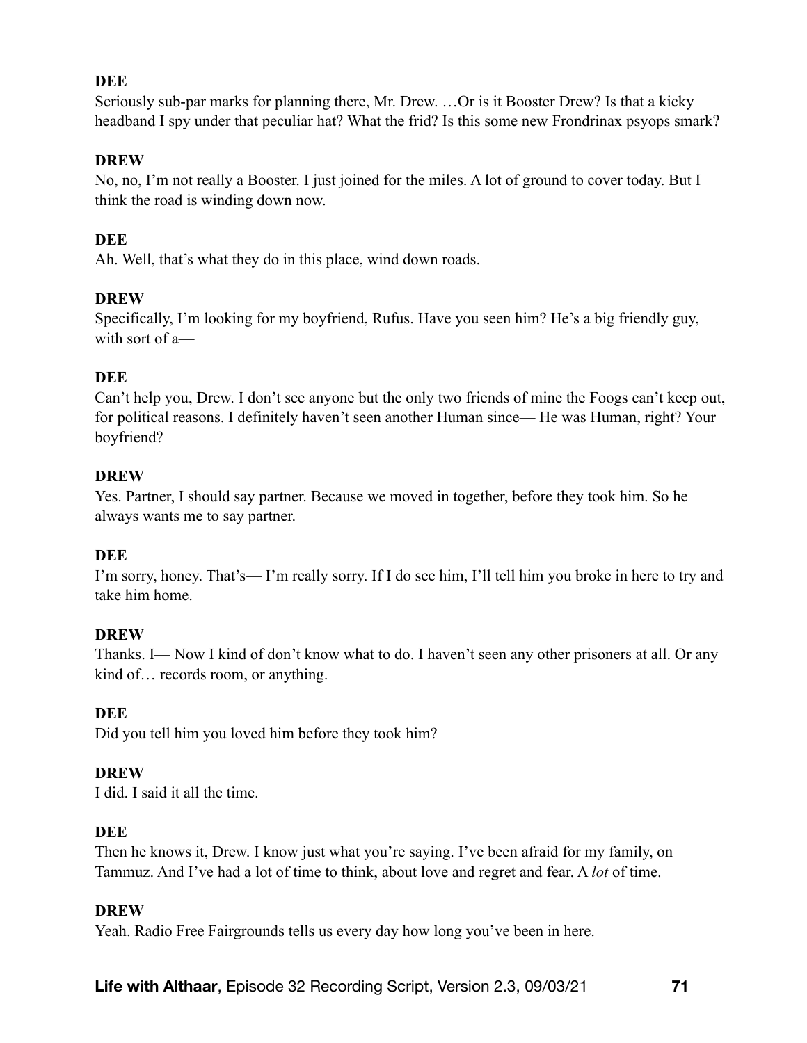**DEE**

Seriously sub-par marks for planning there, Mr. Drew. …Or is it Booster Drew? Is that a kicky headband I spy under that peculiar hat? What the frid? Is this some new Frondrinax psyops smark?

**DREW**

No, no, I'm not really a Booster. I just joined for the miles. A lot of ground to cover today. But I think the road is winding down now.

**DEE**

Ah. Well, that's what they do in this place, wind down roads.

**DREW**

Specifically, I'm looking for my boyfriend, Rufus. Have you seen him? He's a big friendly guy, with sort of a—

**DEE**

Can't help you, Drew. I don't see anyone but the only two friends of mine the Foogs can't keep out, for political reasons. I definitely haven't seen another Human since— He was Human, right? Your boyfriend?

**DREW**

Yes. Partner, I should say partner. Because we moved in together, before they took him. So he always wants me to say partner.

**DEE**

I'm sorry, honey. That's— I'm really sorry. If I do see him, I'll tell him you broke in here to try and take him home.

**DREW**

Thanks. I— Now I kind of don't know what to do. I haven't seen any other prisoners at all. Or any kind of… records room, or anything.

**DEE**

Did you tell him you loved him before they took him?

**DREW**

I did. I said it all the time.

**DEE**

Then he knows it, Drew. I know just what you're saying. I've been afraid for my family, on Tammuz. And I've had a lot of time to think, about love and regret and fear. A *lot* of time.

**DREW**

Yeah. Radio Free Fairgrounds tells us every day how long you've been in here.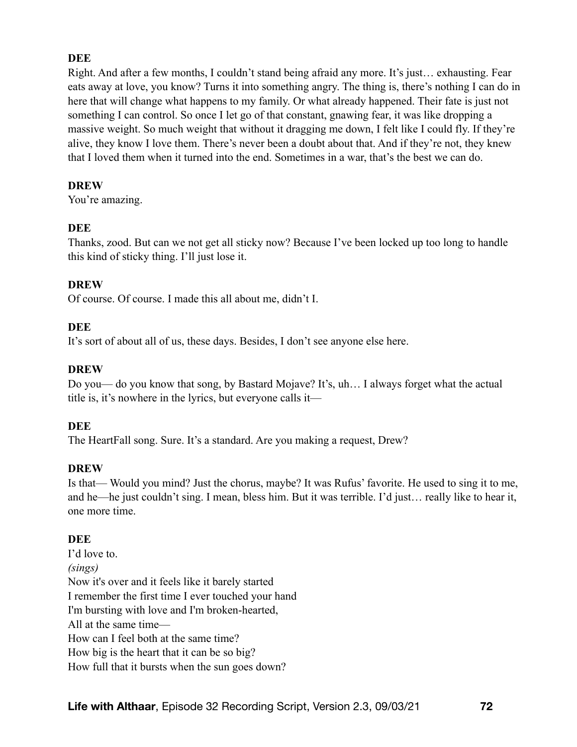**DEE**

Right. And after a few months, I couldn't stand being afraid any more. It's just… exhausting. Fear eats away at love, you know? Turns it into something angry. The thing is, there's nothing I can do in here that will change what happens to my family. Or what already happened. Their fate is just not something I can control. So once I let go of that constant, gnawing fear, it was like dropping a massive weight. So much weight that without it dragging me down, I felt like I could fly. If they're alive, they know I love them. There's never been a doubt about that. And if they're not, they knew that I loved them when it turned into the end. Sometimes in a war, that's the best we can do.

**DREW**

You're amazing.

**DEE**

Thanks, zood. But can we not get all sticky now? Because I've been locked up too long to handle this kind of sticky thing. I'll just lose it.

**DREW**

Of course. Of course. I made this all about me, didn't I.

**DEE**

It's sort of about all of us, these days. Besides, I don't see anyone else here.

**DREW**

Do you— do you know that song, by Bastard Mojave? It's, uh… I always forget what the actual title is, it's nowhere in the lyrics, but everyone calls it—

**DEE**

The HeartFall song. Sure. It's a standard. Are you making a request, Drew?

**DREW**

Is that— Would you mind? Just the chorus, maybe? It was Rufus' favorite. He used to sing it to me, and he—he just couldn't sing. I mean, bless him. But it was terrible. I'd just… really like to hear it, one more time.

**DEE**

I'd love to.
*(sings)*
Now it's over and it feels like it barely started
I remember the first time I ever touched your hand
I'm bursting with love and I'm broken-hearted,
All at the same time—
How can I feel both at the same time?
How big is the heart that it can be so big?
How full that it bursts when the sun goes down?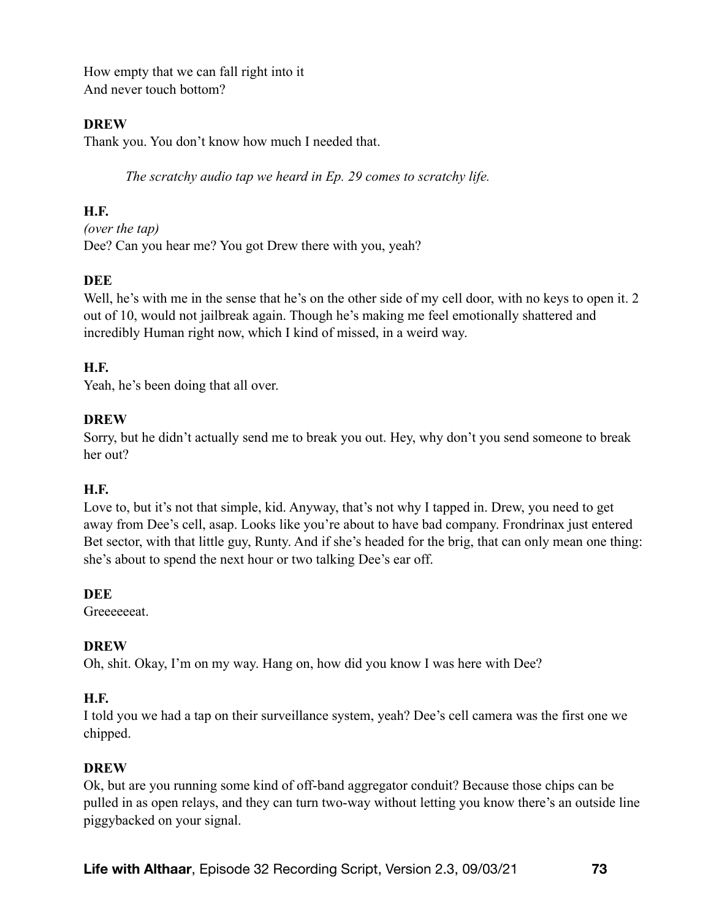How empty that we can fall right into it
And never touch bottom?

**DREW**
Thank you. You don't know how much I needed that.

*The scratchy audio tap we heard in Ep. 29 comes to scratchy life.*

**H.F.**
*(over the tap)*
Dee? Can you hear me? You got Drew there with you, yeah?

**DEE**
Well, he's with me in the sense that he's on the other side of my cell door, with no keys to open it. 2 out of 10, would not jailbreak again. Though he's making me feel emotionally shattered and incredibly Human right now, which I kind of missed, in a weird way.

**H.F.**
Yeah, he's been doing that all over.

**DREW**
Sorry, but he didn't actually send me to break you out. Hey, why don't you send someone to break her out?

**H.F.**
Love to, but it's not that simple, kid. Anyway, that's not why I tapped in. Drew, you need to get away from Dee's cell, asap. Looks like you're about to have bad company. Frondrinax just entered Bet sector, with that little guy, Runty. And if she's headed for the brig, that can only mean one thing: she's about to spend the next hour or two talking Dee's ear off.

**DEE**
Greeeeeeat.

**DREW**
Oh, shit. Okay, I'm on my way. Hang on, how did you know I was here with Dee?

**H.F.**
I told you we had a tap on their surveillance system, yeah? Dee's cell camera was the first one we chipped.

**DREW**
Ok, but are you running some kind of off-band aggregator conduit? Because those chips can be pulled in as open relays, and they can turn two-way without letting you know there's an outside line piggybacked on your signal.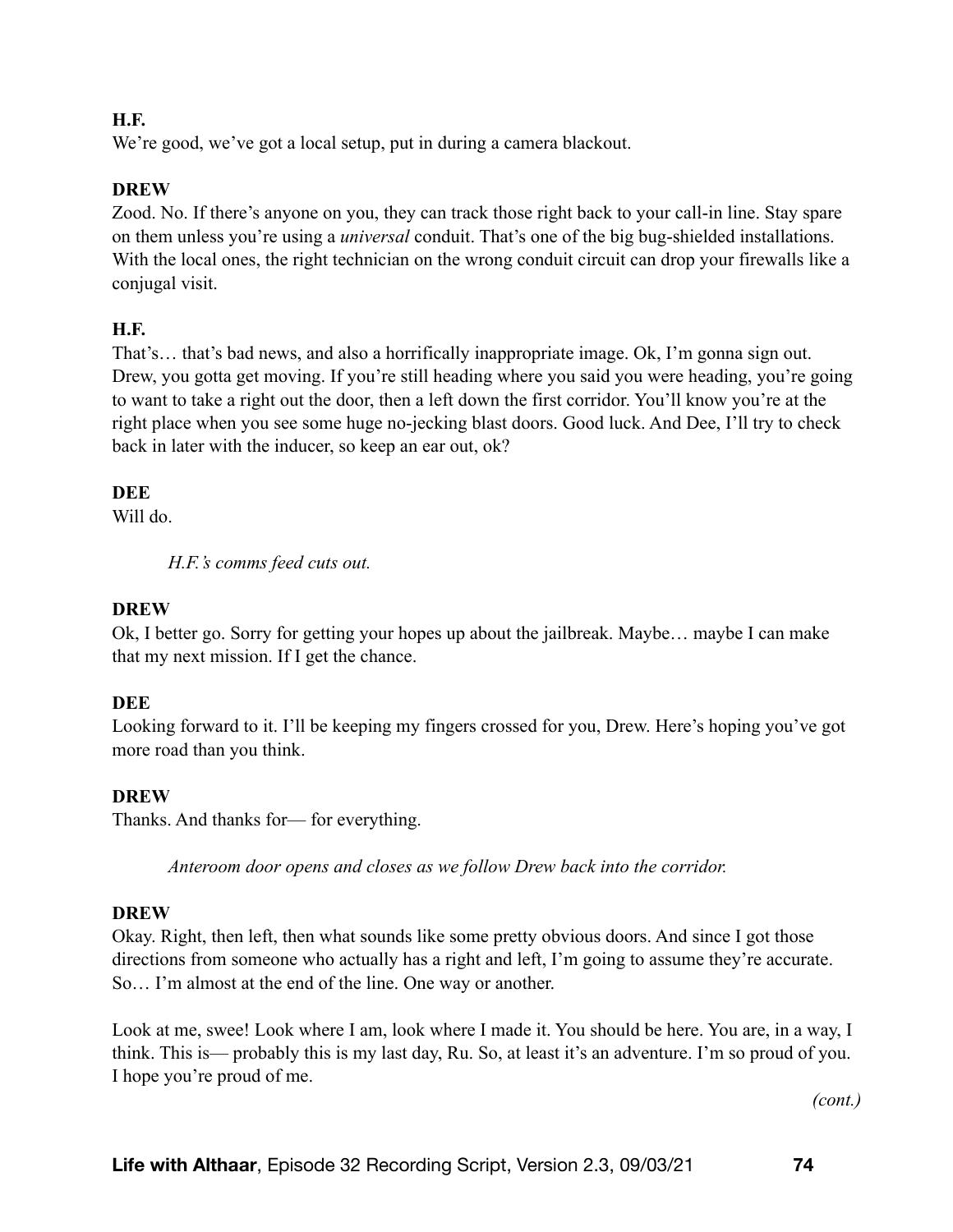**H.F.**
We're good, we've got a local setup, put in during a camera blackout.

**DREW**
Zood. No. If there's anyone on you, they can track those right back to your call-in line. Stay spare on them unless you're using a *universal* conduit. That's one of the big bug-shielded installations. With the local ones, the right technician on the wrong conduit circuit can drop your firewalls like a conjugal visit.

**H.F.**
That's… that's bad news, and also a horrifically inappropriate image. Ok, I'm gonna sign out. Drew, you gotta get moving. If you're still heading where you said you were heading, you're going to want to take a right out the door, then a left down the first corridor. You'll know you're at the right place when you see some huge no-jecking blast doors. Good luck. And Dee, I'll try to check back in later with the inducer, so keep an ear out, ok?

**DEE**
Will do.

*H.F.'s comms feed cuts out.*

**DREW**
Ok, I better go. Sorry for getting your hopes up about the jailbreak. Maybe… maybe I can make that my next mission. If I get the chance.

**DEE**
Looking forward to it. I'll be keeping my fingers crossed for you, Drew. Here's hoping you've got more road than you think.

**DREW**
Thanks. And thanks for— for everything.

*Anteroom door opens and closes as we follow Drew back into the corridor.*

**DREW**
Okay. Right, then left, then what sounds like some pretty obvious doors. And since I got those directions from someone who actually has a right and left, I'm going to assume they're accurate. So… I'm almost at the end of the line. One way or another.

Look at me, swee! Look where I am, look where I made it. You should be here. You are, in a way, I think. This is— probably this is my last day, Ru. So, at least it's an adventure. I'm so proud of you. I hope you're proud of me.

*(cont.)*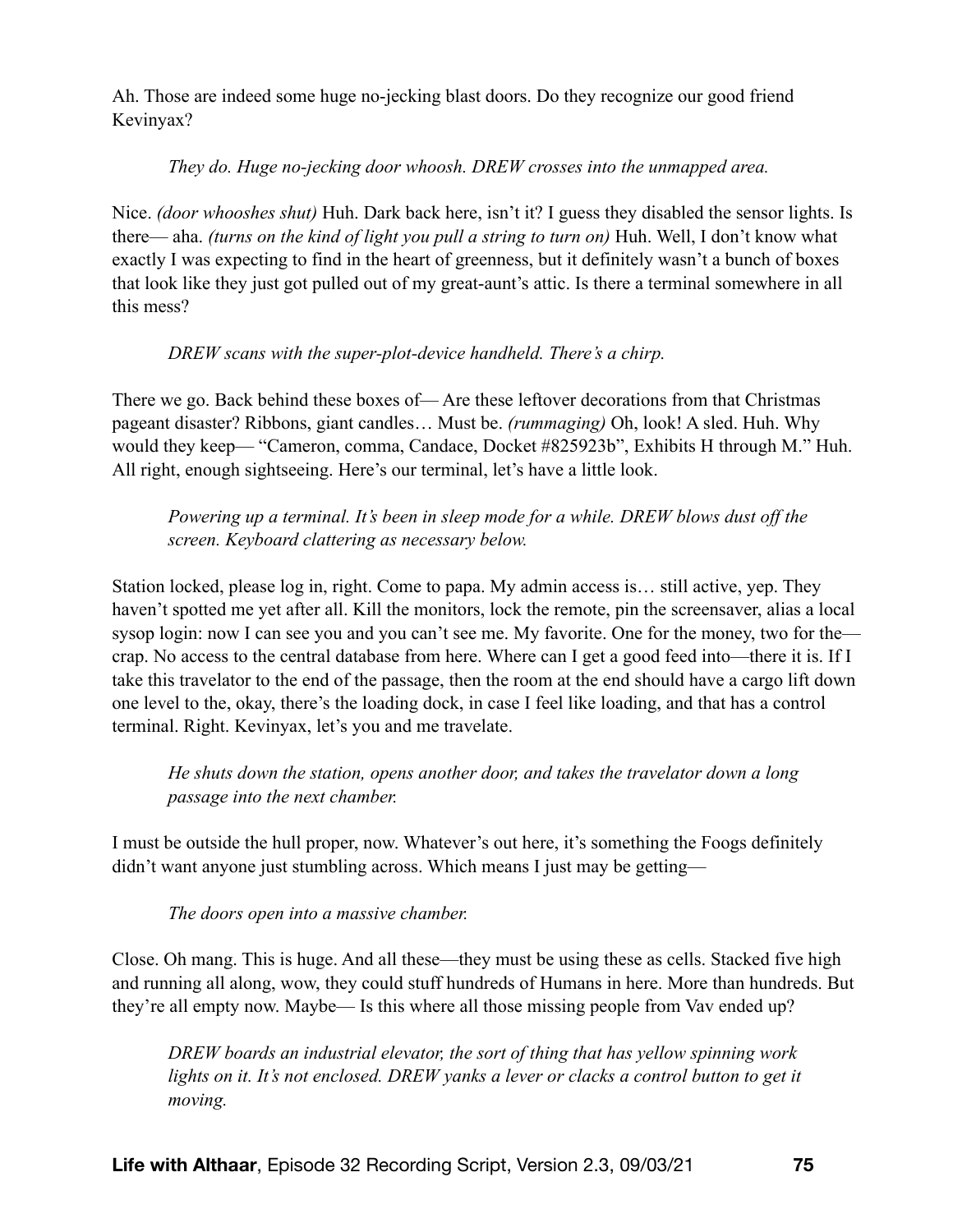Ah. Those are indeed some huge no-jecking blast doors. Do they recognize our good friend Kevinyax?

> *They do. Huge no-jecking door whoosh. DREW crosses into the unmapped area.*

Nice. *(door whooshes shut)* Huh. Dark back here, isn't it? I guess they disabled the sensor lights. Is there— aha. *(turns on the kind of light you pull a string to turn on)* Huh. Well, I don't know what exactly I was expecting to find in the heart of greenness, but it definitely wasn't a bunch of boxes that look like they just got pulled out of my great-aunt's attic. Is there a terminal somewhere in all this mess?

> *DREW scans with the super-plot-device handheld. There's a chirp.*

There we go. Back behind these boxes of— Are these leftover decorations from that Christmas pageant disaster? Ribbons, giant candles… Must be. *(rummaging)* Oh, look! A sled. Huh. Why would they keep— "Cameron, comma, Candace, Docket #825923b", Exhibits H through M." Huh. All right, enough sightseeing. Here's our terminal, let's have a little look.

> *Powering up a terminal. It's been in sleep mode for a while. DREW blows dust off the screen. Keyboard clattering as necessary below.*

Station locked, please log in, right. Come to papa. My admin access is… still active, yep. They haven't spotted me yet after all. Kill the monitors, lock the remote, pin the screensaver, alias a local sysop login: now I can see you and you can't see me. My favorite. One for the money, two for the— crap. No access to the central database from here. Where can I get a good feed into—there it is. If I take this travelator to the end of the passage, then the room at the end should have a cargo lift down one level to the, okay, there's the loading dock, in case I feel like loading, and that has a control terminal. Right. Kevinyax, let's you and me travelate.

> *He shuts down the station, opens another door, and takes the travelator down a long passage into the next chamber.*

I must be outside the hull proper, now. Whatever's out here, it's something the Foogs definitely didn't want anyone just stumbling across. Which means I just may be getting—

> *The doors open into a massive chamber.*

Close. Oh mang. This is huge. And all these—they must be using these as cells. Stacked five high and running all along, wow, they could stuff hundreds of Humans in here. More than hundreds. But they're all empty now. Maybe— Is this where all those missing people from Vav ended up?

> *DREW boards an industrial elevator, the sort of thing that has yellow spinning work lights on it. It's not enclosed. DREW yanks a lever or clacks a control button to get it moving.*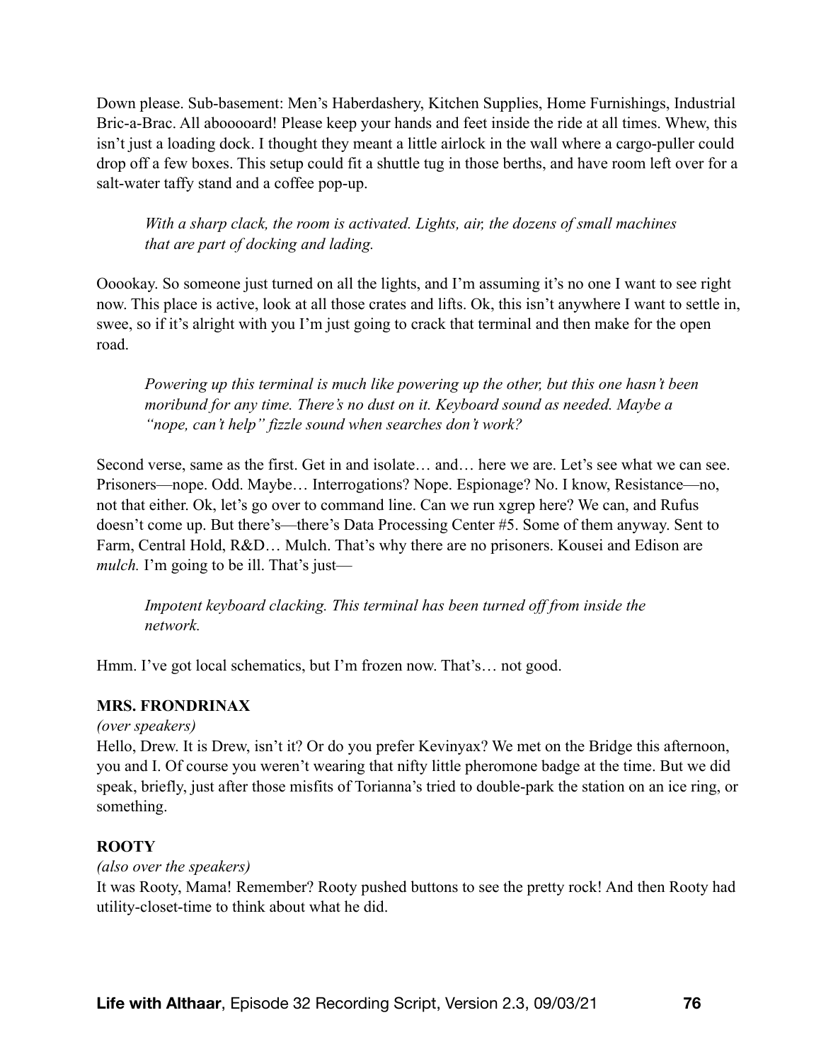Down please. Sub-basement: Men's Haberdashery, Kitchen Supplies, Home Furnishings, Industrial Bric-a-Brac. All abooooard! Please keep your hands and feet inside the ride at all times. Whew, this isn't just a loading dock. I thought they meant a little airlock in the wall where a cargo-puller could drop off a few boxes. This setup could fit a shuttle tug in those berths, and have room left over for a salt-water taffy stand and a coffee pop-up.

> *With a sharp clack, the room is activated. Lights, air, the dozens of small machines that are part of docking and lading.*

Ooookay. So someone just turned on all the lights, and I'm assuming it's no one I want to see right now. This place is active, look at all those crates and lifts. Ok, this isn't anywhere I want to settle in, swee, so if it's alright with you I'm just going to crack that terminal and then make for the open road.

> *Powering up this terminal is much like powering up the other, but this one hasn't been moribund for any time. There's no dust on it. Keyboard sound as needed. Maybe a "nope, can't help" fizzle sound when searches don't work?*

Second verse, same as the first. Get in and isolate… and… here we are. Let's see what we can see. Prisoners—nope. Odd. Maybe… Interrogations? Nope. Espionage? No. I know, Resistance—no, not that either. Ok, let's go over to command line. Can we run xgrep here? We can, and Rufus doesn't come up. But there's—there's Data Processing Center #5. Some of them anyway. Sent to Farm, Central Hold, R&D… Mulch. That's why there are no prisoners. Kousei and Edison are *mulch.* I'm going to be ill. That's just—

> *Impotent keyboard clacking. This terminal has been turned off from inside the network.*

Hmm. I've got local schematics, but I'm frozen now. That's… not good.

**MRS. FRONDRINAX**

*(over speakers)*

Hello, Drew. It is Drew, isn't it? Or do you prefer Kevinyax? We met on the Bridge this afternoon, you and I. Of course you weren't wearing that nifty little pheromone badge at the time. But we did speak, briefly, just after those misfits of Torianna's tried to double-park the station on an ice ring, or something.

**ROOTY**

*(also over the speakers)*

It was Rooty, Mama! Remember? Rooty pushed buttons to see the pretty rock! And then Rooty had utility-closet-time to think about what he did.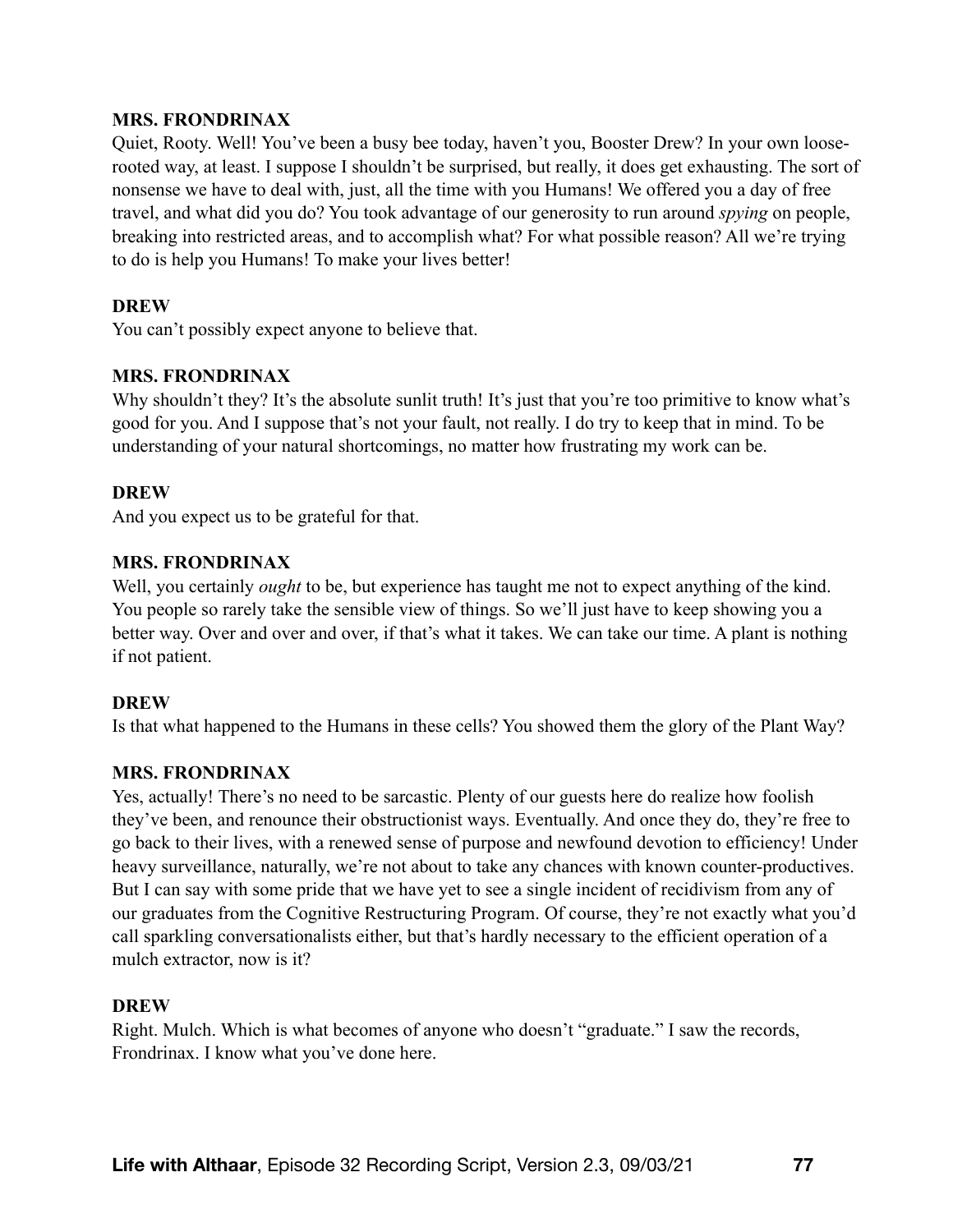**MRS. FRONDRINAX**

Quiet, Rooty. Well! You've been a busy bee today, haven't you, Booster Drew? In your own loose-rooted way, at least. I suppose I shouldn't be surprised, but really, it does get exhausting. The sort of nonsense we have to deal with, just, all the time with you Humans! We offered you a day of free travel, and what did you do? You took advantage of our generosity to run around *spying* on people, breaking into restricted areas, and to accomplish what? For what possible reason? All we're trying to do is help you Humans! To make your lives better!

**DREW**

You can't possibly expect anyone to believe that.

**MRS. FRONDRINAX**

Why shouldn't they? It's the absolute sunlit truth! It's just that you're too primitive to know what's good for you. And I suppose that's not your fault, not really. I do try to keep that in mind. To be understanding of your natural shortcomings, no matter how frustrating my work can be.

**DREW**

And you expect us to be grateful for that.

**MRS. FRONDRINAX**

Well, you certainly *ought* to be, but experience has taught me not to expect anything of the kind. You people so rarely take the sensible view of things. So we'll just have to keep showing you a better way. Over and over and over, if that's what it takes. We can take our time. A plant is nothing if not patient.

**DREW**

Is that what happened to the Humans in these cells? You showed them the glory of the Plant Way?

**MRS. FRONDRINAX**

Yes, actually! There's no need to be sarcastic. Plenty of our guests here do realize how foolish they've been, and renounce their obstructionist ways. Eventually. And once they do, they're free to go back to their lives, with a renewed sense of purpose and newfound devotion to efficiency! Under heavy surveillance, naturally, we're not about to take any chances with known counter-productives. But I can say with some pride that we have yet to see a single incident of recidivism from any of our graduates from the Cognitive Restructuring Program. Of course, they're not exactly what you'd call sparkling conversationalists either, but that's hardly necessary to the efficient operation of a mulch extractor, now is it?

**DREW**

Right. Mulch. Which is what becomes of anyone who doesn't "graduate." I saw the records, Frondrinax. I know what you've done here.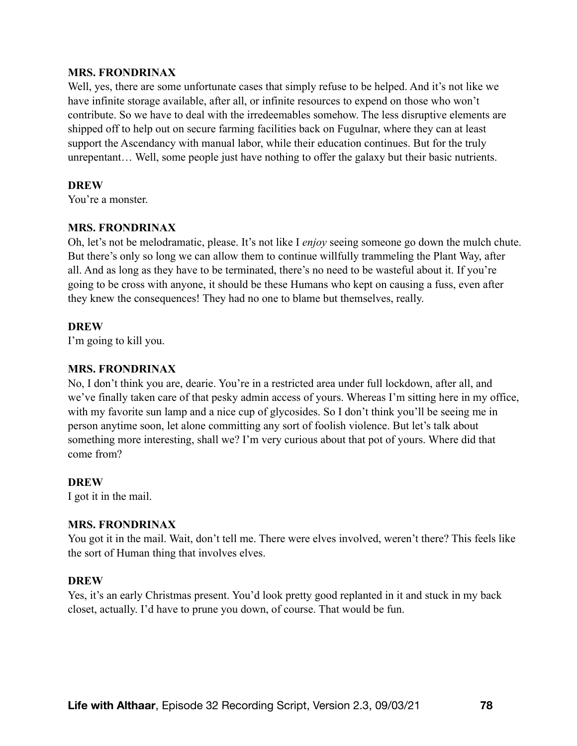**MRS. FRONDRINAX**
Well, yes, there are some unfortunate cases that simply refuse to be helped. And it's not like we have infinite storage available, after all, or infinite resources to expend on those who won't contribute. So we have to deal with the irredeemables somehow. The less disruptive elements are shipped off to help out on secure farming facilities back on Fugulnar, where they can at least support the Ascendancy with manual labor, while their education continues. But for the truly unrepentant… Well, some people just have nothing to offer the galaxy but their basic nutrients.

**DREW**
You're a monster.

**MRS. FRONDRINAX**
Oh, let's not be melodramatic, please. It's not like I *enjoy* seeing someone go down the mulch chute. But there's only so long we can allow them to continue willfully trammeling the Plant Way, after all. And as long as they have to be terminated, there's no need to be wasteful about it. If you're going to be cross with anyone, it should be these Humans who kept on causing a fuss, even after they knew the consequences! They had no one to blame but themselves, really.

**DREW**
I'm going to kill you.

**MRS. FRONDRINAX**
No, I don't think you are, dearie. You're in a restricted area under full lockdown, after all, and we've finally taken care of that pesky admin access of yours. Whereas I'm sitting here in my office, with my favorite sun lamp and a nice cup of glycosides. So I don't think you'll be seeing me in person anytime soon, let alone committing any sort of foolish violence. But let's talk about something more interesting, shall we? I'm very curious about that pot of yours. Where did that come from?

**DREW**
I got it in the mail.

**MRS. FRONDRINAX**
You got it in the mail. Wait, don't tell me. There were elves involved, weren't there? This feels like the sort of Human thing that involves elves.

**DREW**
Yes, it's an early Christmas present. You'd look pretty good replanted in it and stuck in my back closet, actually. I'd have to prune you down, of course. That would be fun.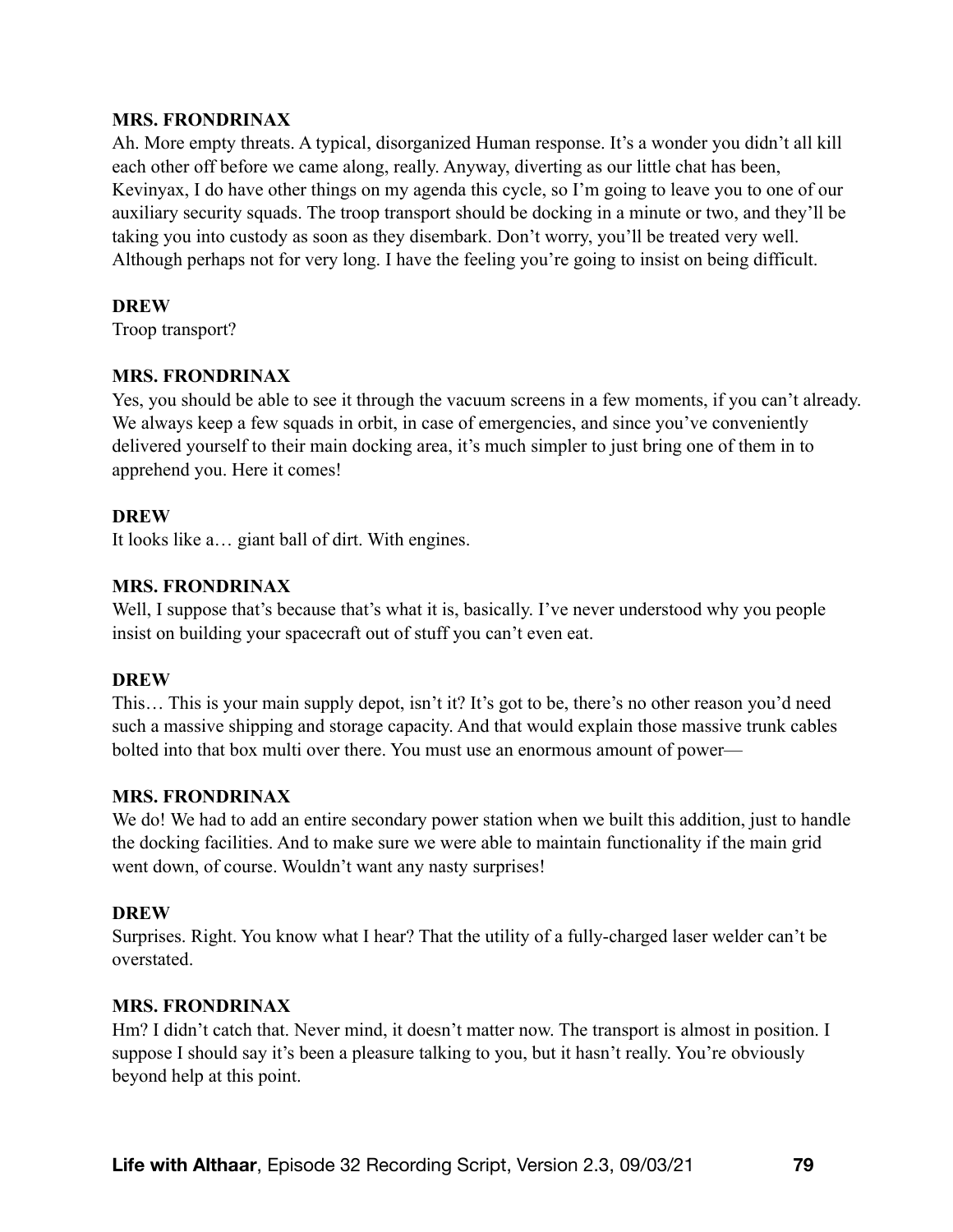**MRS. FRONDRINAX**
Ah. More empty threats. A typical, disorganized Human response. It's a wonder you didn't all kill each other off before we came along, really. Anyway, diverting as our little chat has been, Kevinyax, I do have other things on my agenda this cycle, so I'm going to leave you to one of our auxiliary security squads. The troop transport should be docking in a minute or two, and they'll be taking you into custody as soon as they disembark. Don't worry, you'll be treated very well. Although perhaps not for very long. I have the feeling you're going to insist on being difficult.

**DREW**
Troop transport?

**MRS. FRONDRINAX**
Yes, you should be able to see it through the vacuum screens in a few moments, if you can't already. We always keep a few squads in orbit, in case of emergencies, and since you've conveniently delivered yourself to their main docking area, it's much simpler to just bring one of them in to apprehend you. Here it comes!

**DREW**
It looks like a… giant ball of dirt. With engines.

**MRS. FRONDRINAX**
Well, I suppose that's because that's what it is, basically. I've never understood why you people insist on building your spacecraft out of stuff you can't even eat.

**DREW**
This… This is your main supply depot, isn't it? It's got to be, there's no other reason you'd need such a massive shipping and storage capacity. And that would explain those massive trunk cables bolted into that box multi over there. You must use an enormous amount of power—

**MRS. FRONDRINAX**
We do! We had to add an entire secondary power station when we built this addition, just to handle the docking facilities. And to make sure we were able to maintain functionality if the main grid went down, of course. Wouldn't want any nasty surprises!

**DREW**
Surprises. Right. You know what I hear? That the utility of a fully-charged laser welder can't be overstated.

**MRS. FRONDRINAX**
Hm? I didn't catch that. Never mind, it doesn't matter now. The transport is almost in position. I suppose I should say it's been a pleasure talking to you, but it hasn't really. You're obviously beyond help at this point.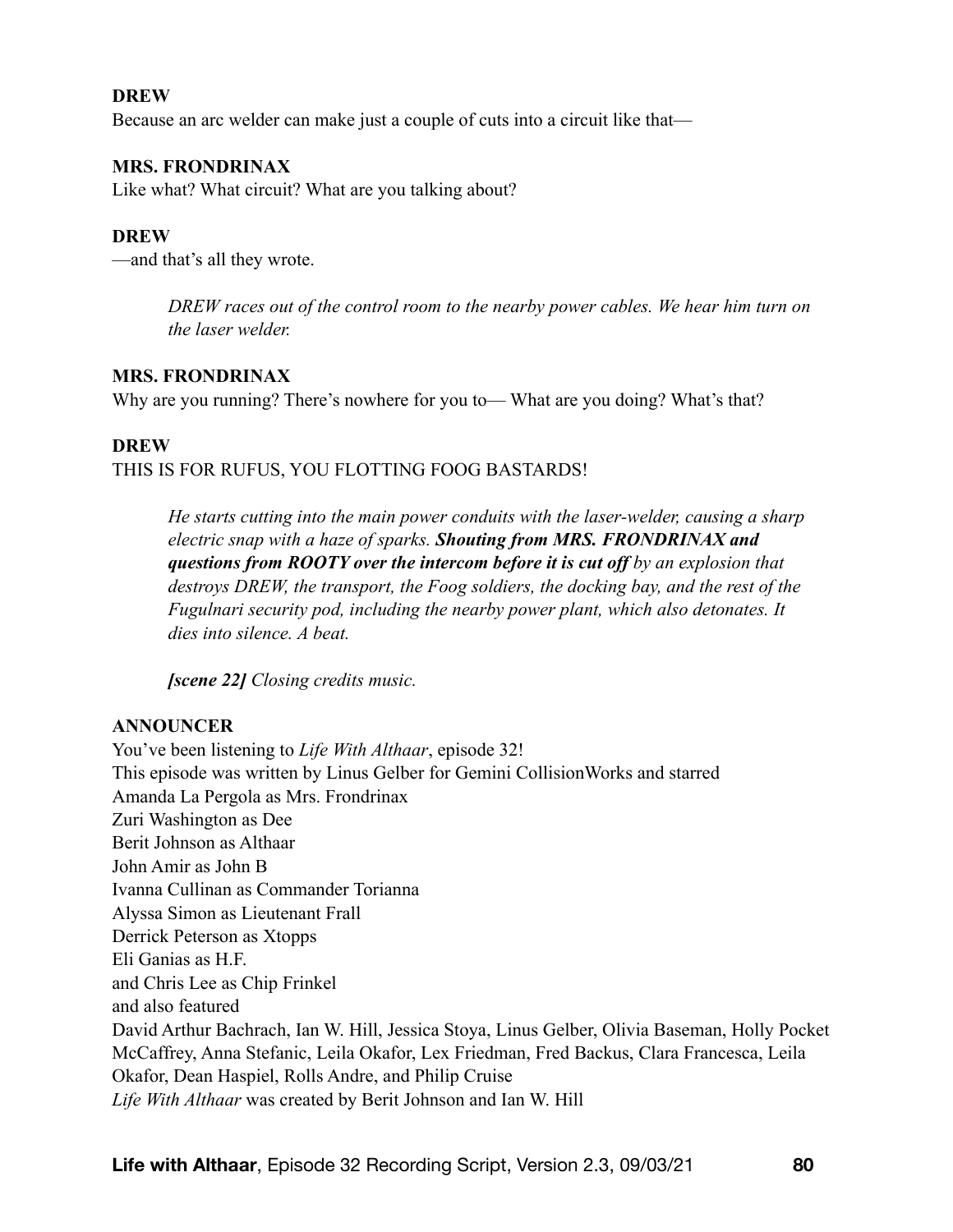**DREW**

Because an arc welder can make just a couple of cuts into a circuit like that—

**MRS. FRONDRINAX**

Like what? What circuit? What are you talking about?

**DREW**

—and that's all they wrote.

> *DREW races out of the control room to the nearby power cables. We hear him turn on the laser welder.*

**MRS. FRONDRINAX**

Why are you running? There's nowhere for you to— What are you doing? What's that?

**DREW**

THIS IS FOR RUFUS, YOU FLOTTING FOOG BASTARDS!

> *He starts cutting into the main power conduits with the laser-welder, causing a sharp electric snap with a haze of sparks.* ***Shouting from MRS. FRONDRINAX and questions from ROOTY over the intercom before it is cut off*** *by an explosion that destroys DREW, the transport, the Foog soldiers, the docking bay, and the rest of the Fugulnari security pod, including the nearby power plant, which also detonates. It dies into silence. A beat.*
>
> ***[scene 22]*** *Closing credits music.*

**ANNOUNCER**

You've been listening to *Life With Althaar*, episode 32!
This episode was written by Linus Gelber for Gemini CollisionWorks and starred
Amanda La Pergola as Mrs. Frondrinax
Zuri Washington as Dee
Berit Johnson as Althaar
John Amir as John B
Ivanna Cullinan as Commander Torianna
Alyssa Simon as Lieutenant Frall
Derrick Peterson as Xtopps
Eli Ganias as H.F.
and Chris Lee as Chip Frinkel
and also featured
David Arthur Bachrach, Ian W. Hill, Jessica Stoya, Linus Gelber, Olivia Baseman, Holly Pocket McCaffrey, Anna Stefanic, Leila Okafor, Lex Friedman, Fred Backus, Clara Francesca, Leila Okafor, Dean Haspiel, Rolls Andre, and Philip Cruise
*Life With Althaar* was created by Berit Johnson and Ian W. Hill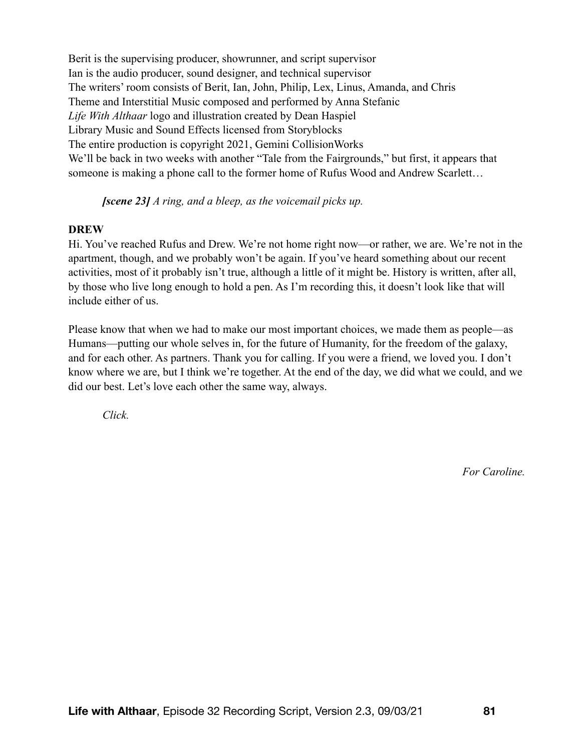Berit is the supervising producer, showrunner, and script supervisor
Ian is the audio producer, sound designer, and technical supervisor
The writers' room consists of Berit, Ian, John, Philip, Lex, Linus, Amanda, and Chris
Theme and Interstitial Music composed and performed by Anna Stefanic
*Life With Althaar* logo and illustration created by Dean Haspiel
Library Music and Sound Effects licensed from Storyblocks
The entire production is copyright 2021, Gemini CollisionWorks
We'll be back in two weeks with another "Tale from the Fairgrounds," but first, it appears that someone is making a phone call to the former home of Rufus Wood and Andrew Scarlett…

> ***[scene 23]*** *A ring, and a bleep, as the voicemail picks up.*

**DREW**
Hi. You've reached Rufus and Drew. We're not home right now—or rather, we are. We're not in the apartment, though, and we probably won't be again. If you've heard something about our recent activities, most of it probably isn't true, although a little of it might be. History is written, after all, by those who live long enough to hold a pen. As I'm recording this, it doesn't look like that will include either of us.

Please know that when we had to make our most important choices, we made them as people—as Humans—putting our whole selves in, for the future of Humanity, for the freedom of the galaxy, and for each other. As partners. Thank you for calling. If you were a friend, we loved you. I don't know where we are, but I think we're together. At the end of the day, we did what we could, and we did our best. Let's love each other the same way, always.

> *Click.*

*For Caroline.*